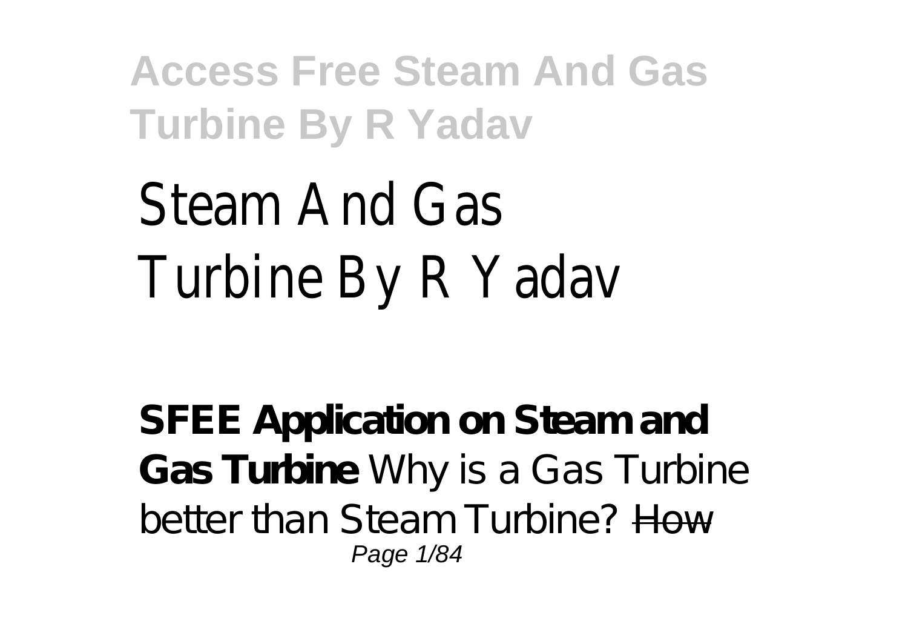# Steam And Gas Turbine By R Yadav

**SFEE Application on Steam and Gas Turbine** Why is a Gas Turbine better than Steam Turbine? ~~How~~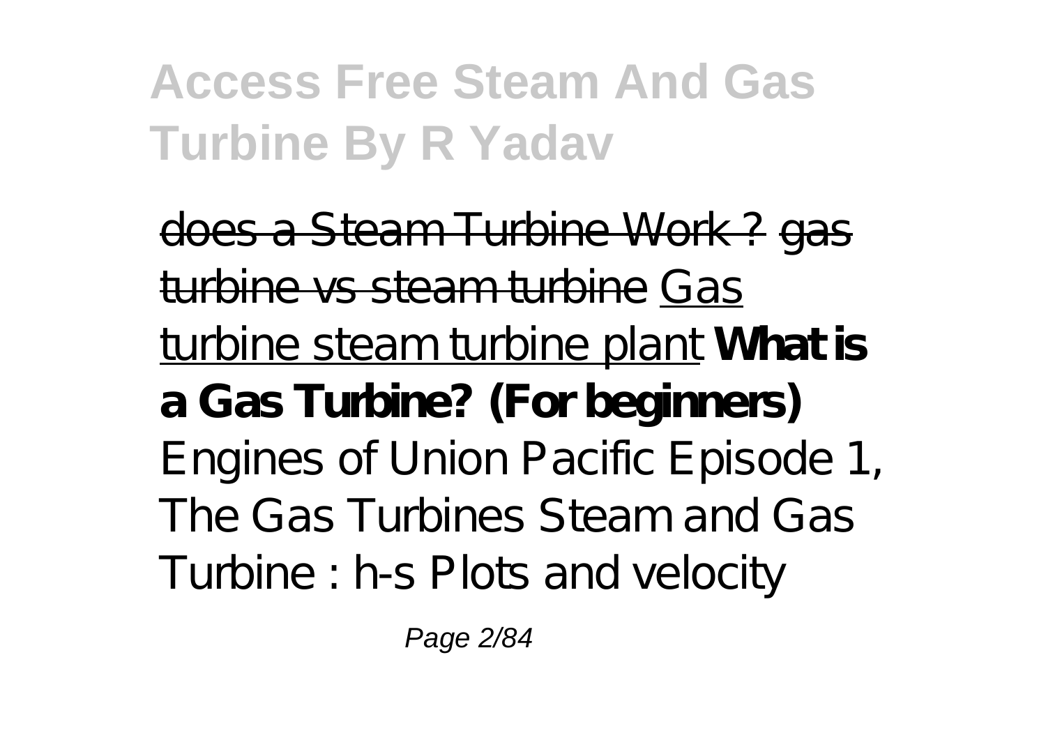does a Steam Turbine Work ? gas turbine vs steam turbine Gas turbine steam turbine plant **What is a Gas Turbine? (For beginners)** Engines of Union Pacific Episode 1, The Gas Turbines Steam and Gas Turbine : h-s Plots and velocity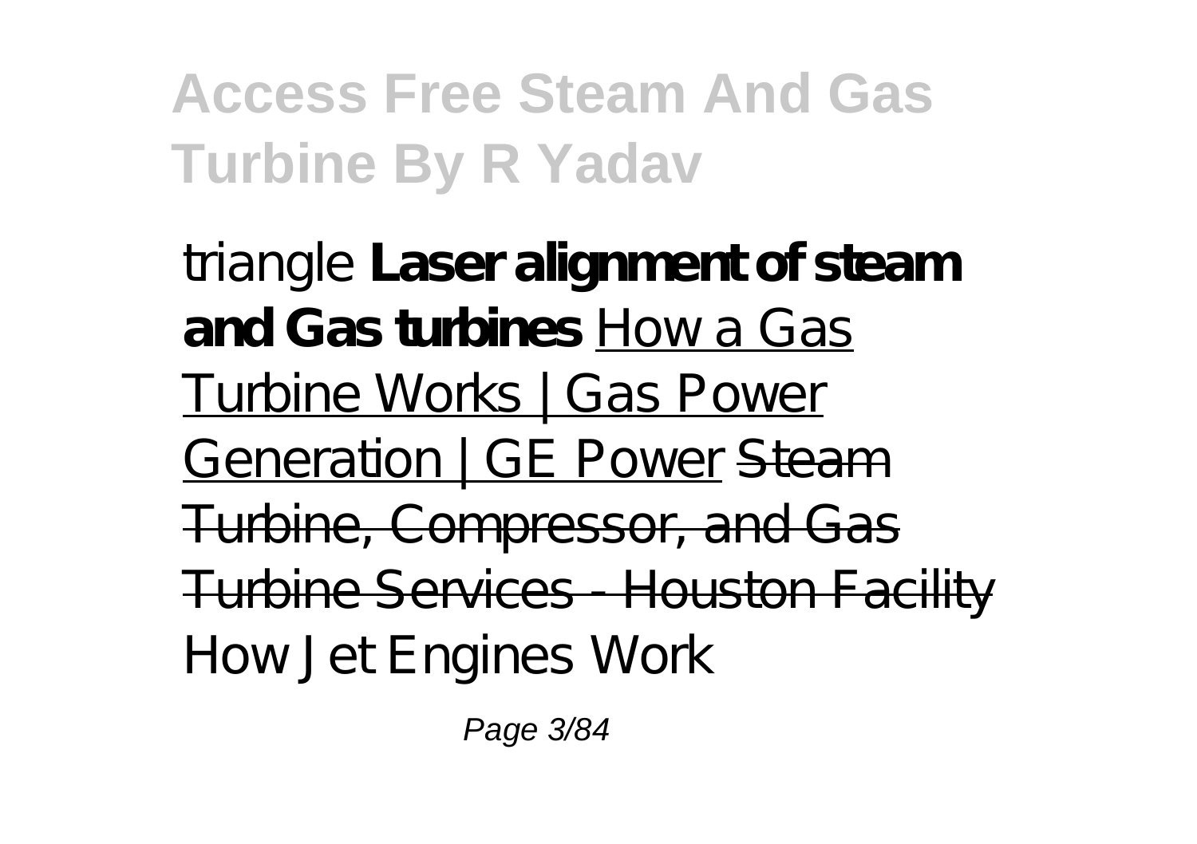triangle **Laser alignment of steam and Gas turbines** How a Gas Turbine Works | Gas Power Generation | GE Power ~~Steam Turbine, Compressor, and Gas Turbine Services - Houston Facility~~ How Jet Engines Work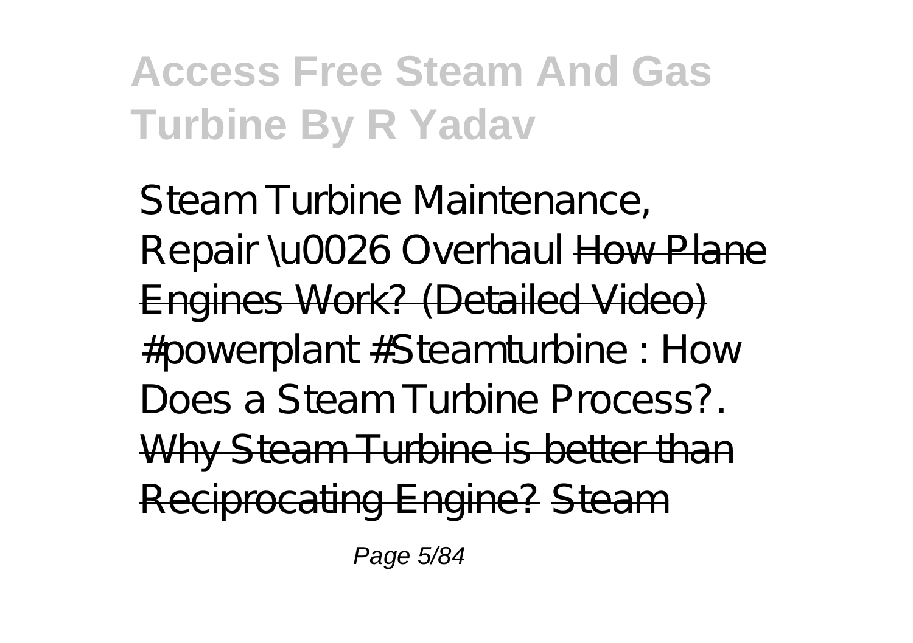Steam Turbine Maintenance, Repair \u0026 Overhaul ~~How Plane Engines Work? (Detailed Video)~~ #powerplant #Steamturbine : How Does a Steam Turbine Process?. ~~Why Steam Turbine is better than Reciprocating Engine?~~ ~~Steam~~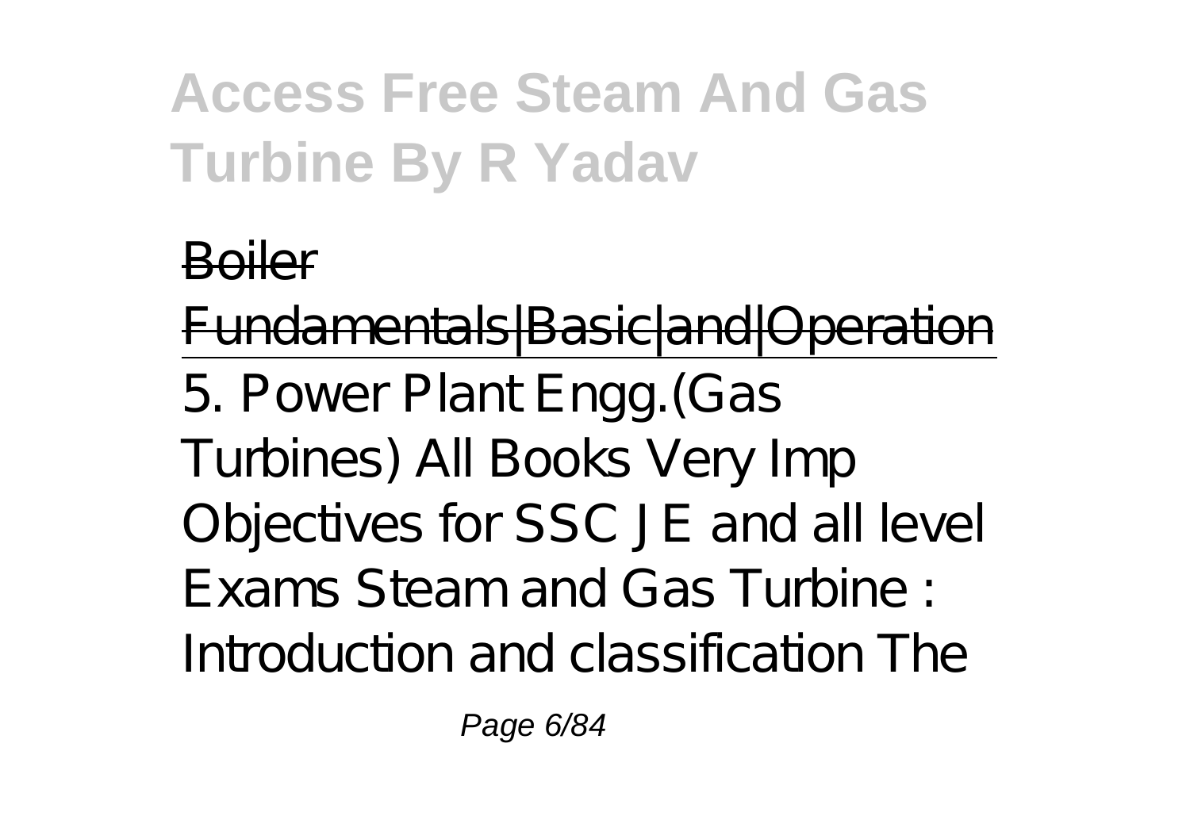Boiler Fundamentals|Basic|and|Operation

5. Power Plant Engg.(Gas Turbines) All Books Very Imp Objectives for SSC JE and all level Exams Steam and Gas Turbine : Introduction and classification The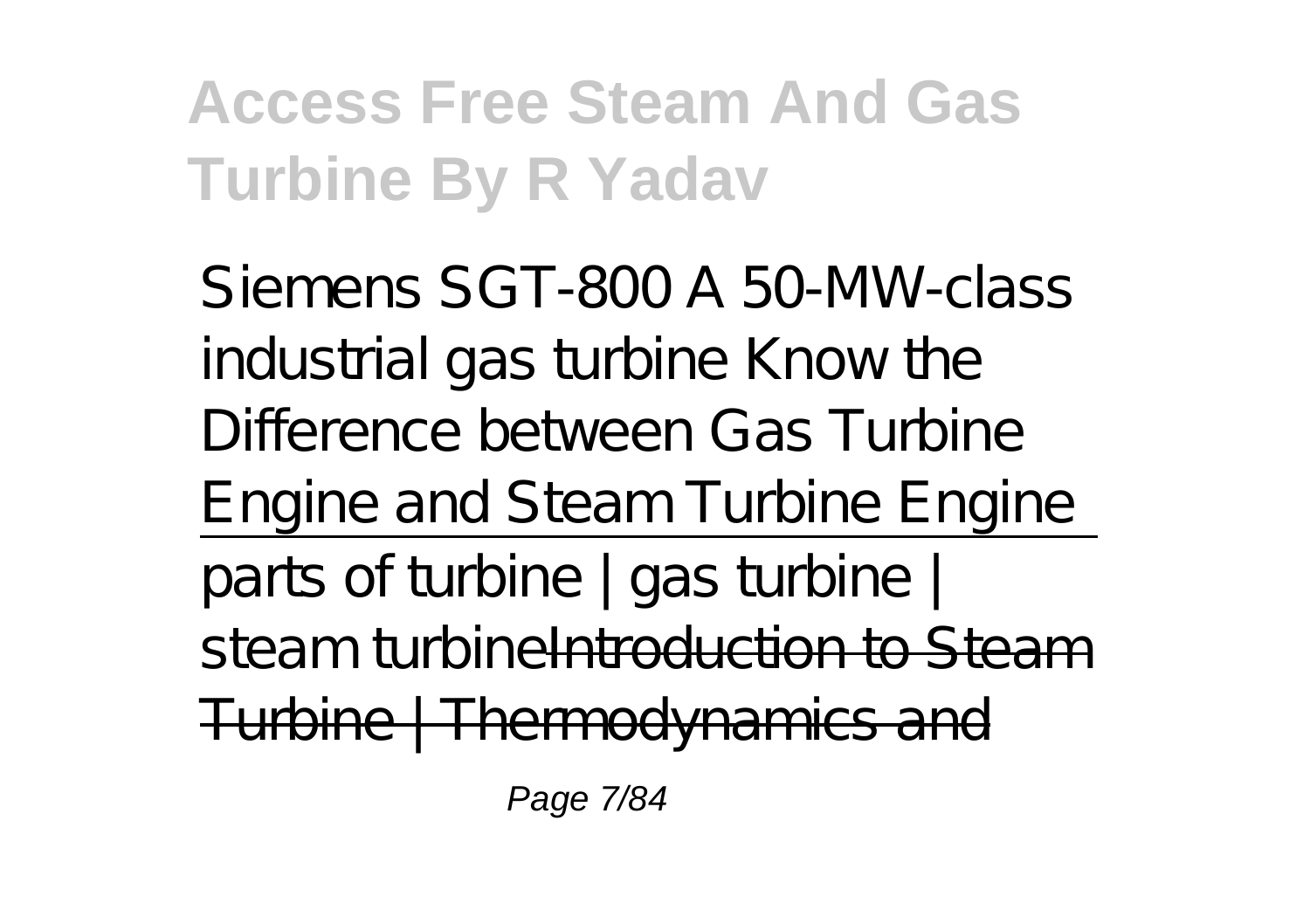Siemens SGT-800 A 50-MW-class industrial gas turbine Know the Difference between Gas Turbine Engine and Steam Turbine Engine

parts of turbine | gas turbine | steam turbine ~~Introduction to Steam Turbine | Thermodynamics and~~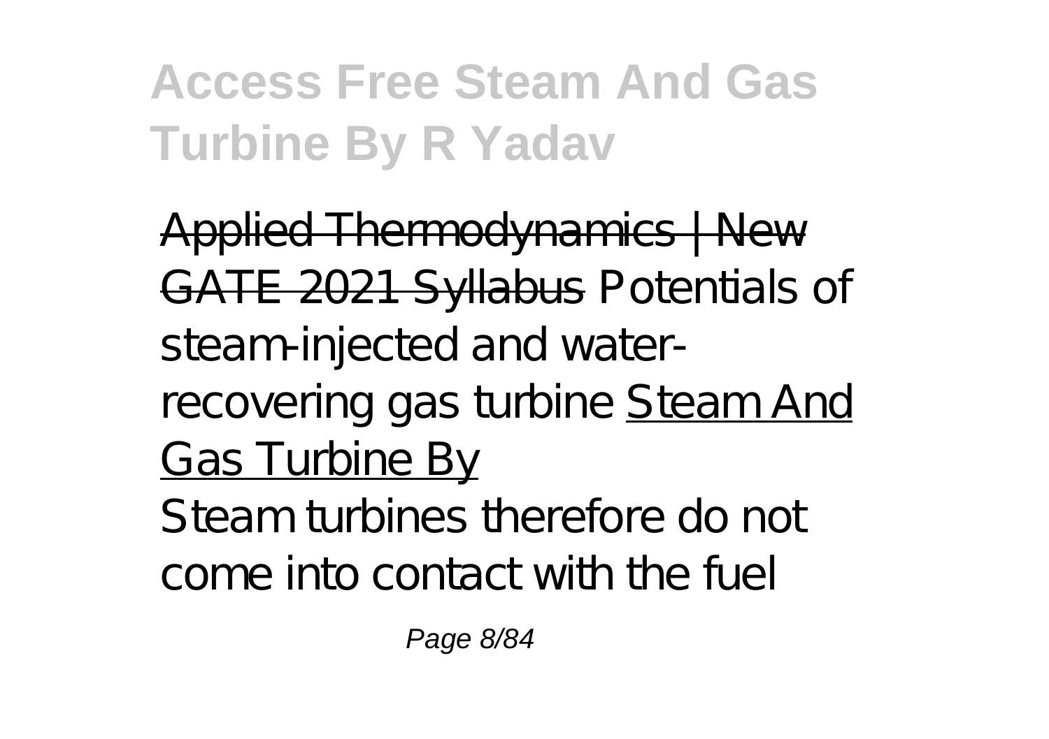Applied Thermodynamics | New GATE 2021 Syllabus *Potentials of steam-injected and water-recovering gas turbine* Steam And Gas Turbine By

Steam turbines therefore do not come into contact with the fuel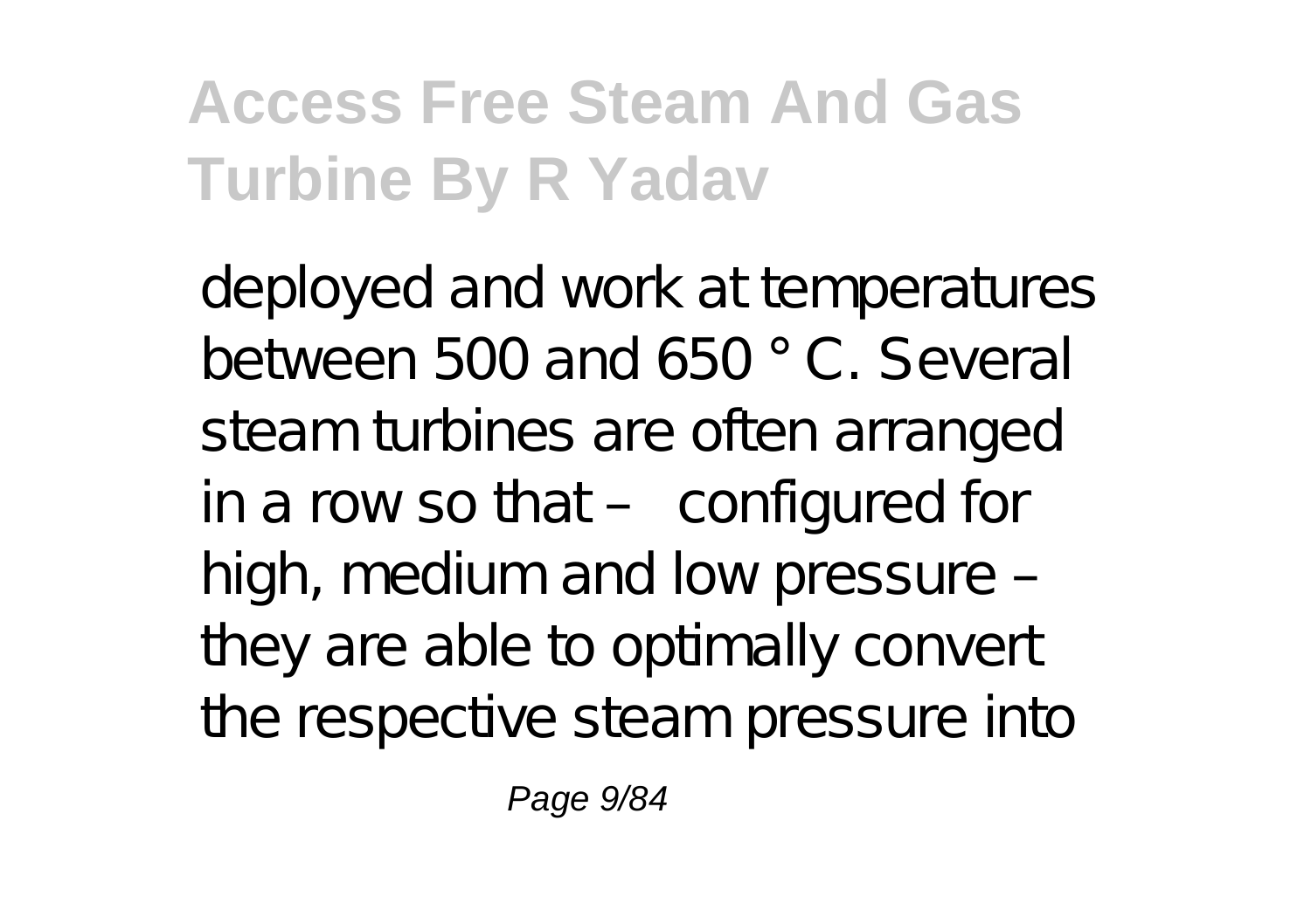deployed and work at temperatures between 500 and 650 ° C. Several steam turbines are often arranged in a row so that – configured for high, medium and low pressure – they are able to optimally convert the respective steam pressure into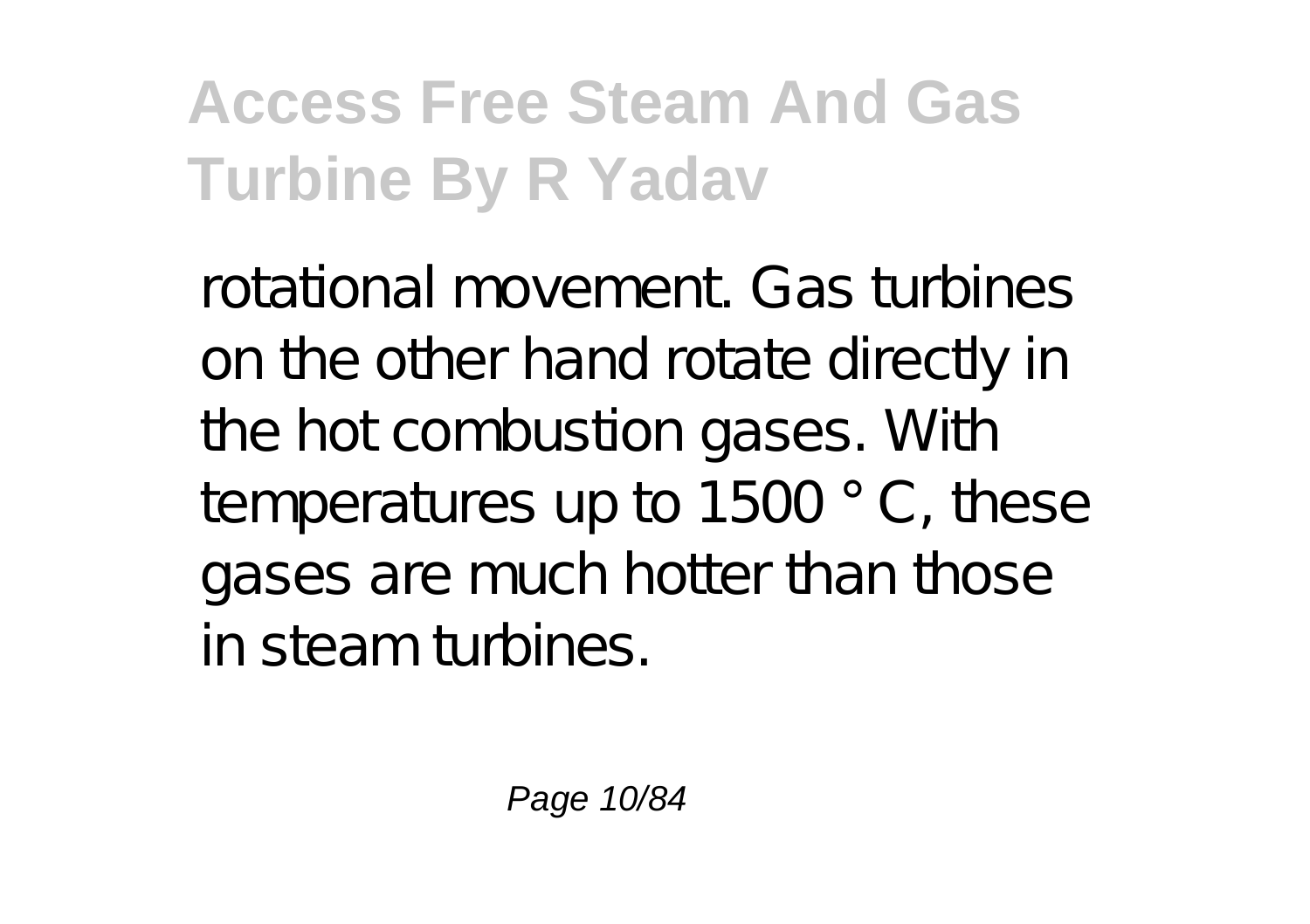rotational movement. Gas turbines on the other hand rotate directly in the hot combustion gases. With temperatures up to 1500 ° C, these gases are much hotter than those in steam turbines.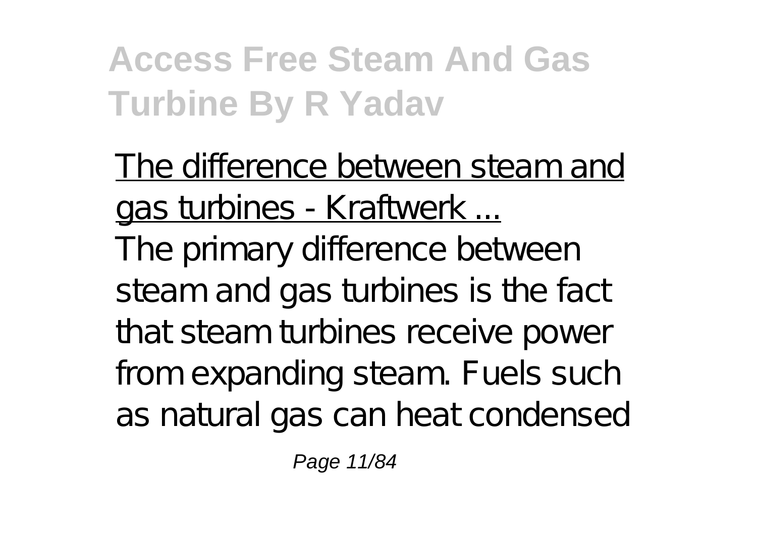The difference between steam and gas turbines - Kraftwerk ...

The primary difference between steam and gas turbines is the fact that steam turbines receive power from expanding steam. Fuels such as natural gas can heat condensed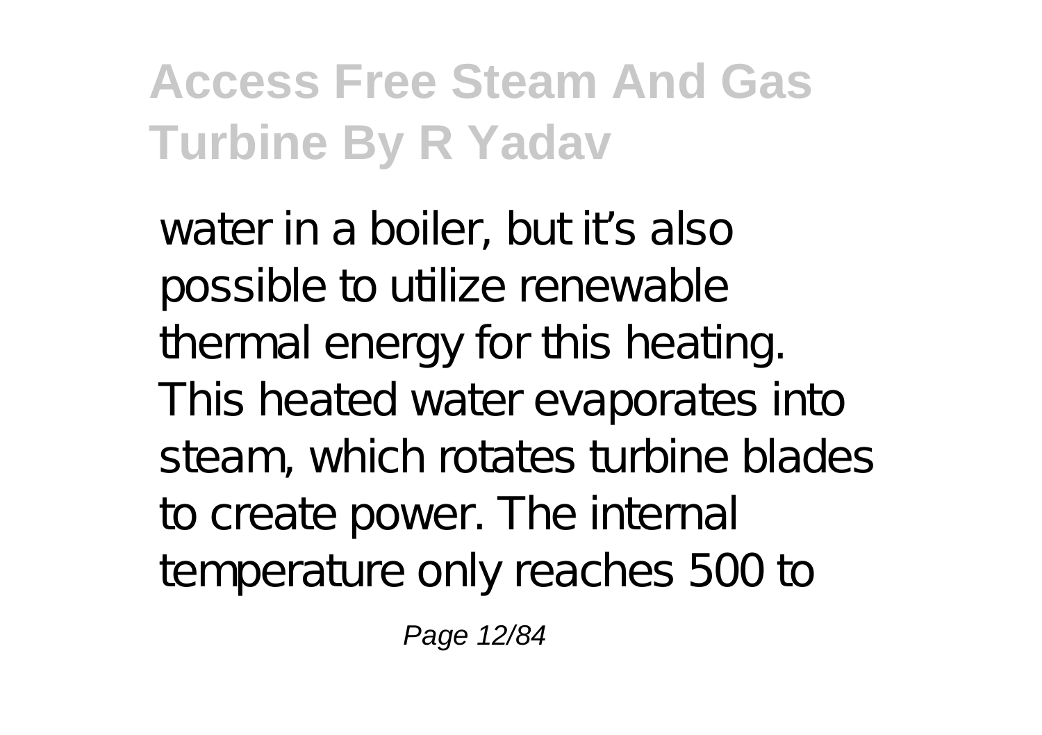water in a boiler, but it's also possible to utilize renewable thermal energy for this heating. This heated water evaporates into steam, which rotates turbine blades to create power. The internal temperature only reaches 500 to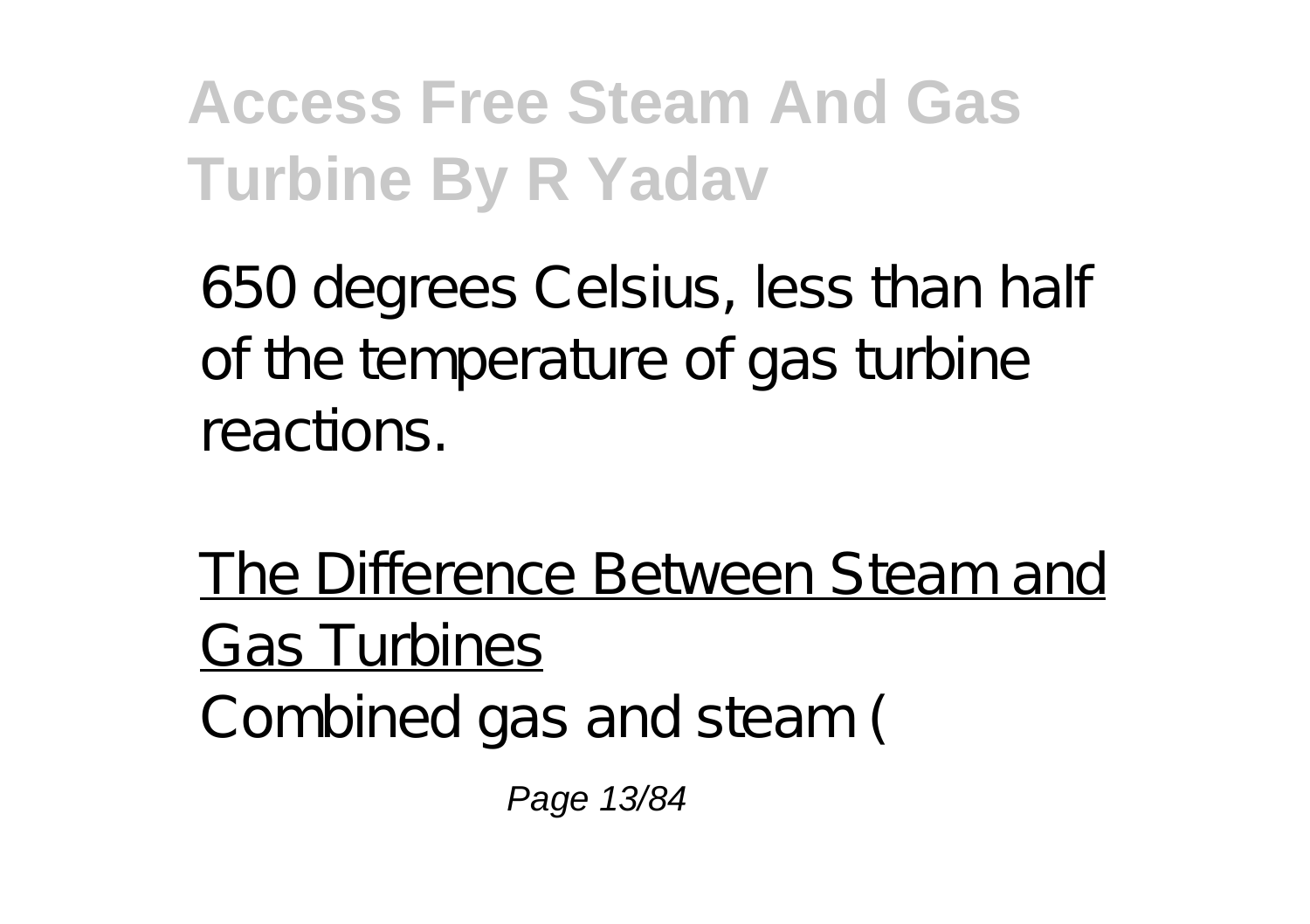650 degrees Celsius, less than half of the temperature of gas turbine reactions.

The Difference Between Steam and Gas Turbines

Combined gas and steam (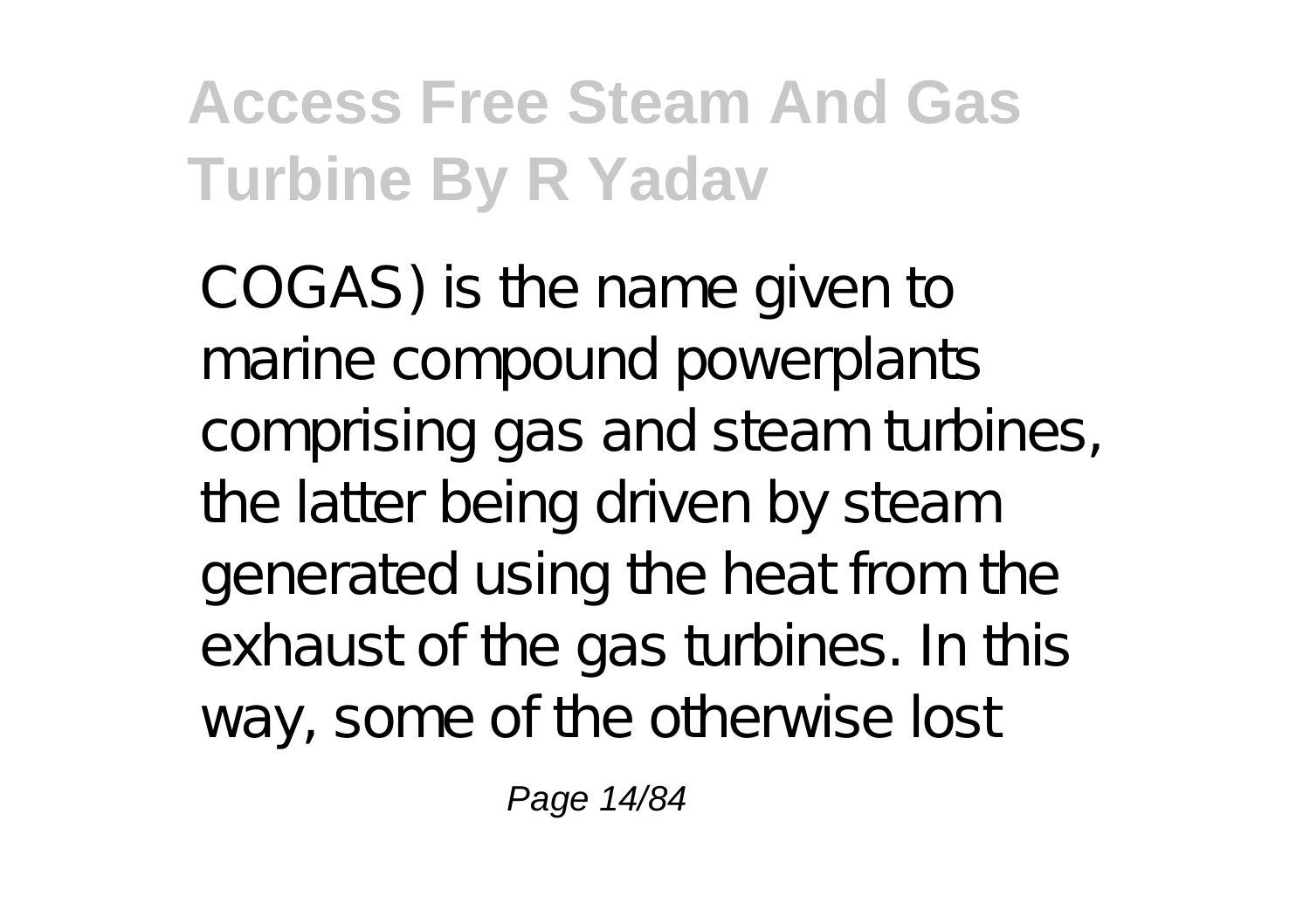COGAS) is the name given to marine compound powerplants comprising gas and steam turbines, the latter being driven by steam generated using the heat from the exhaust of the gas turbines. In this way, some of the otherwise lost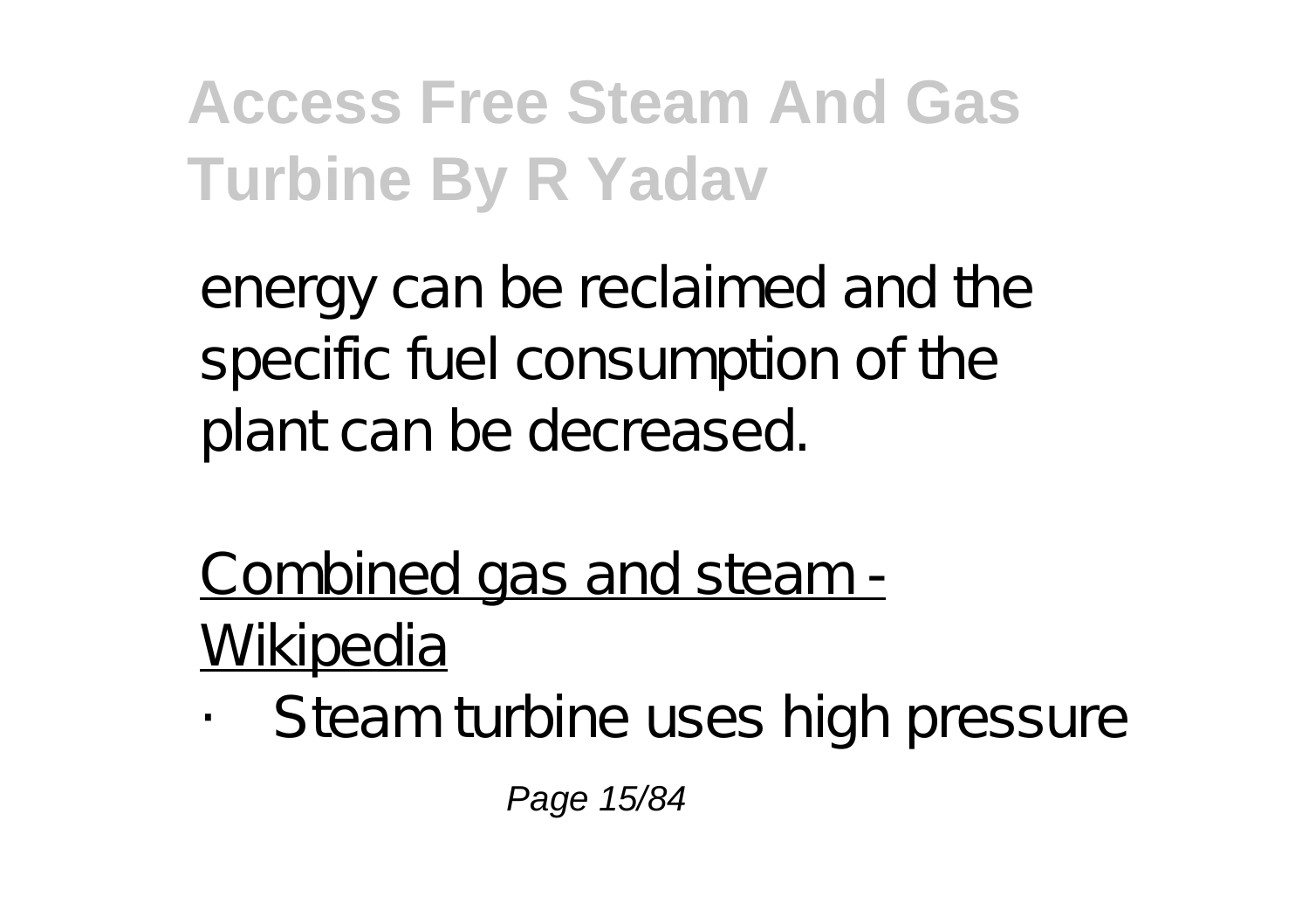energy can be reclaimed and the specific fuel consumption of the plant can be decreased.

Combined gas and steam - Wikipedia

- Steam turbine uses high pressure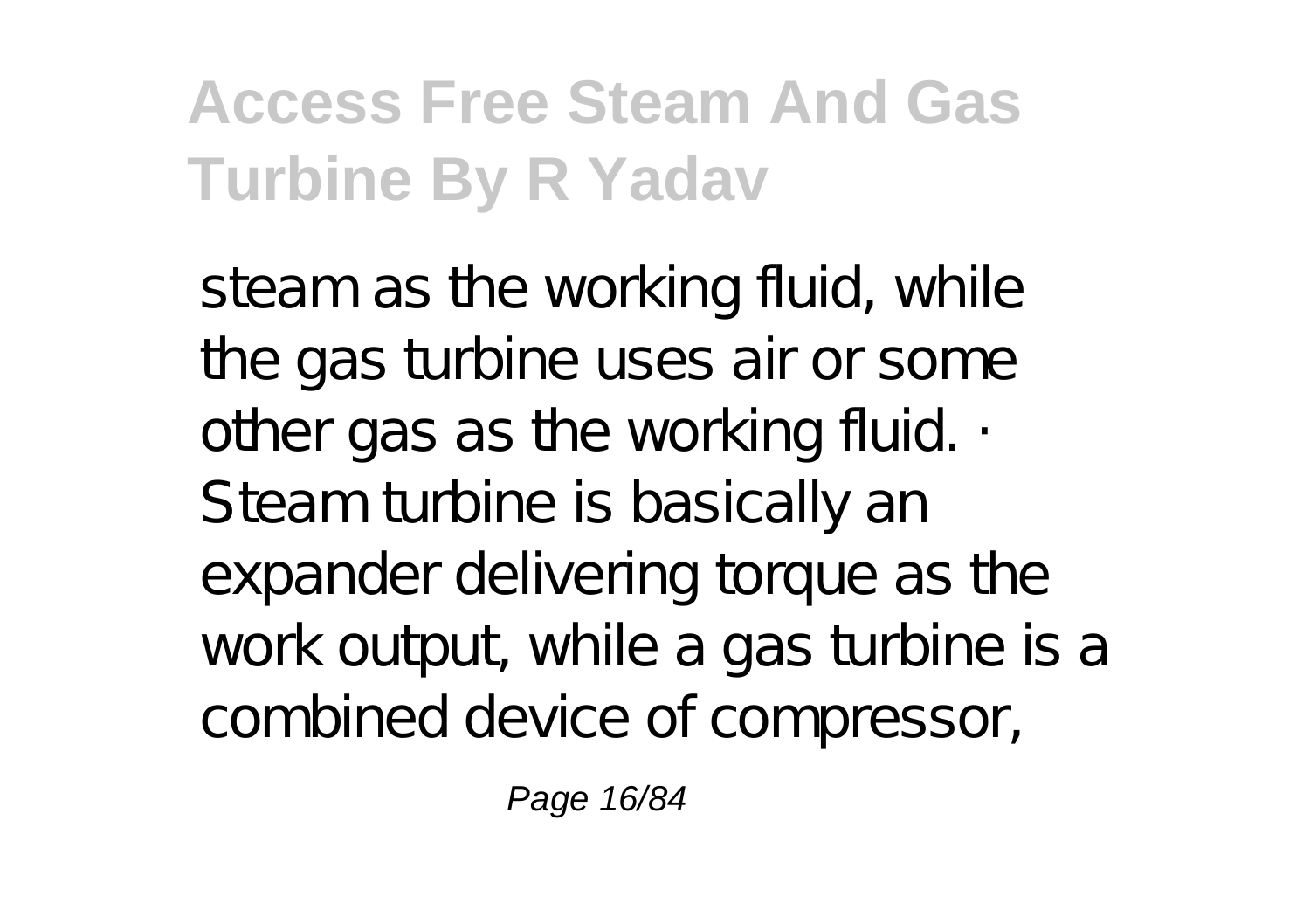steam as the working fluid, while the gas turbine uses air or some other gas as the working fluid. · Steam turbine is basically an expander delivering torque as the work output, while a gas turbine is a combined device of compressor,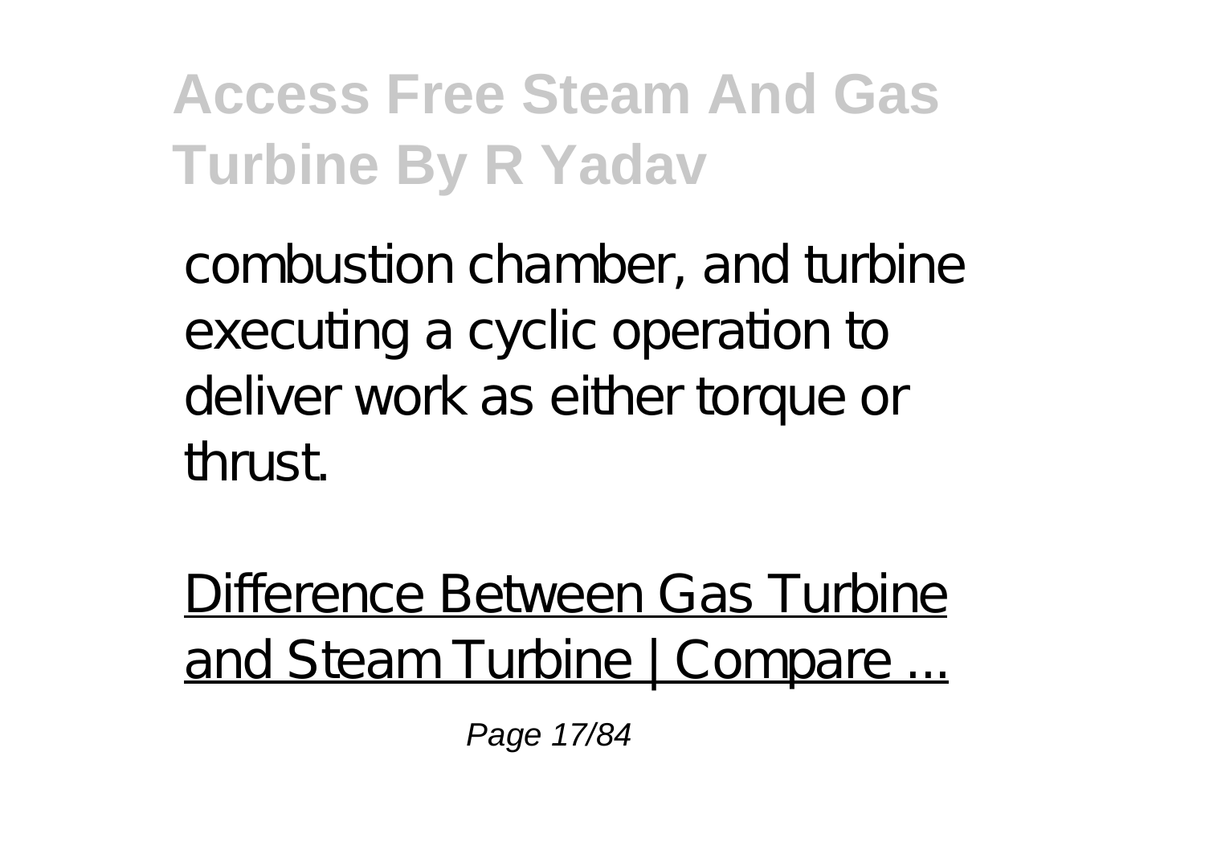combustion chamber, and turbine executing a cyclic operation to deliver work as either torque or thrust.

Difference Between Gas Turbine and Steam Turbine | Compare ...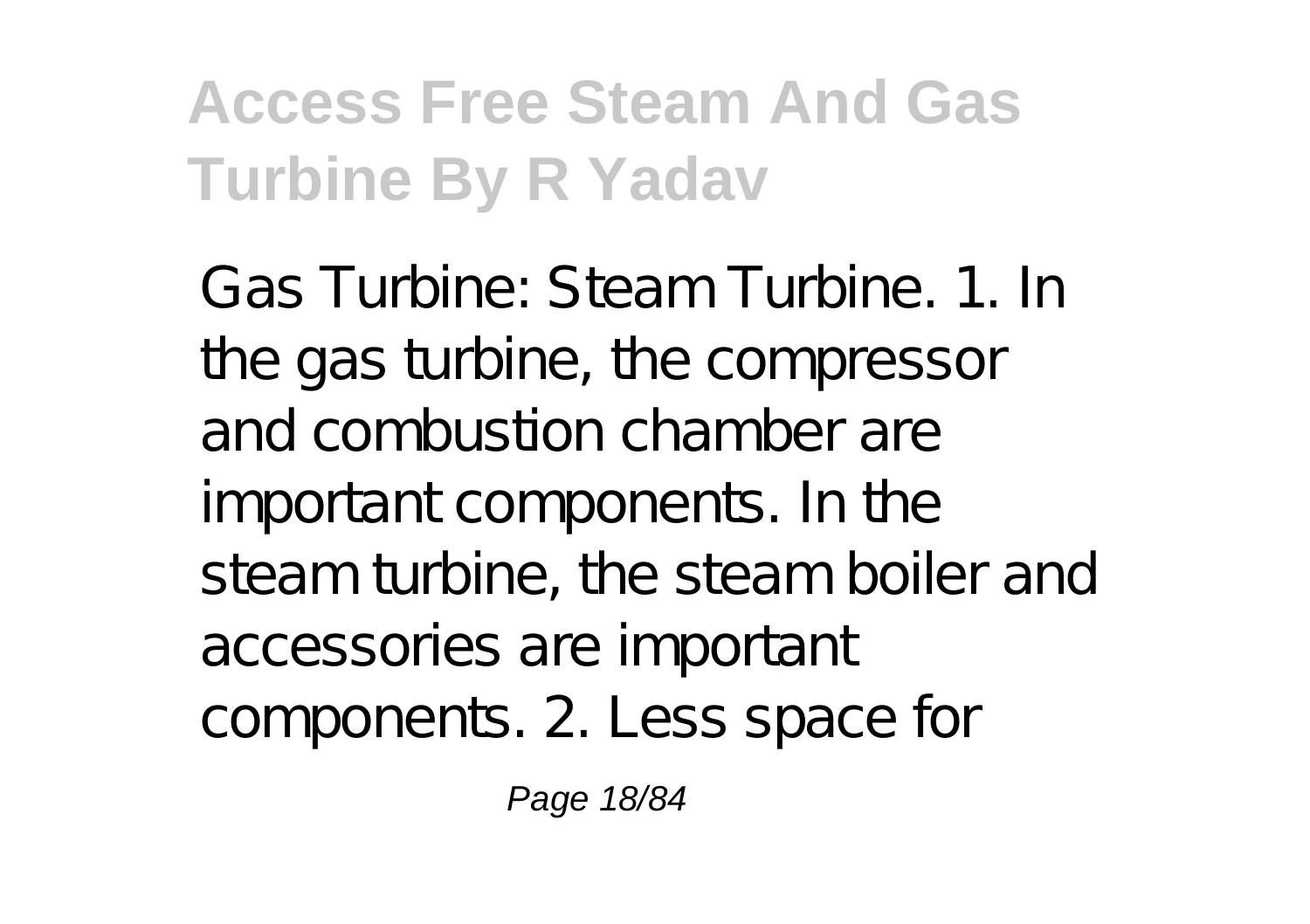Gas Turbine: Steam Turbine. 1. In the gas turbine, the compressor and combustion chamber are important components. In the steam turbine, the steam boiler and accessories are important components. 2. Less space for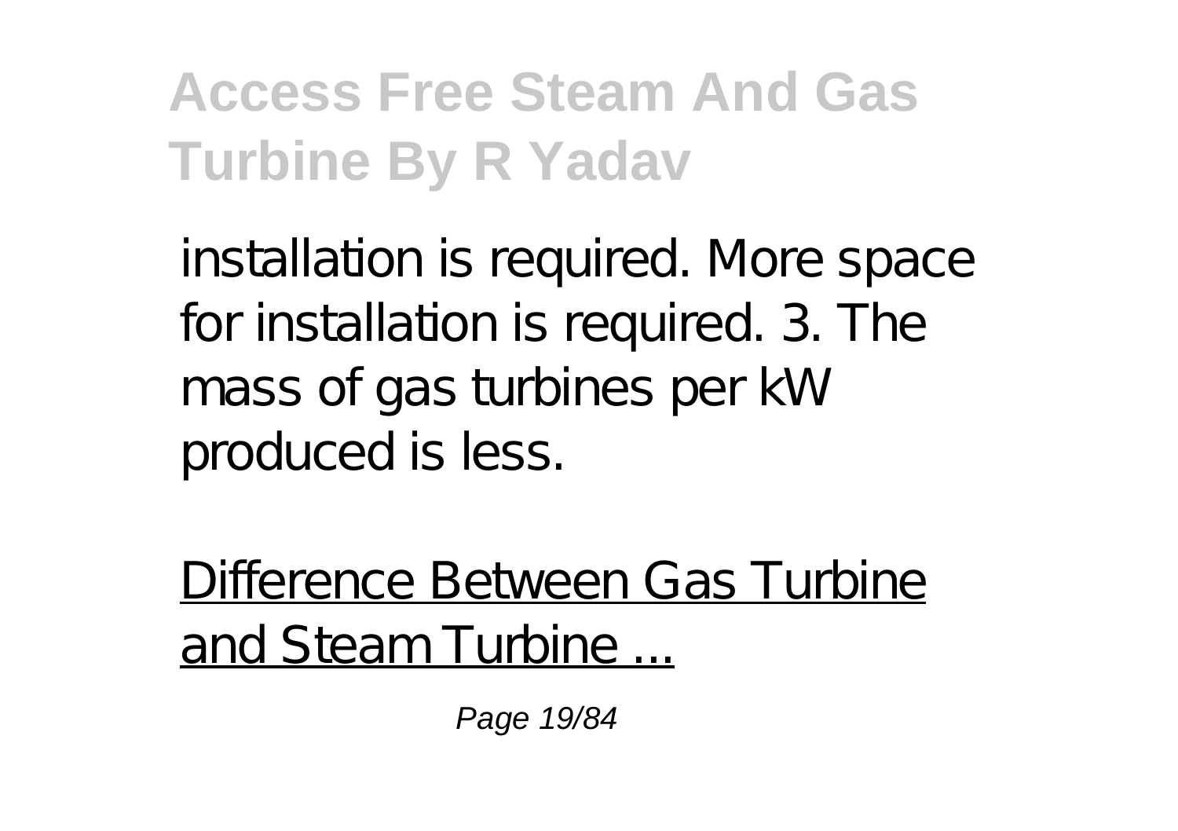installation is required. More space for installation is required. 3. The mass of gas turbines per kW produced is less.

Difference Between Gas Turbine and Steam Turbine ...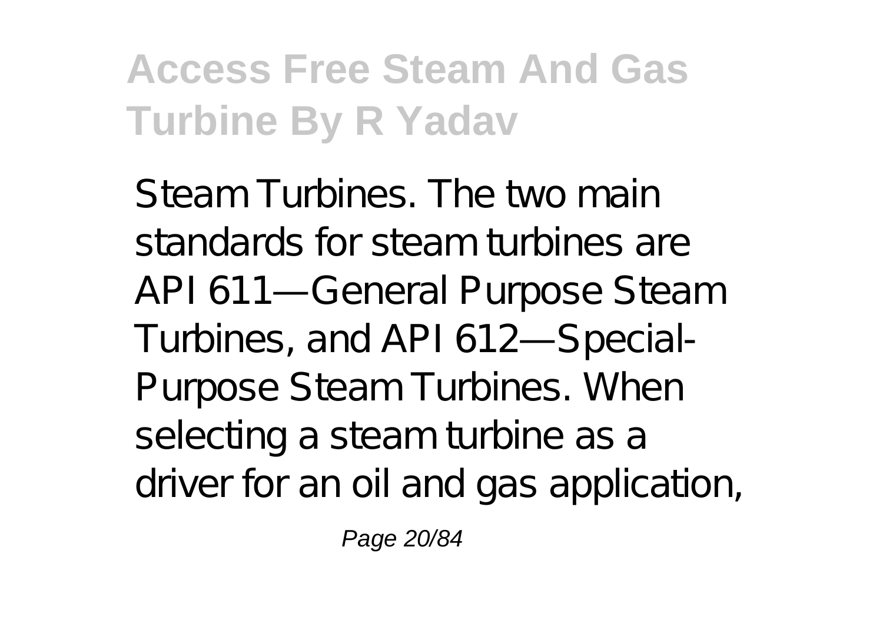Steam Turbines. The two main standards for steam turbines are API 611—General Purpose Steam Turbines, and API 612—Special-Purpose Steam Turbines. When selecting a steam turbine as a driver for an oil and gas application,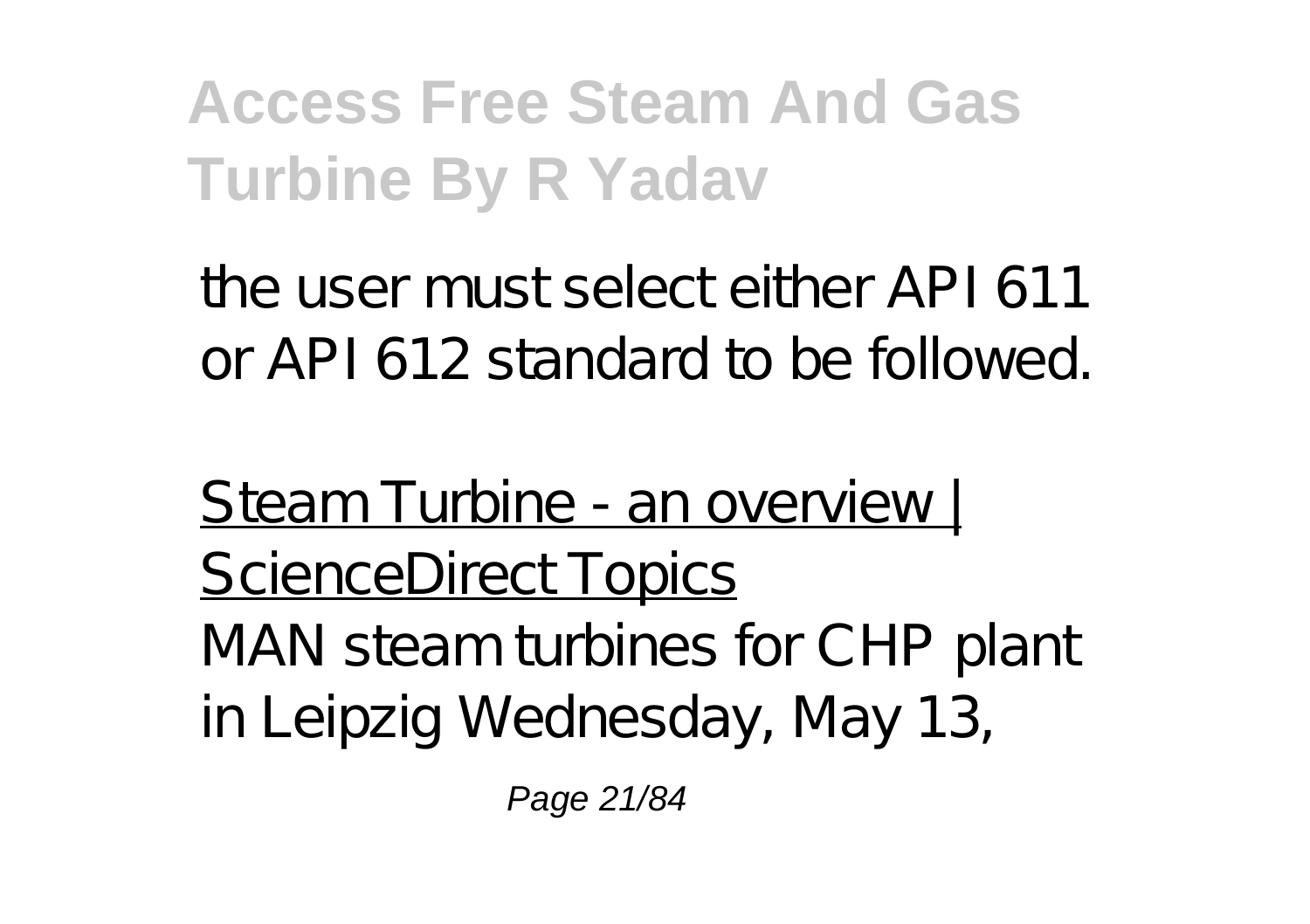the user must select either API 611 or API 612 standard to be followed.

Steam Turbine - an overview | ScienceDirect Topics

MAN steam turbines for CHP plant in Leipzig Wednesday, May 13,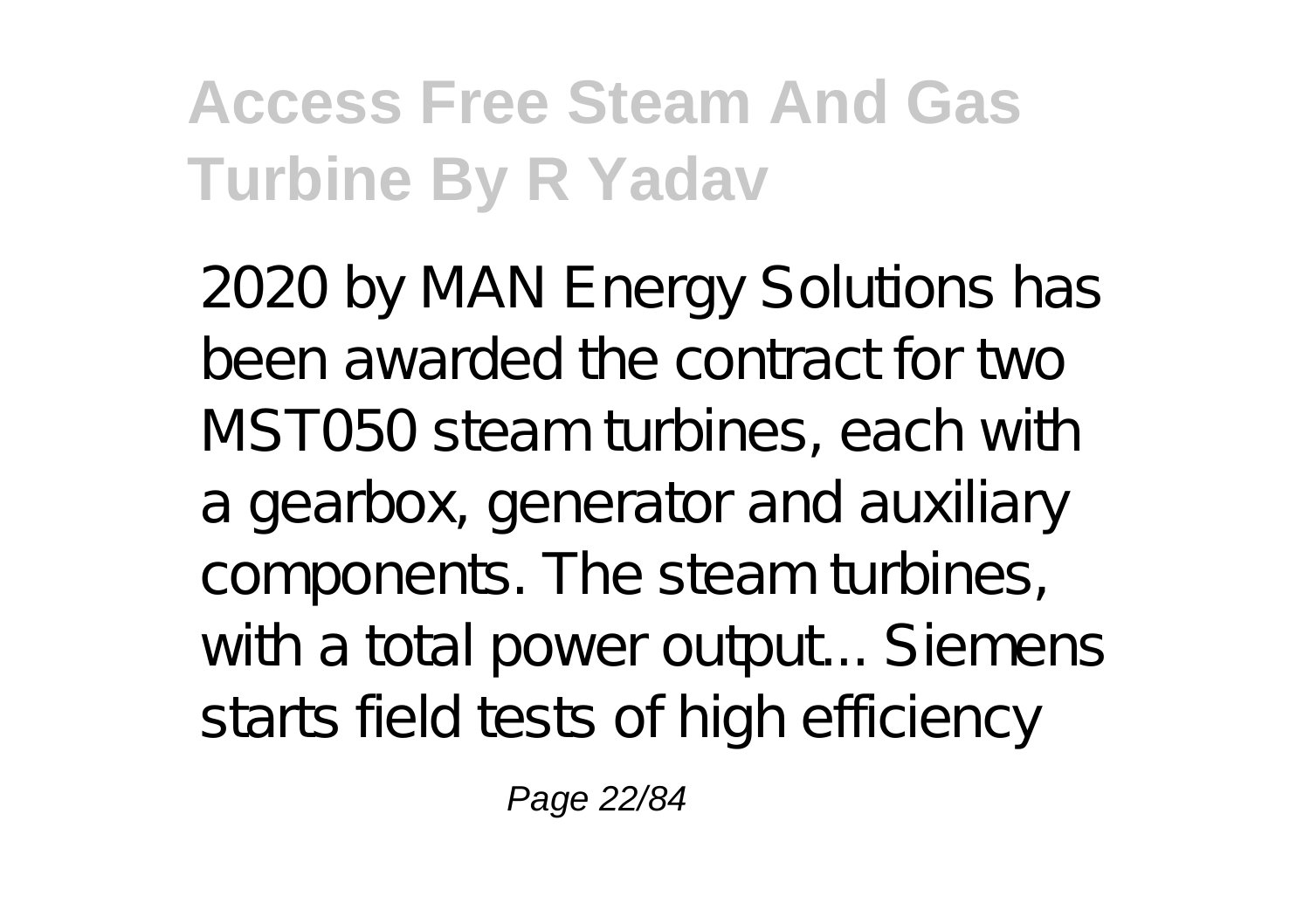2020 by MAN Energy Solutions has been awarded the contract for two MST050 steam turbines, each with a gearbox, generator and auxiliary components. The steam turbines, with a total power output... Siemens starts field tests of high efficiency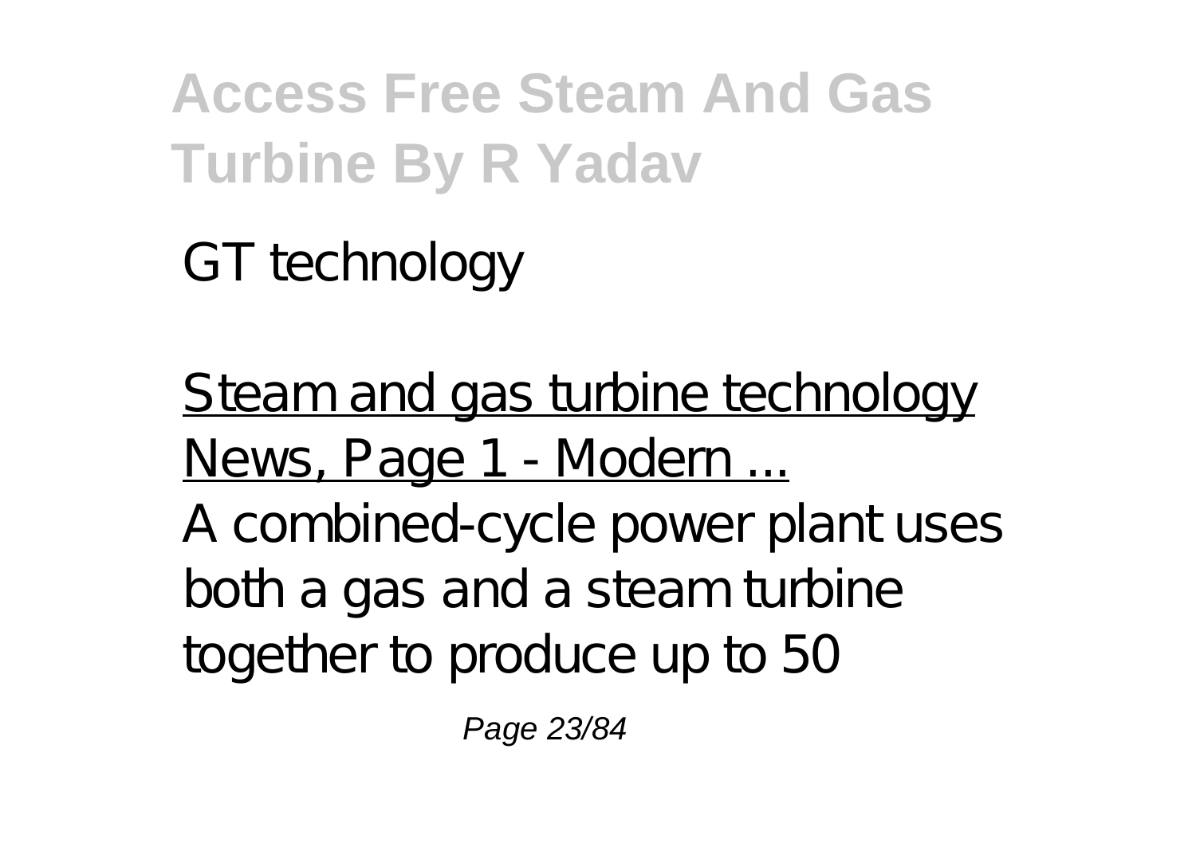GT technology

Steam and gas turbine technology News, Page 1 - Modern ...

A combined-cycle power plant uses both a gas and a steam turbine together to produce up to 50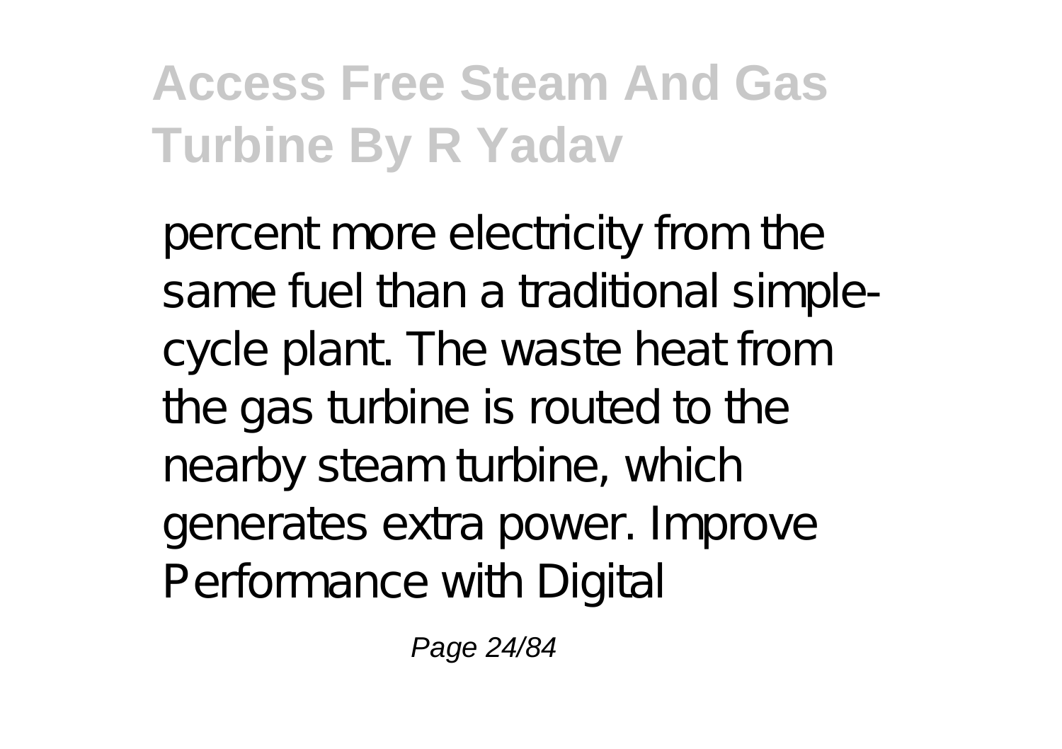percent more electricity from the same fuel than a traditional simple-cycle plant. The waste heat from the gas turbine is routed to the nearby steam turbine, which generates extra power. Improve Performance with Digital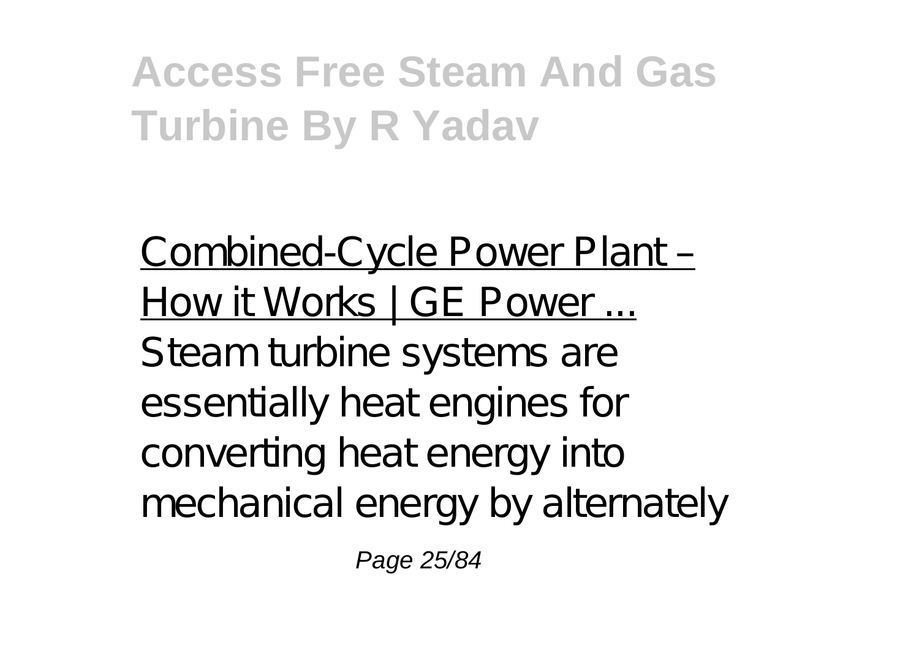Combined-Cycle Power Plant – How it Works | GE Power ...

Steam turbine systems are essentially heat engines for converting heat energy into mechanical energy by alternately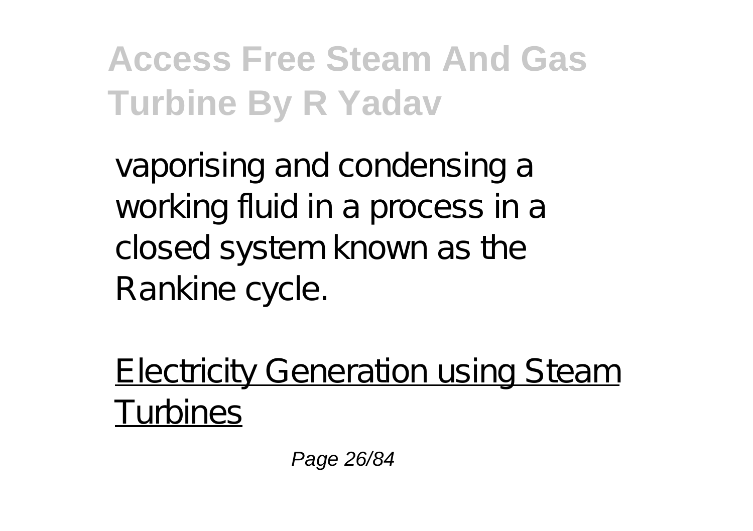vaporising and condensing a working fluid in a process in a closed system known as the Rankine cycle.

Electricity Generation using Steam Turbines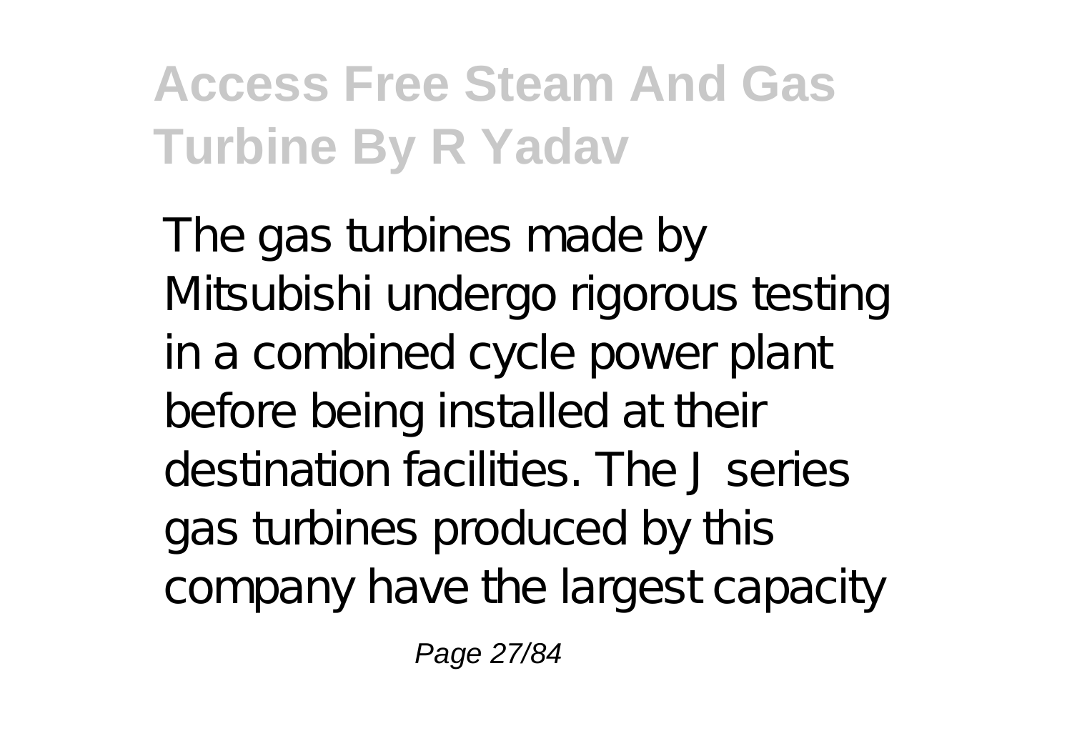The gas turbines made by Mitsubishi undergo rigorous testing in a combined cycle power plant before being installed at their destination facilities. The J series gas turbines produced by this company have the largest capacity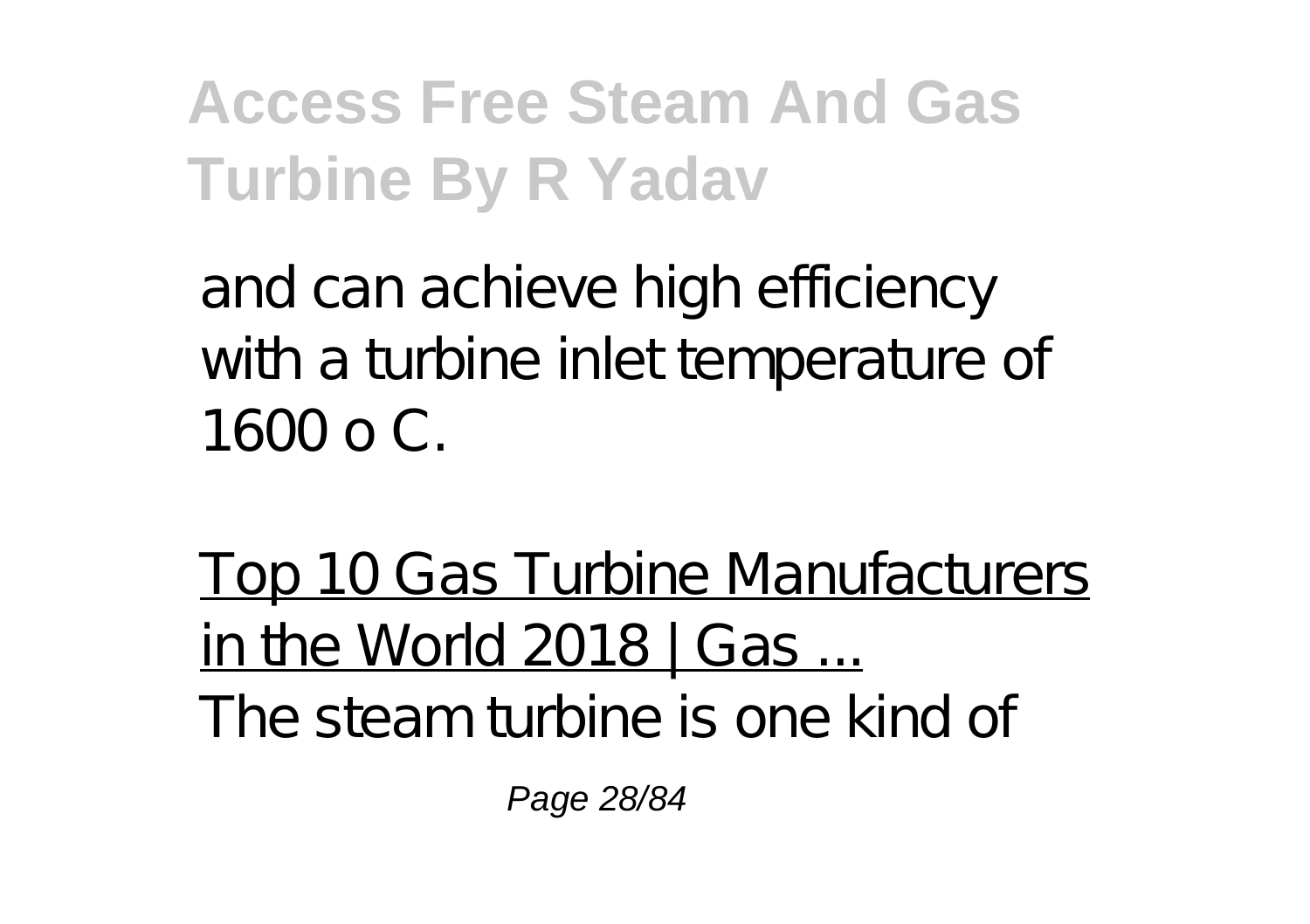and can achieve high efficiency with a turbine inlet temperature of 1600 o C.

Top 10 Gas Turbine Manufacturers in the World 2018 | Gas ...

The steam turbine is one kind of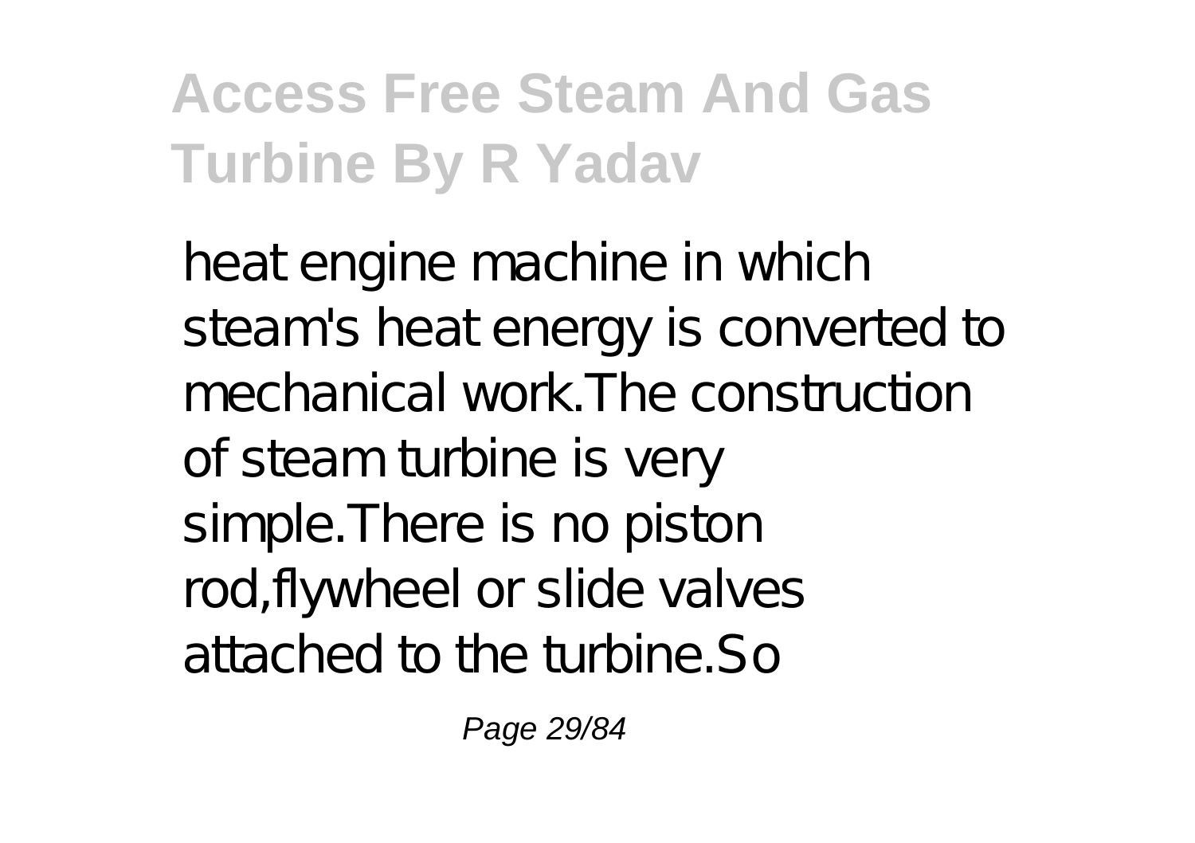heat engine machine in which steam's heat energy is converted to mechanical work.The construction of steam turbine is very simple.There is no piston rod,flywheel or slide valves attached to the turbine.So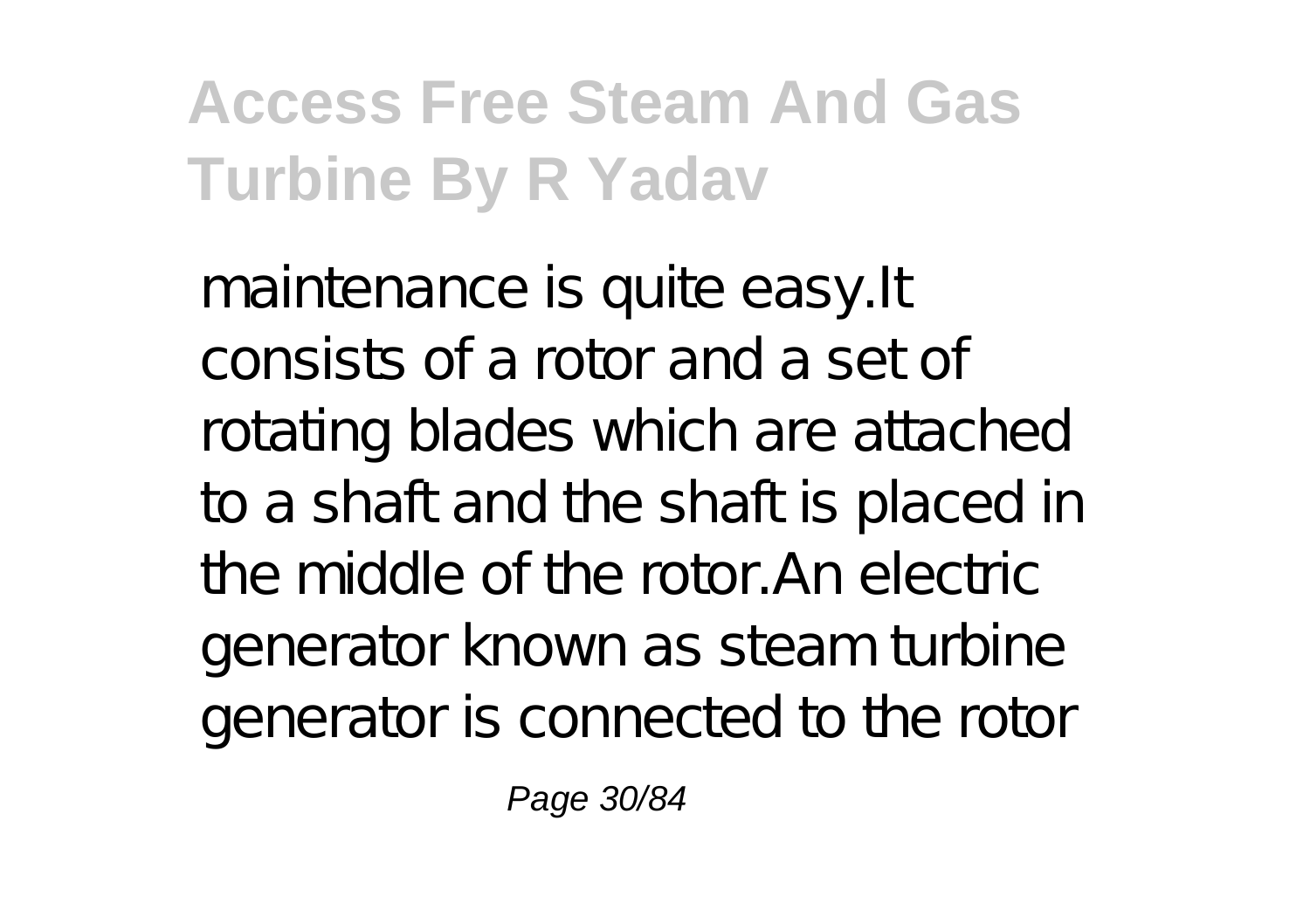maintenance is quite easy.It consists of a rotor and a set of rotating blades which are attached to a shaft and the shaft is placed in the middle of the rotor.An electric generator known as steam turbine generator is connected to the rotor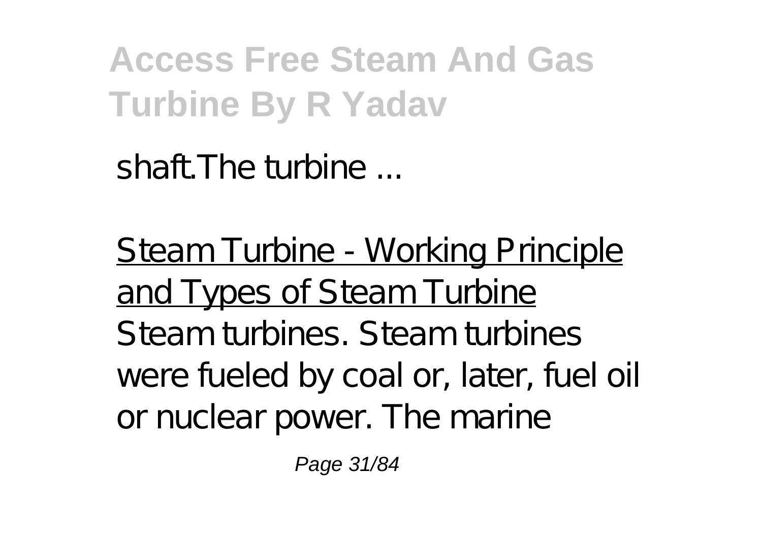shaft.The turbine ...

Steam Turbine - Working Principle and Types of Steam Turbine

Steam turbines. Steam turbines were fueled by coal or, later, fuel oil or nuclear power. The marine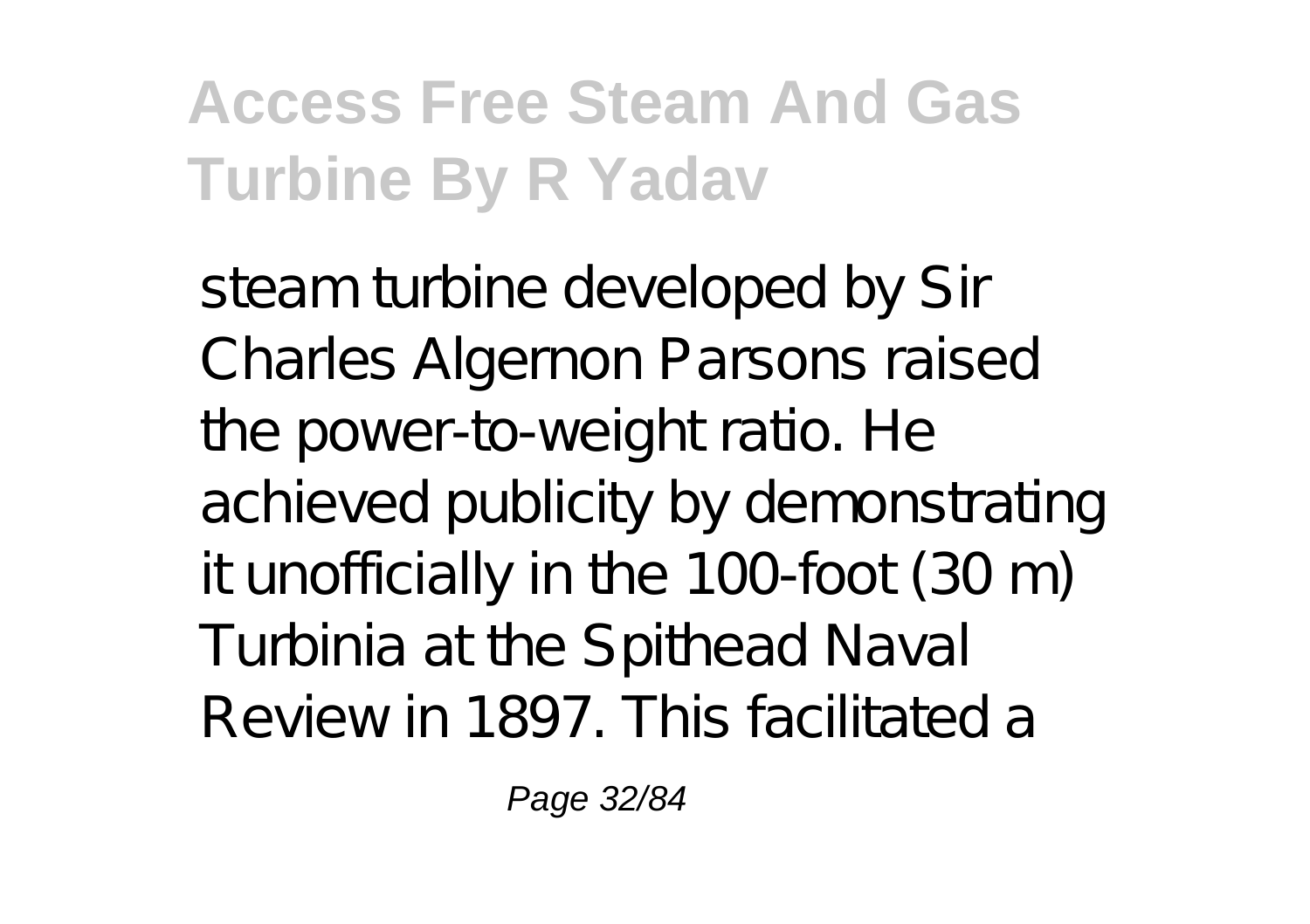steam turbine developed by Sir Charles Algernon Parsons raised the power-to-weight ratio. He achieved publicity by demonstrating it unofficially in the 100-foot (30 m) Turbinia at the Spithead Naval Review in 1897. This facilitated a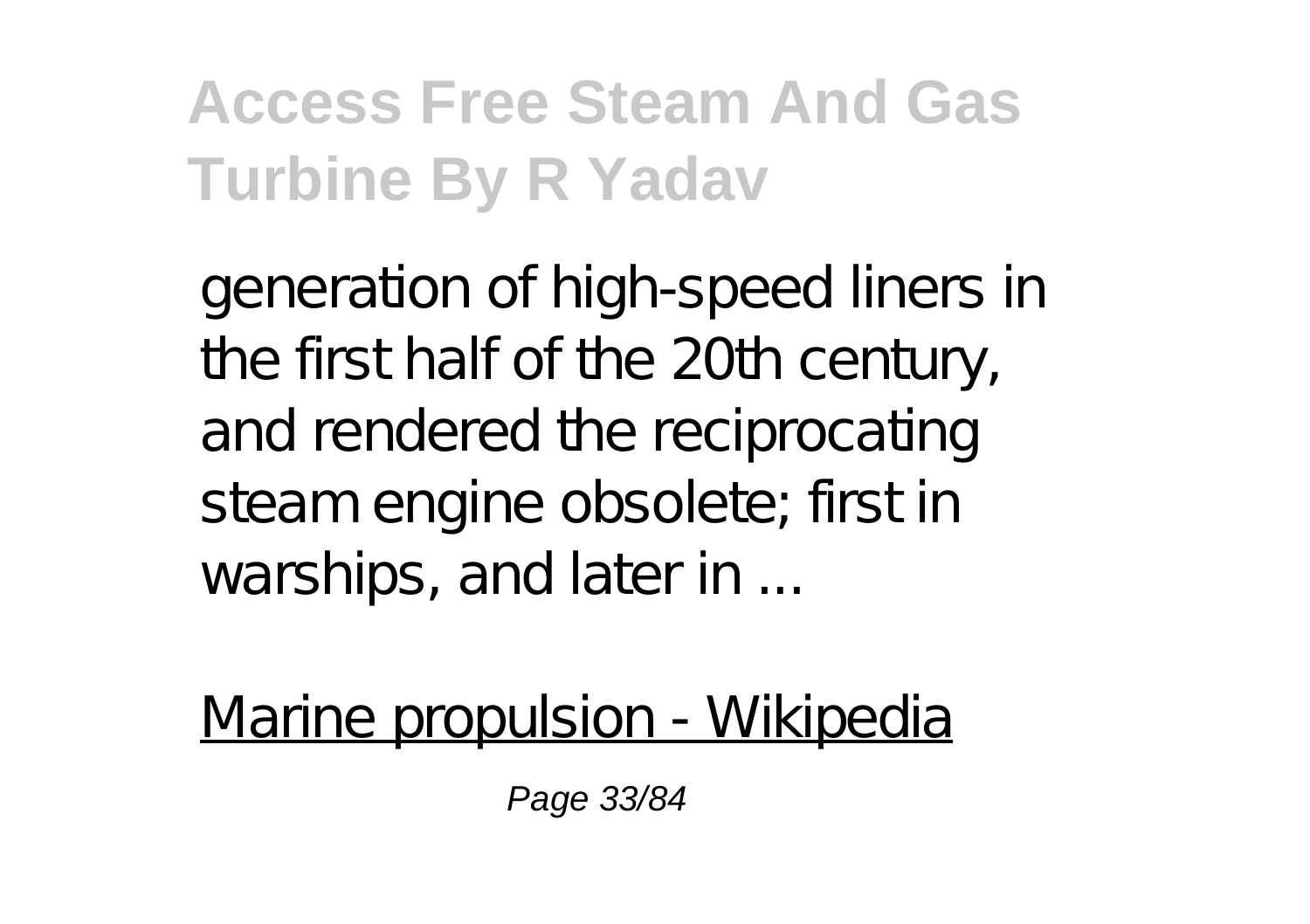generation of high-speed liners in the first half of the 20th century, and rendered the reciprocating steam engine obsolete; first in warships, and later in ...

Marine propulsion - Wikipedia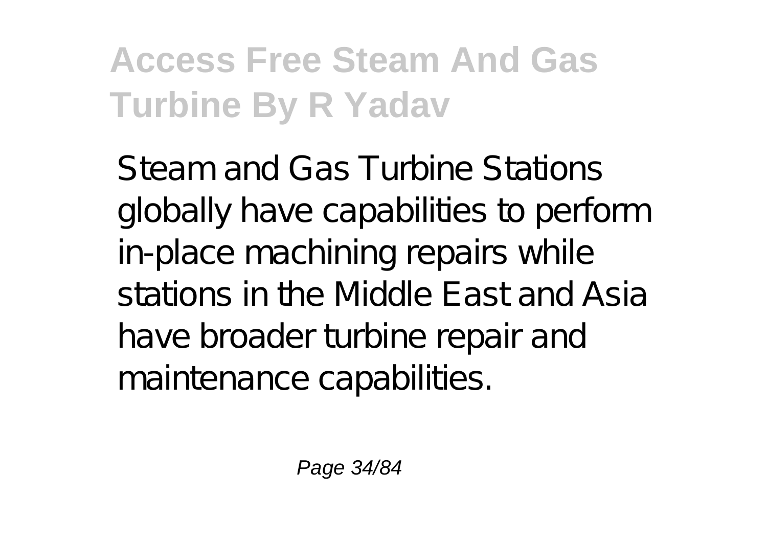Steam and Gas Turbine Stations globally have capabilities to perform in-place machining repairs while stations in the Middle East and Asia have broader turbine repair and maintenance capabilities.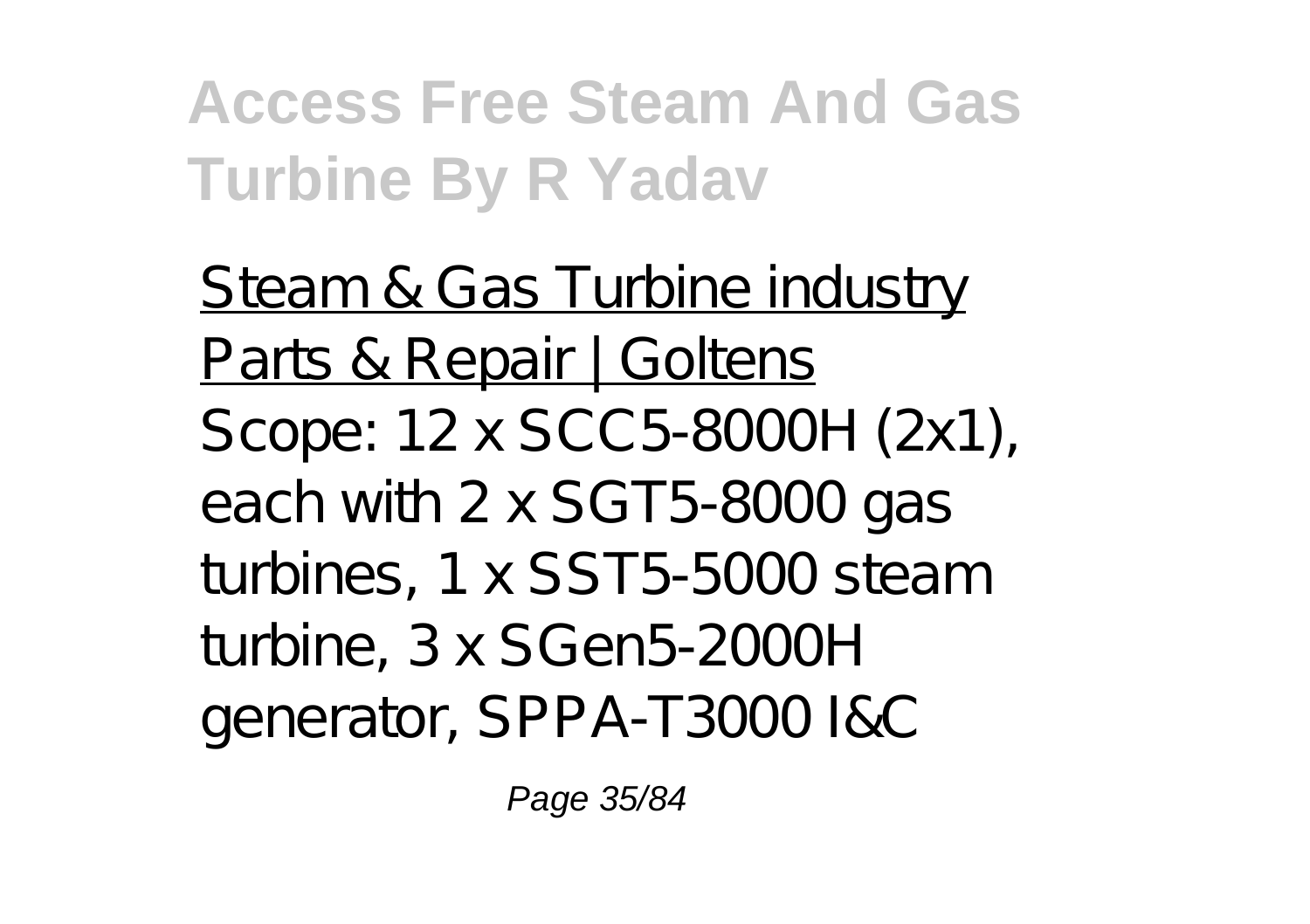Steam & Gas Turbine industry Parts & Repair | Goltens

Scope: 12 x SCC5-8000H (2x1), each with 2 x SGT5-8000 gas turbines, 1 x SST5-5000 steam turbine, 3 x SGen5-2000H generator, SPPA-T3000 I&C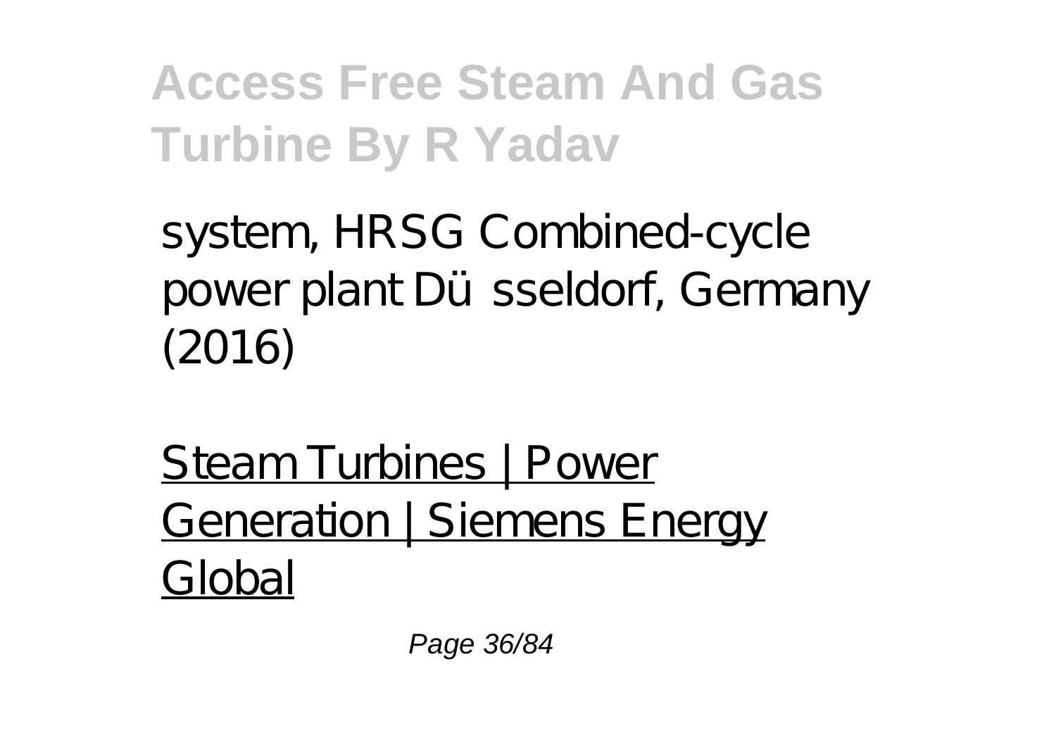system, HRSG Combined-cycle power plant Düsseldorf, Germany (2016)

Steam Turbines | Power Generation | Siemens Energy Global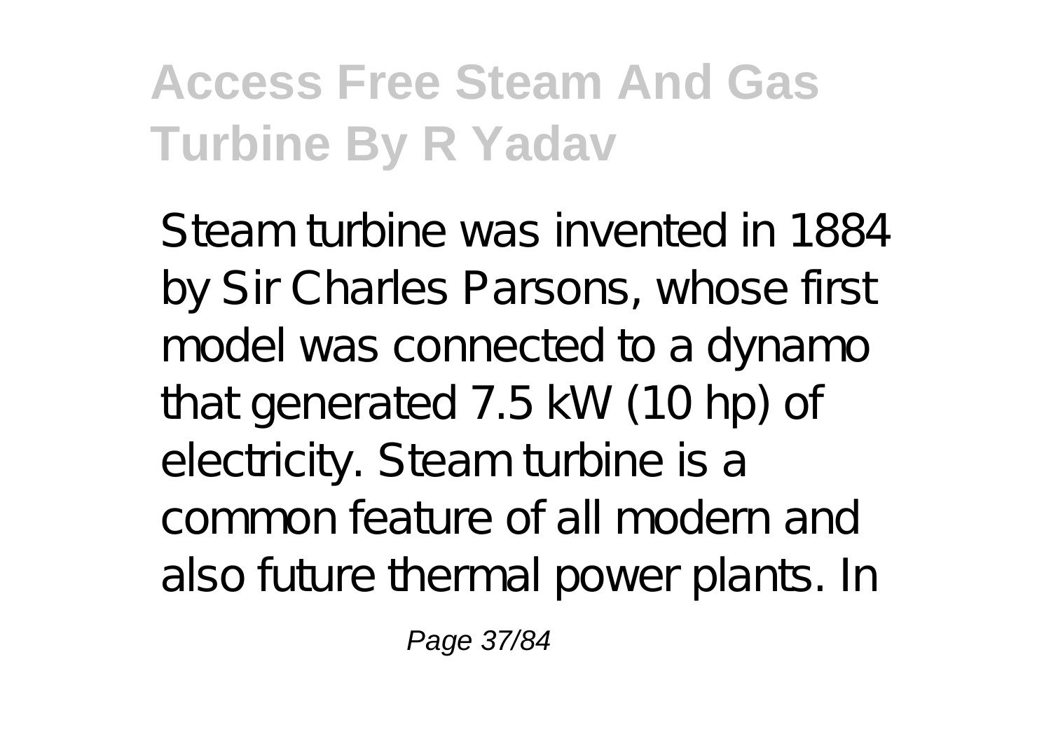Steam turbine was invented in 1884 by Sir Charles Parsons, whose first model was connected to a dynamo that generated 7.5 kW (10 hp) of electricity. Steam turbine is a common feature of all modern and also future thermal power plants. In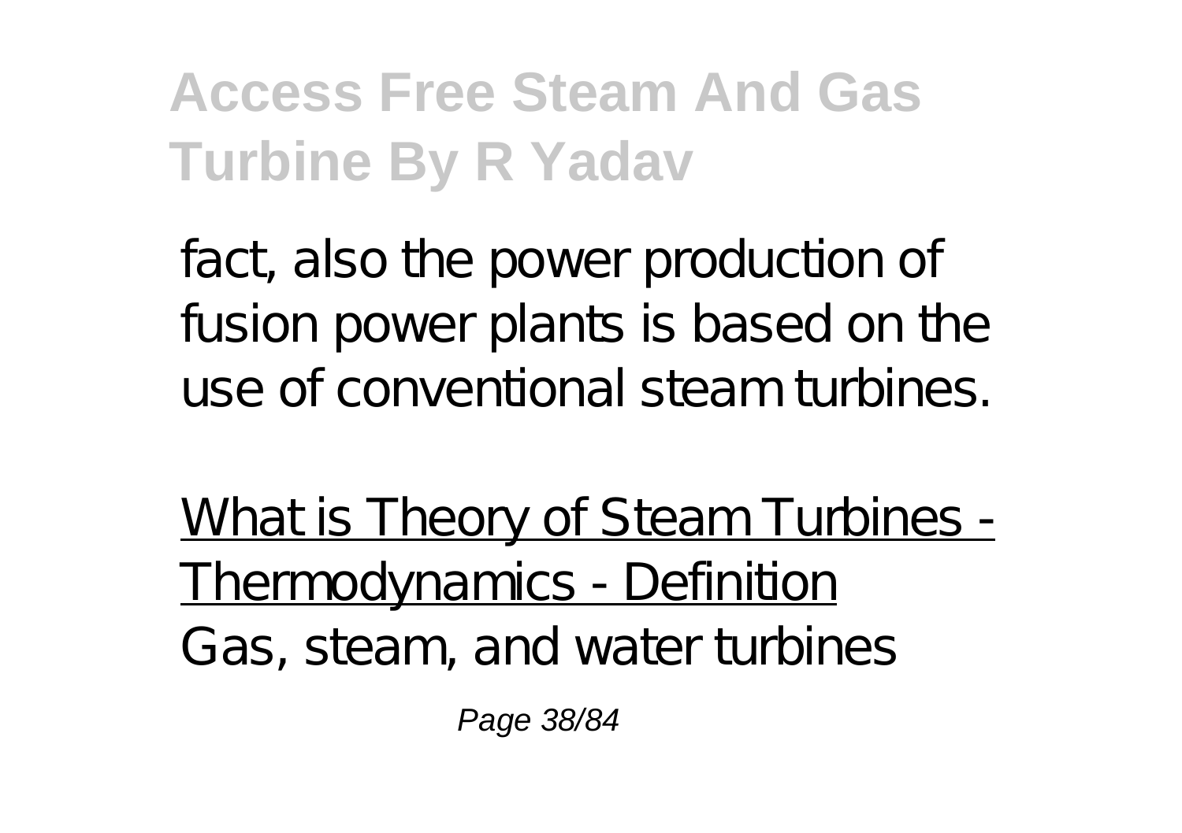fact, also the power production of fusion power plants is based on the use of conventional steam turbines.

What is Theory of Steam Turbines - Thermodynamics - Definition

Gas, steam, and water turbines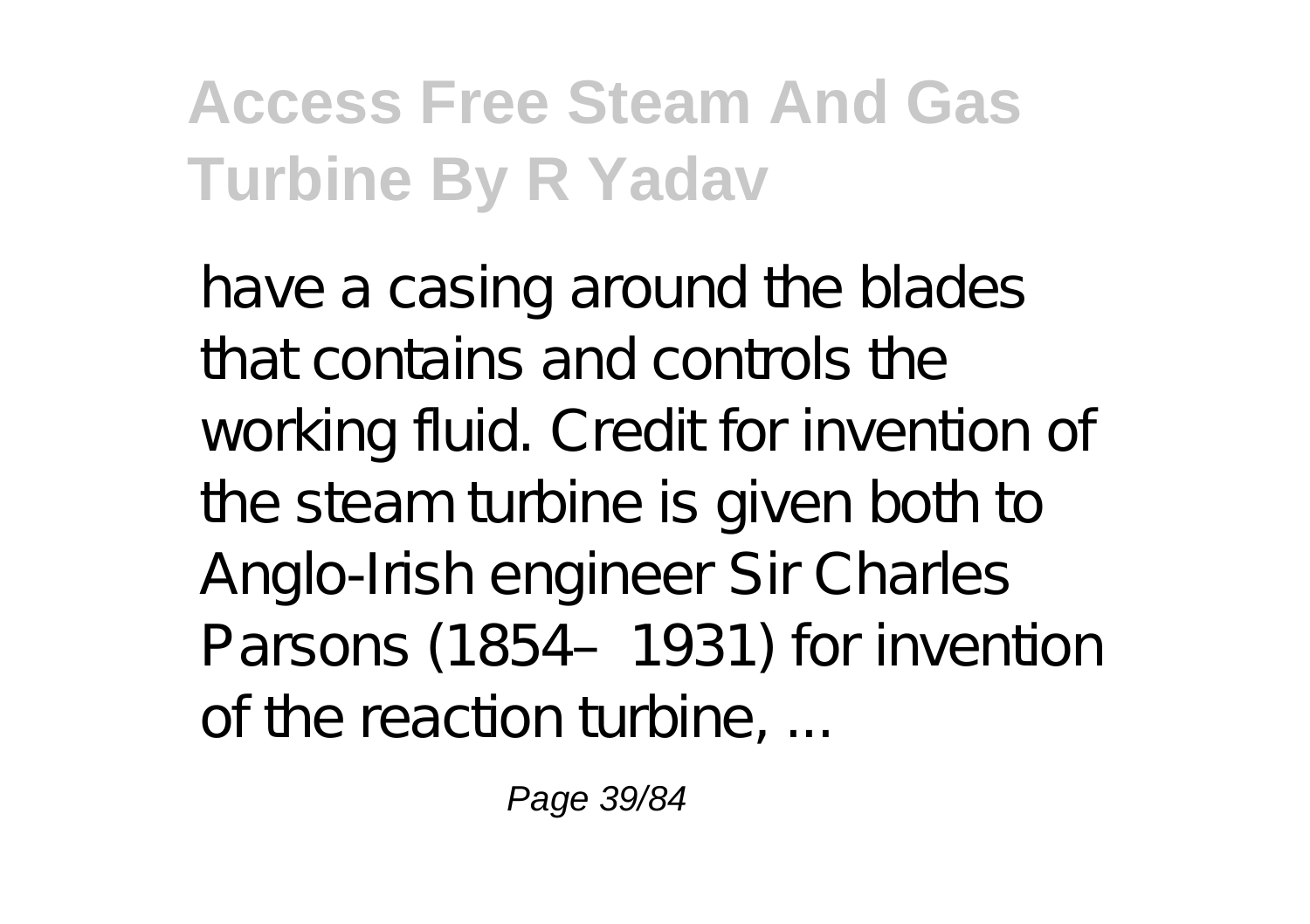have a casing around the blades that contains and controls the working fluid. Credit for invention of the steam turbine is given both to Anglo-Irish engineer Sir Charles Parsons (1854–1931) for invention of the reaction turbine, ...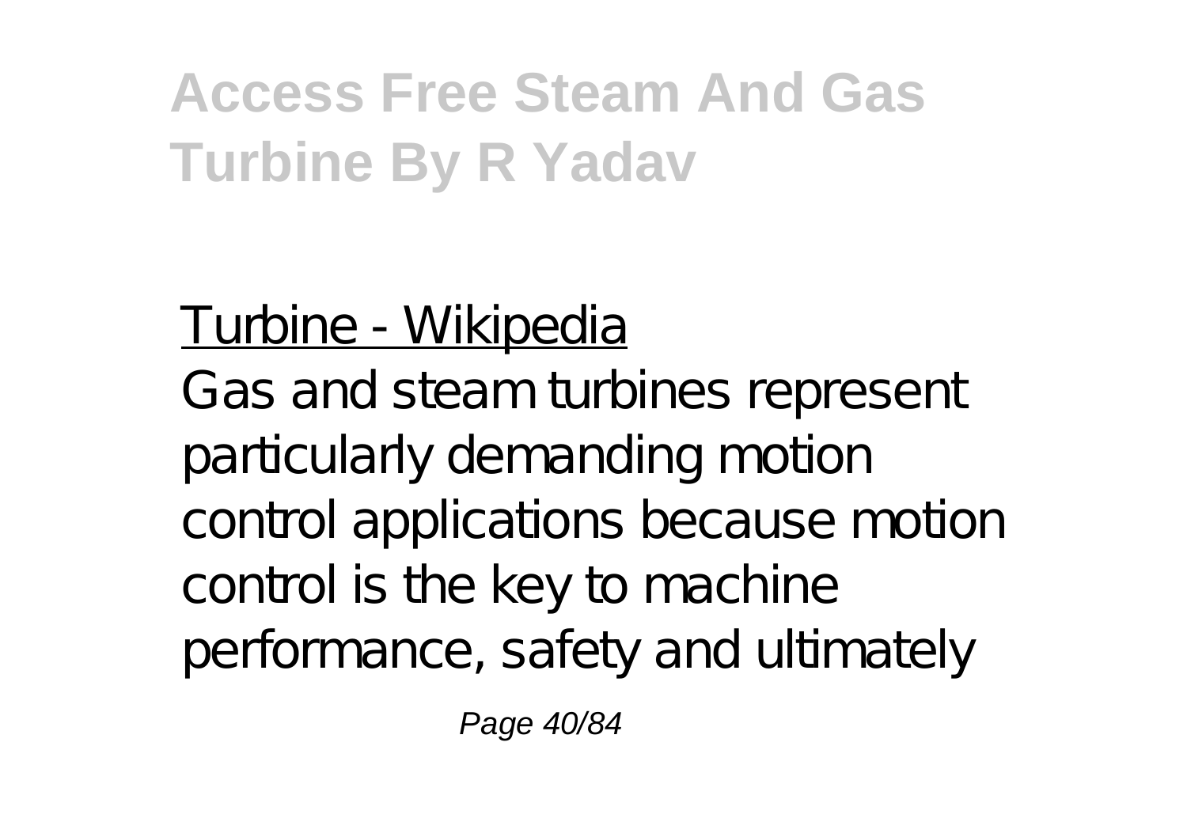Turbine - Wikipedia

Gas and steam turbines represent particularly demanding motion control applications because motion control is the key to machine performance, safety and ultimately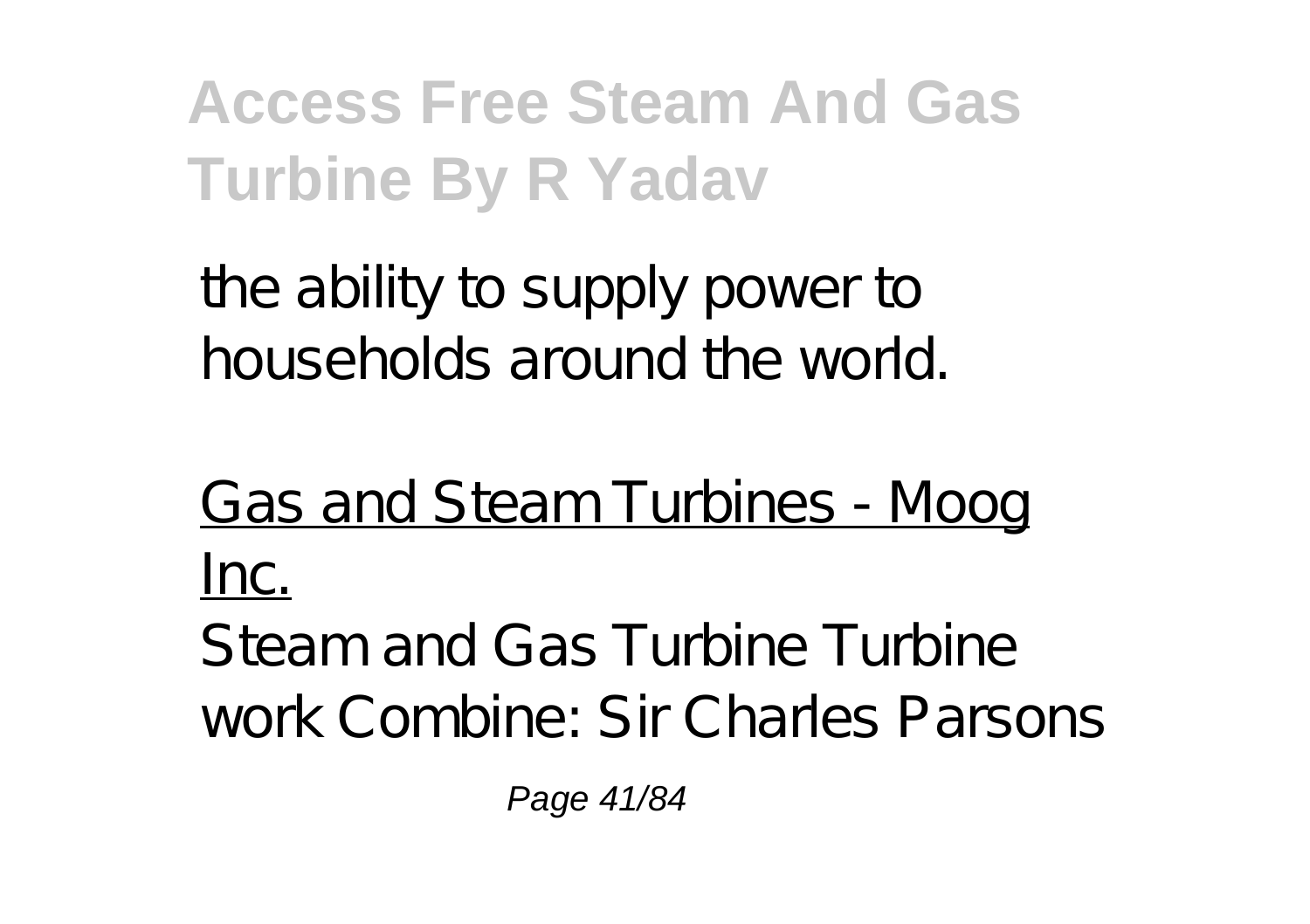the ability to supply power to households around the world.

Gas and Steam Turbines - Moog Inc.

Steam and Gas Turbine Turbine work Combine: Sir Charles Parsons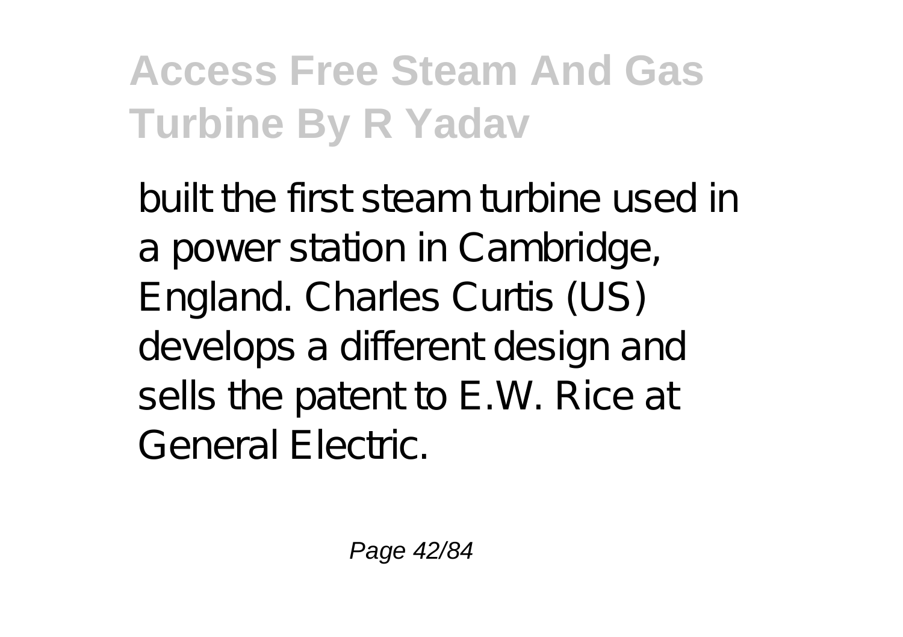built the first steam turbine used in a power station in Cambridge, England. Charles Curtis (US) develops a different design and sells the patent to E.W. Rice at General Electric.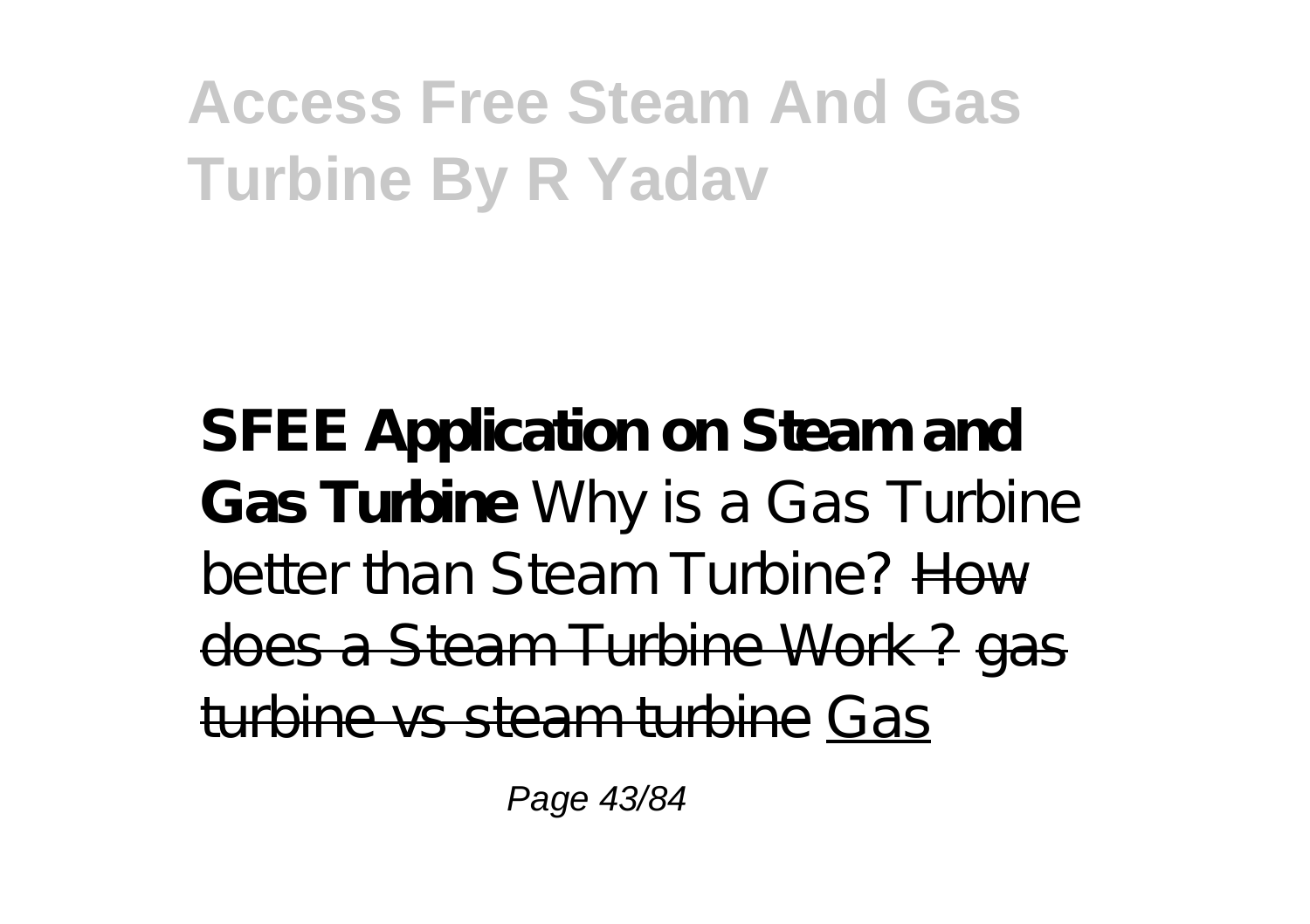**SFEE Application on Steam and Gas Turbine** Why is a Gas Turbine better than Steam Turbine? ~~How does a Steam Turbine Work ?~~ ~~gas turbine vs steam turbine~~ Gas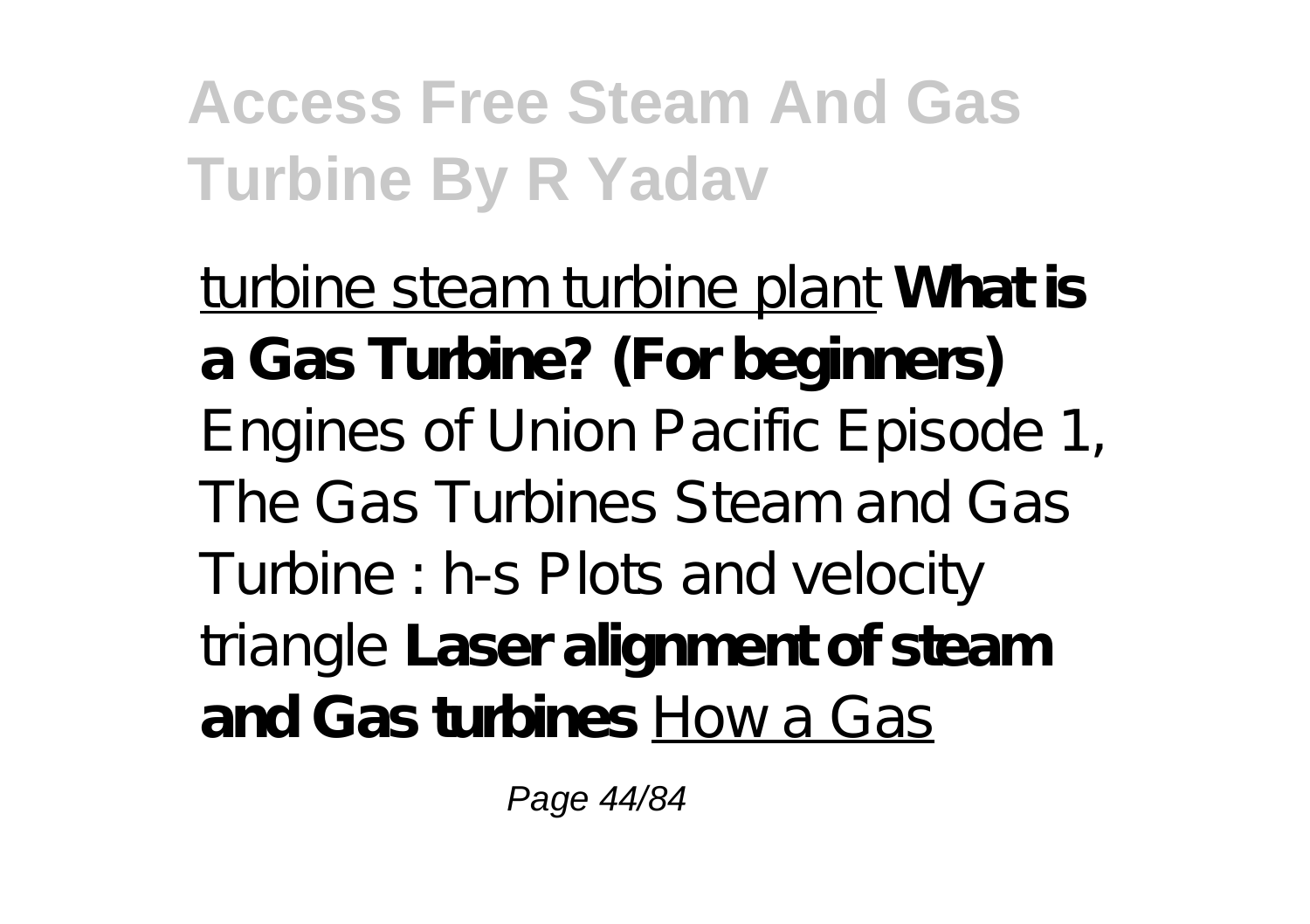turbine steam turbine plant **What is a Gas Turbine? (For beginners)** Engines of Union Pacific Episode 1, The Gas Turbines Steam and Gas Turbine : h-s Plots and velocity triangle **Laser alignment of steam and Gas turbines** How a Gas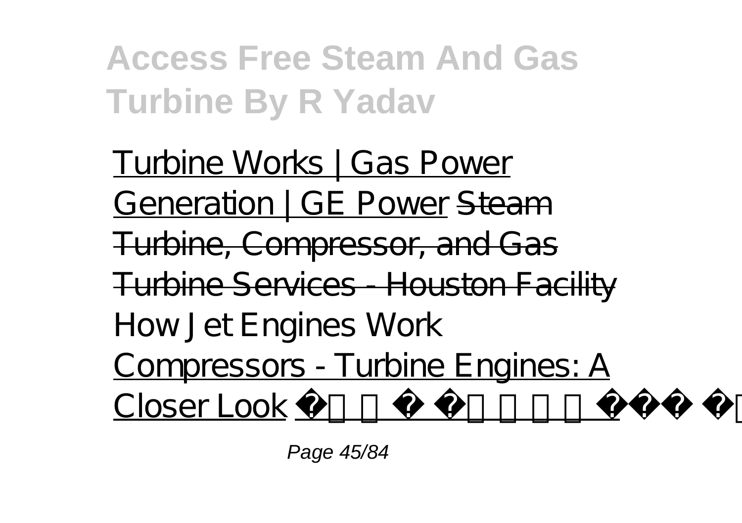Turbine Works | Gas Power Generation | GE Power ~~Steam Turbine, Compressor, and Gas Turbine Services - Houston Facility~~ *How Jet Engines Work* Compressors - Turbine Engines: A Closer Look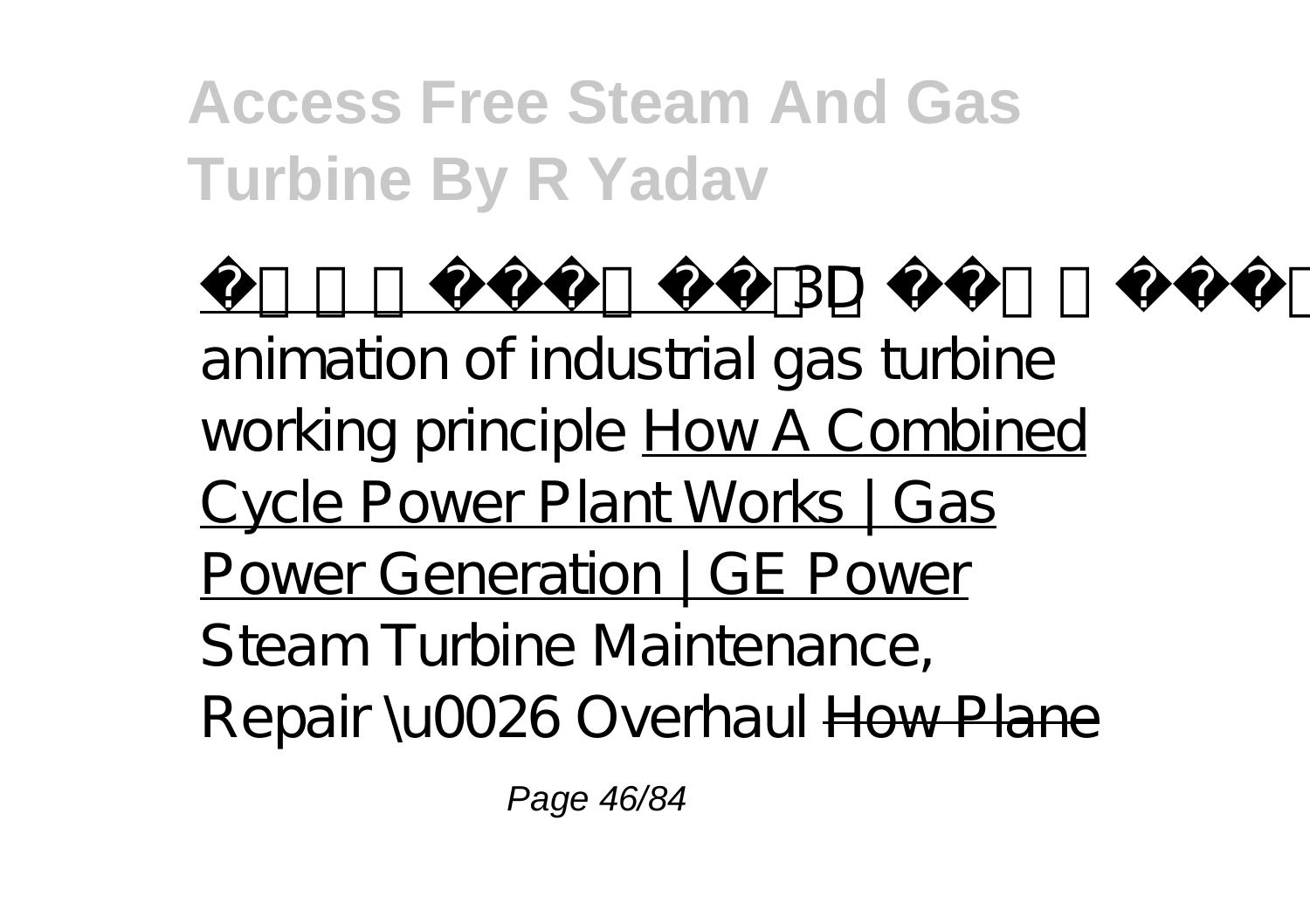????????? 3D ?????? animation of industrial gas turbine working principle How A Combined Cycle Power Plant Works | Gas Power Generation | GE Power Steam Turbine Maintenance, Repair \u0026 Overhaul ~~How Plane~~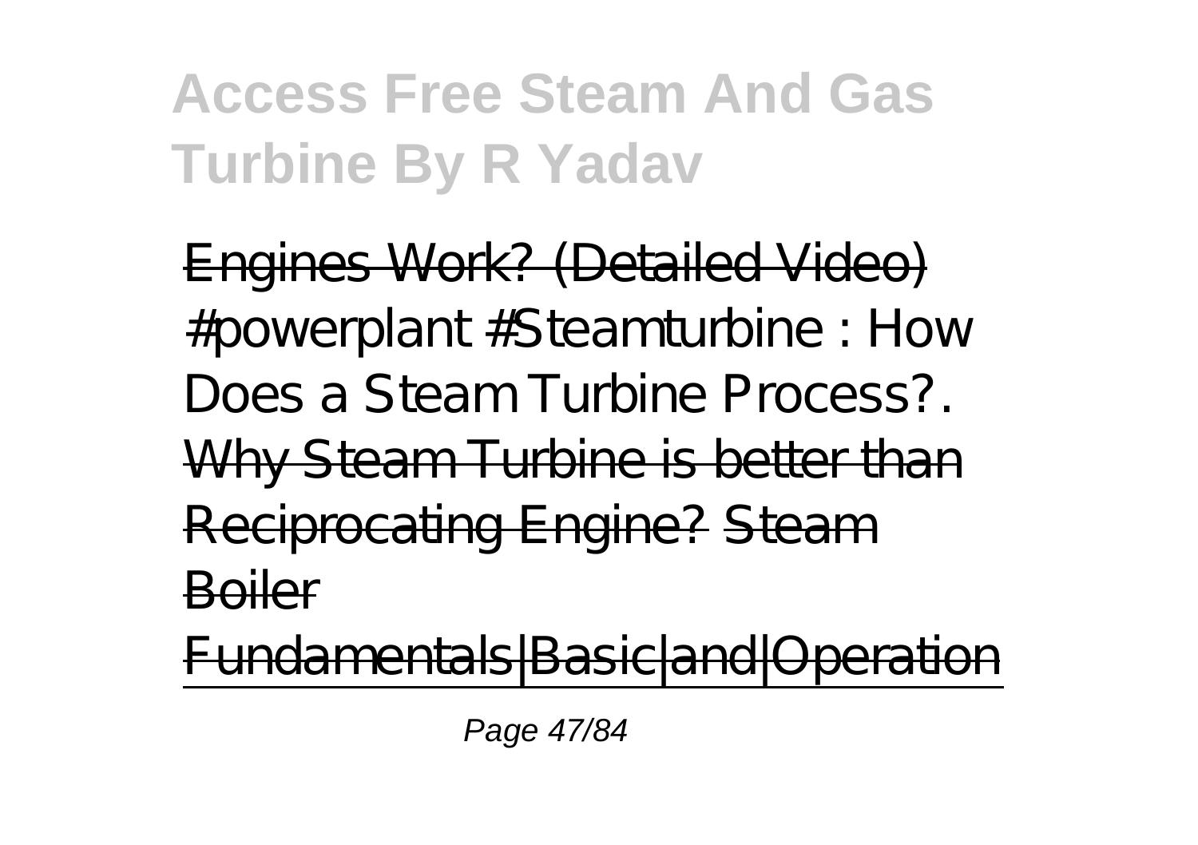Engines Work? (Detailed Video) *#powerplant #Steamturbine : How Does a Steam Turbine Process?.* Why Steam Turbine is better than Reciprocating Engine? Steam Boiler Fundamentals|Basic|and|Operation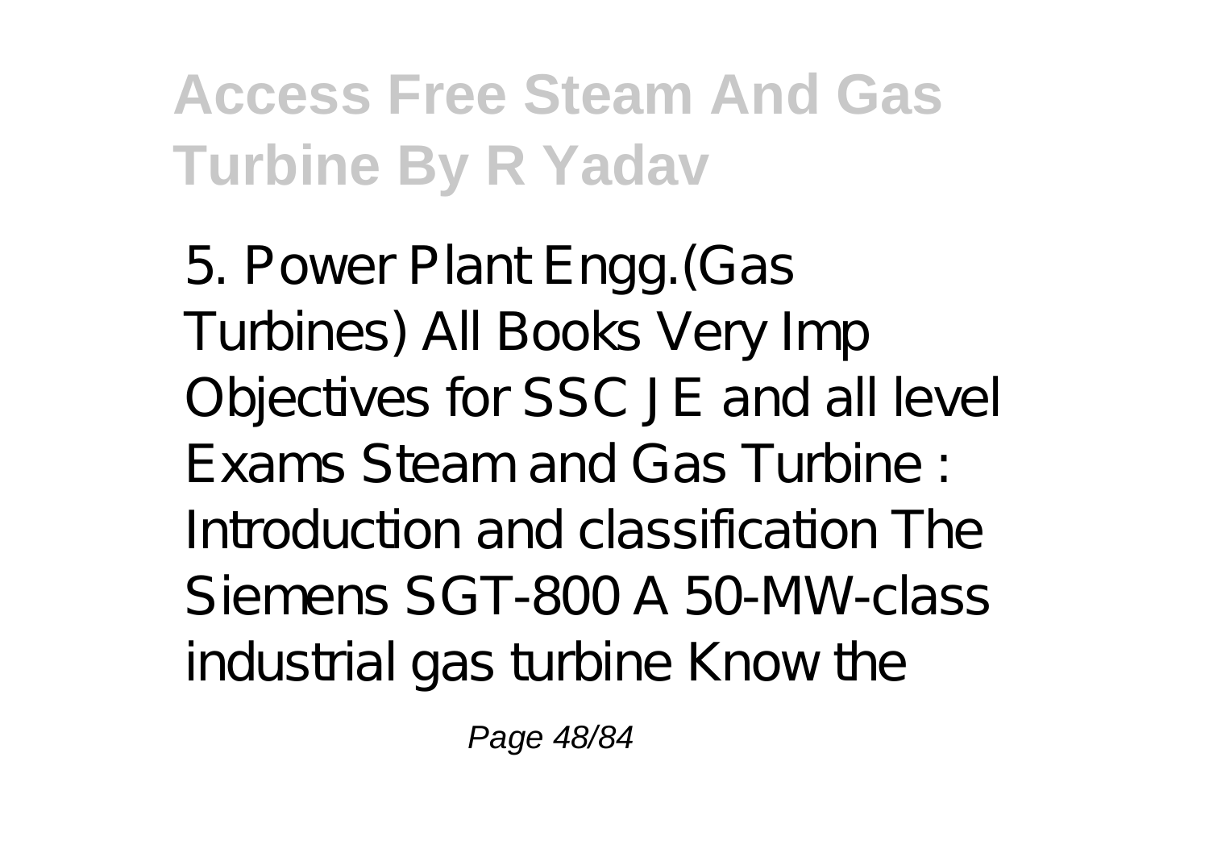5. Power Plant Engg.(Gas Turbines) All Books Very Imp Objectives for SSC JE and all level Exams Steam and Gas Turbine : Introduction and classification The Siemens SGT-800 A 50-MW-class industrial gas turbine Know the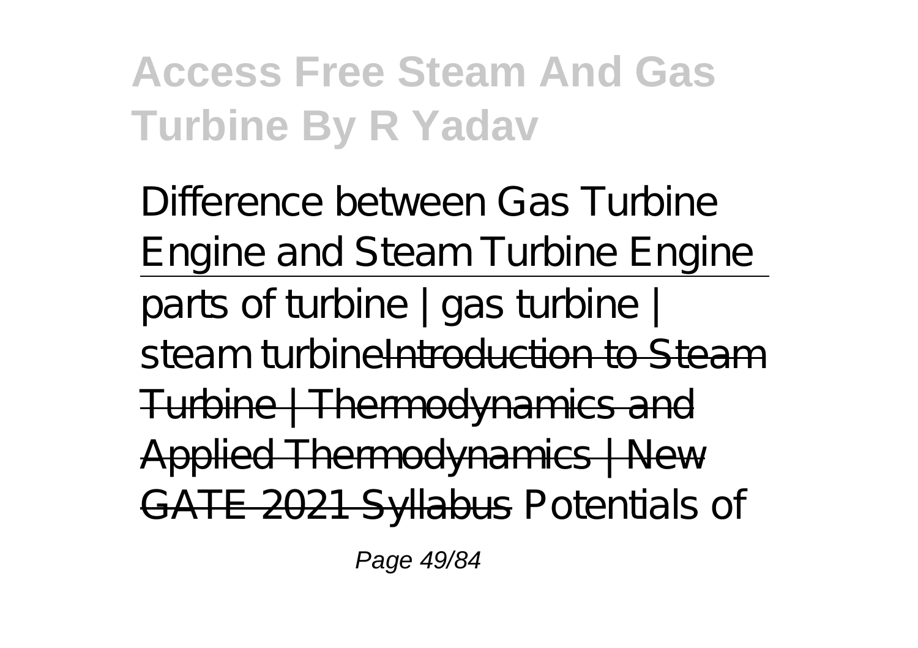Difference between Gas Turbine Engine and Steam Turbine Engine

parts of turbine | gas turbine | steam turbine~~Introduction to Steam Turbine | Thermodynamics and Applied Thermodynamics | New GATE 2021 Syllabus~~ Potentials of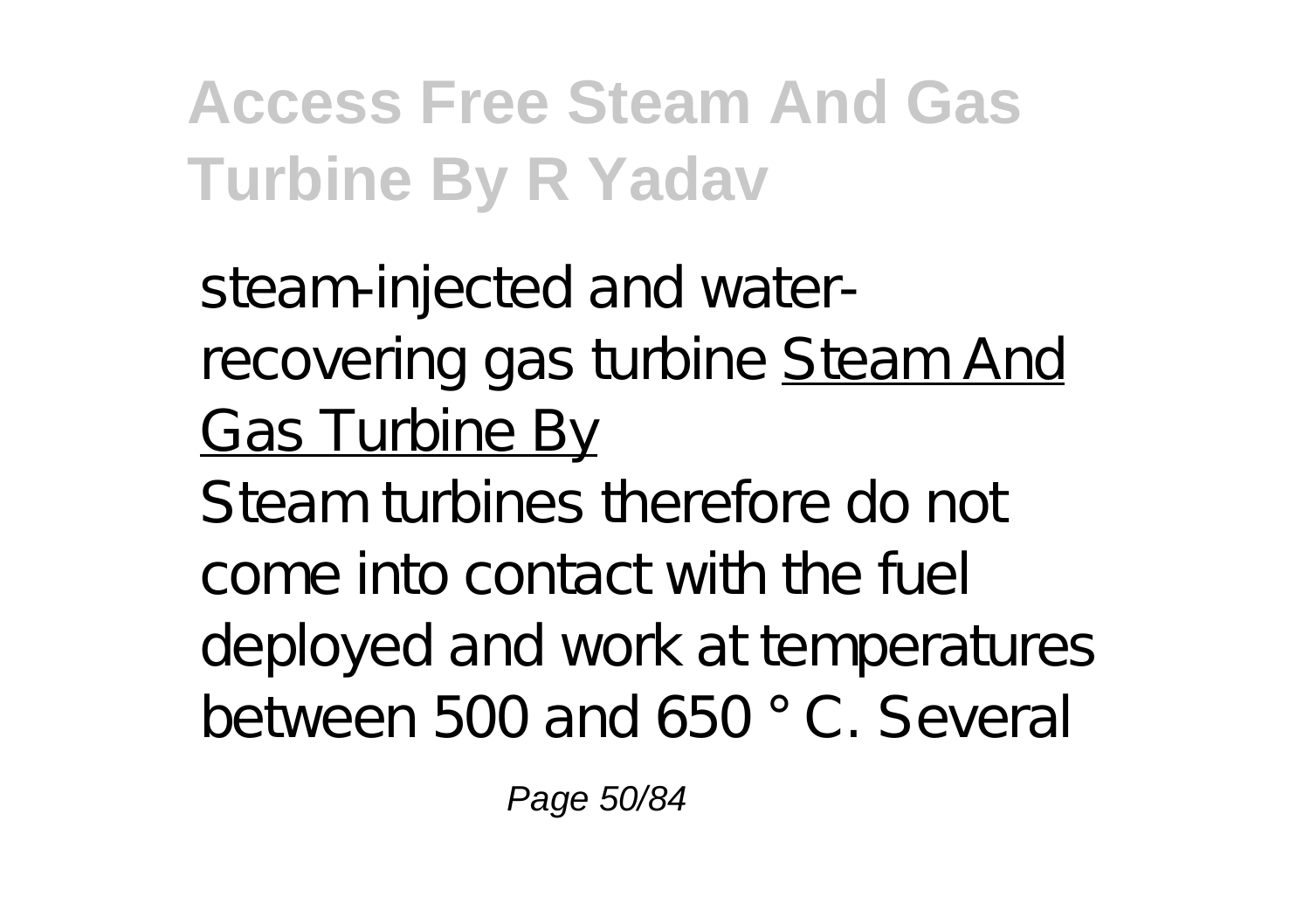steam-injected and water-recovering gas turbine Steam And Gas Turbine By

Steam turbines therefore do not come into contact with the fuel deployed and work at temperatures between 500 and 650 ° C. Several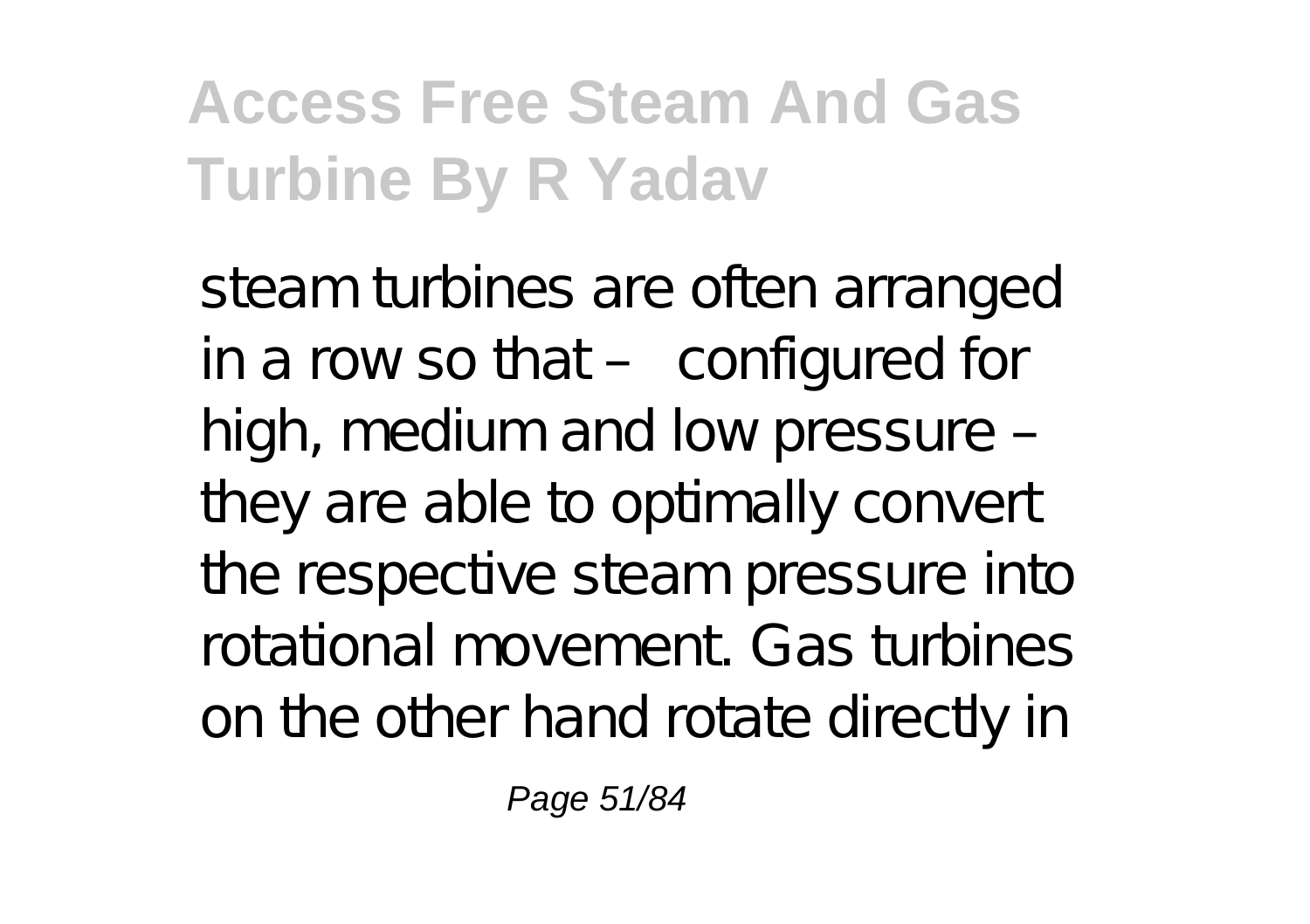steam turbines are often arranged in a row so that – configured for high, medium and low pressure – they are able to optimally convert the respective steam pressure into rotational movement. Gas turbines on the other hand rotate directly in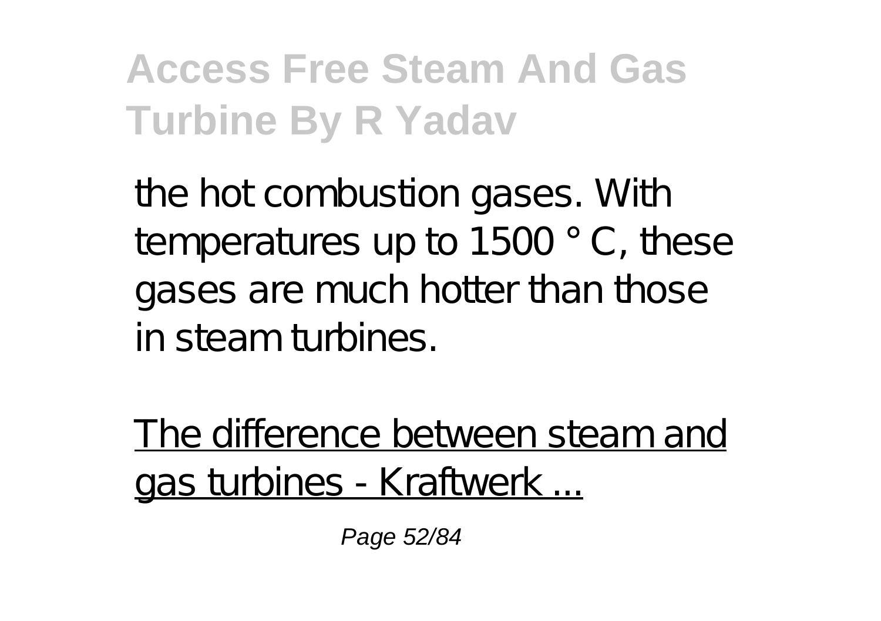the hot combustion gases. With temperatures up to 1500 °C, these gases are much hotter than those in steam turbines.

The difference between steam and gas turbines - Kraftwerk ...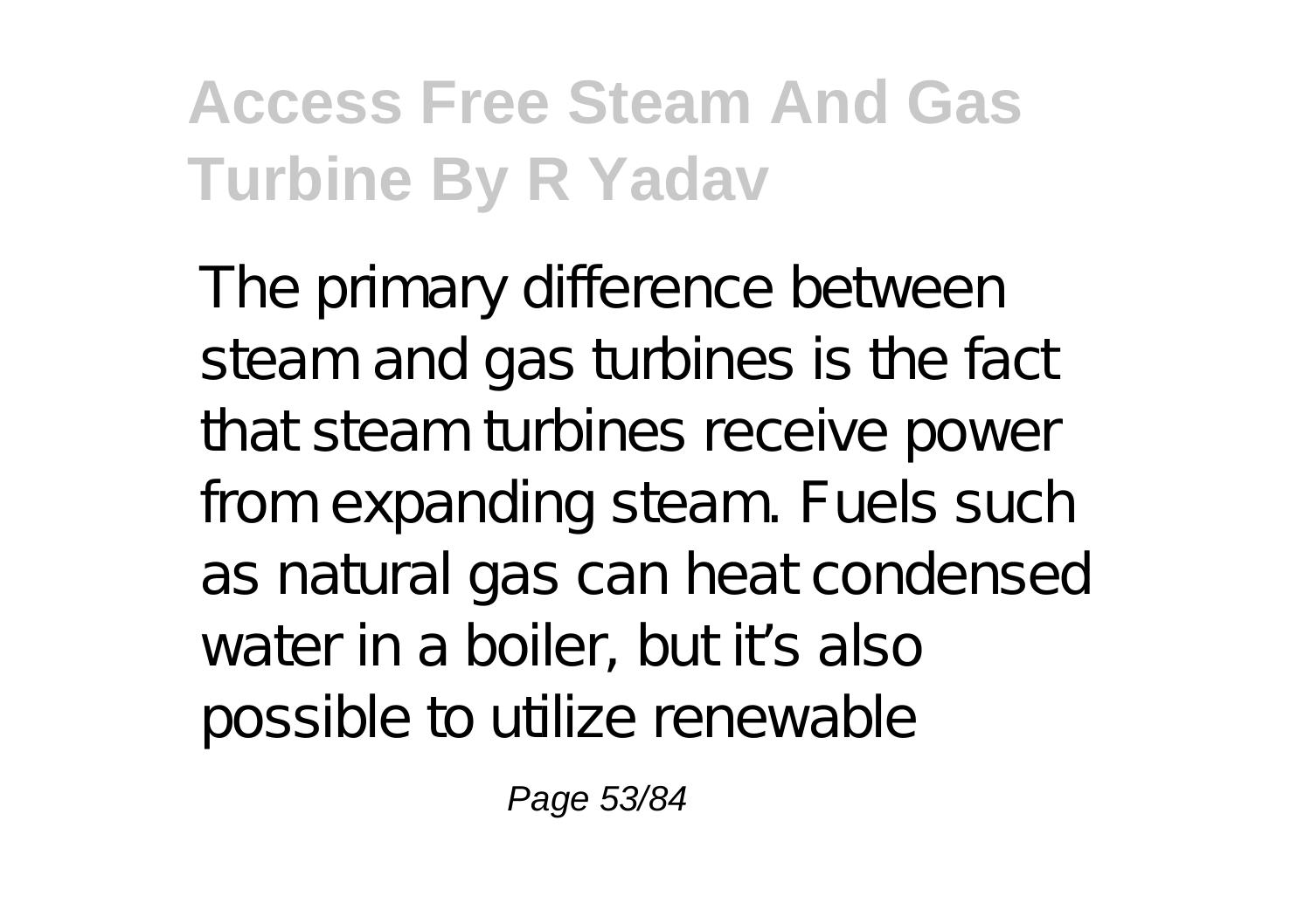The primary difference between steam and gas turbines is the fact that steam turbines receive power from expanding steam. Fuels such as natural gas can heat condensed water in a boiler, but it's also possible to utilize renewable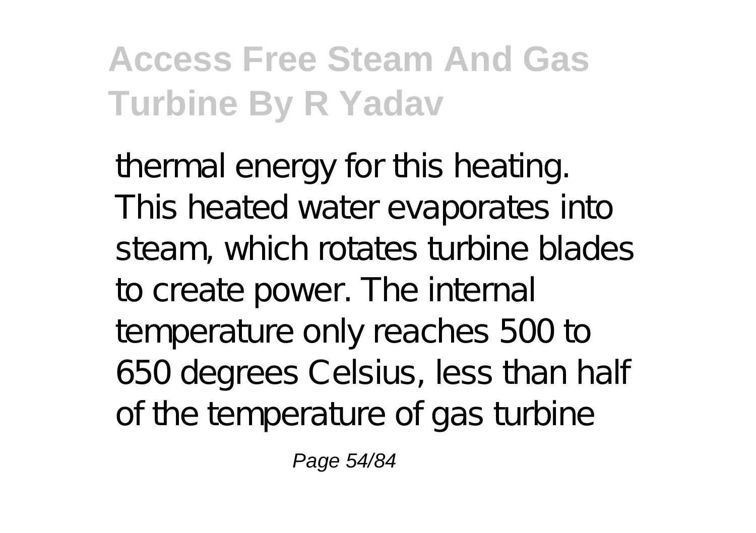thermal energy for this heating. This heated water evaporates into steam, which rotates turbine blades to create power. The internal temperature only reaches 500 to 650 degrees Celsius, less than half of the temperature of gas turbine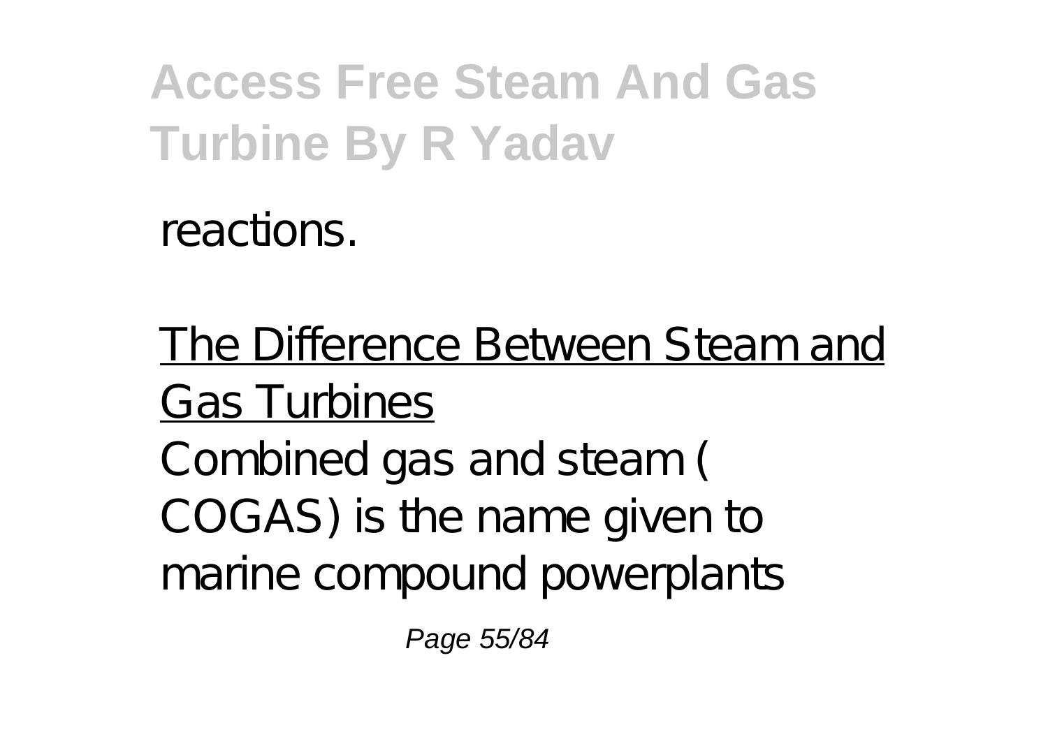reactions.

The Difference Between Steam and Gas Turbines

Combined gas and steam ( COGAS) is the name given to marine compound powerplants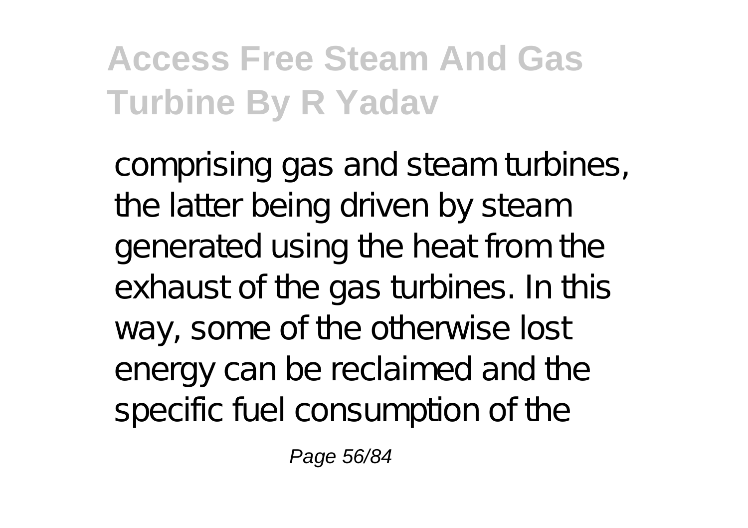comprising gas and steam turbines, the latter being driven by steam generated using the heat from the exhaust of the gas turbines. In this way, some of the otherwise lost energy can be reclaimed and the specific fuel consumption of the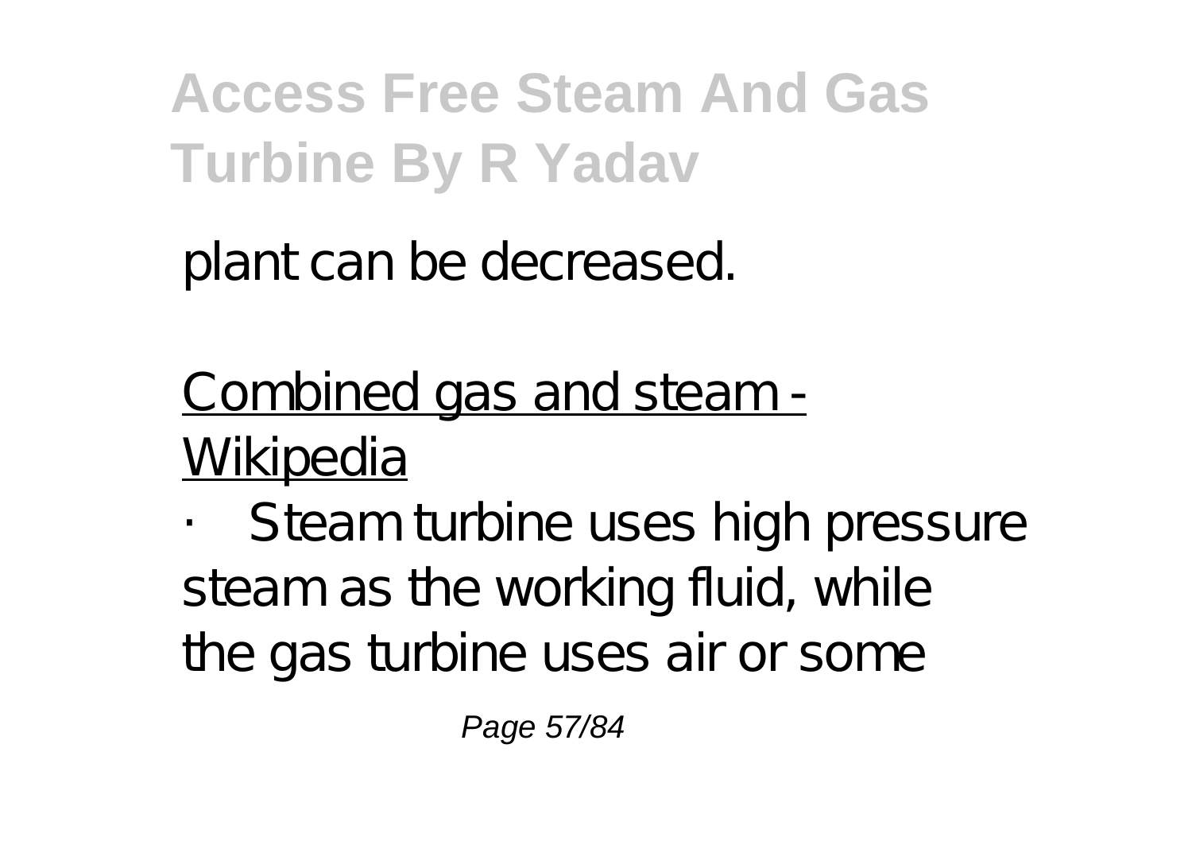plant can be decreased.

Combined gas and steam - Wikipedia

· Steam turbine uses high pressure steam as the working fluid, while the gas turbine uses air or some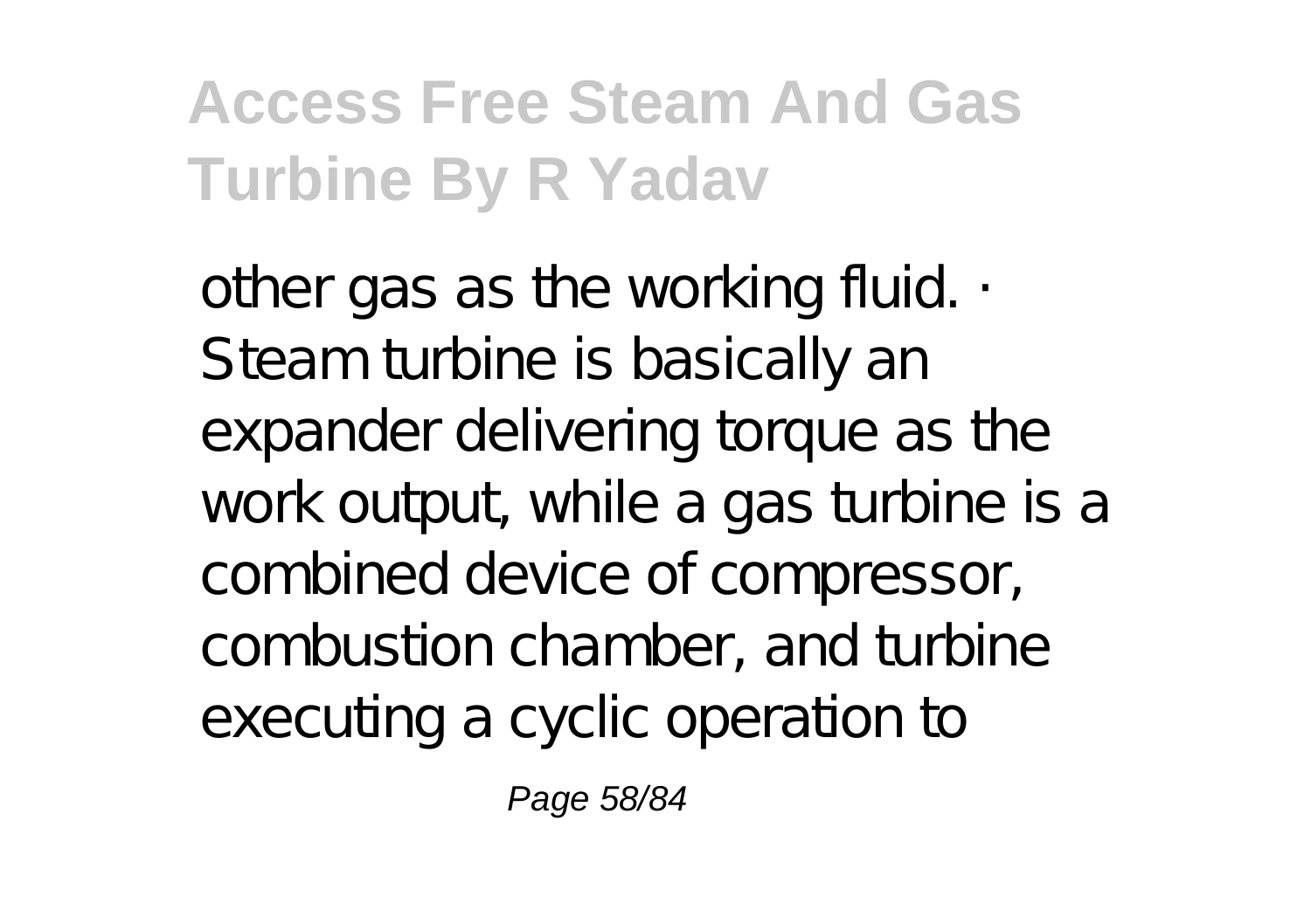other gas as the working fluid. · Steam turbine is basically an expander delivering torque as the work output, while a gas turbine is a combined device of compressor, combustion chamber, and turbine executing a cyclic operation to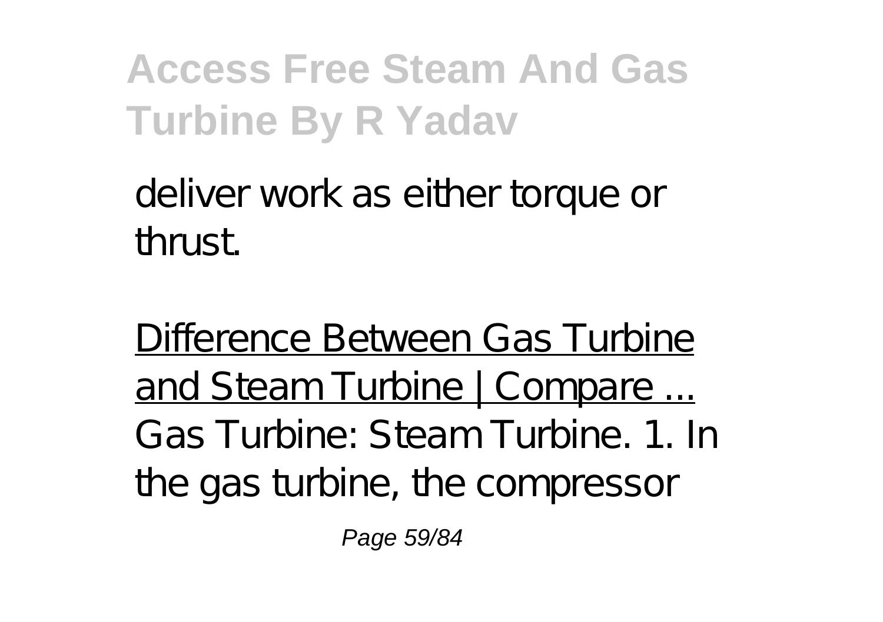deliver work as either torque or thrust.

Difference Between Gas Turbine and Steam Turbine | Compare ...
Gas Turbine: Steam Turbine. 1. In the gas turbine, the compressor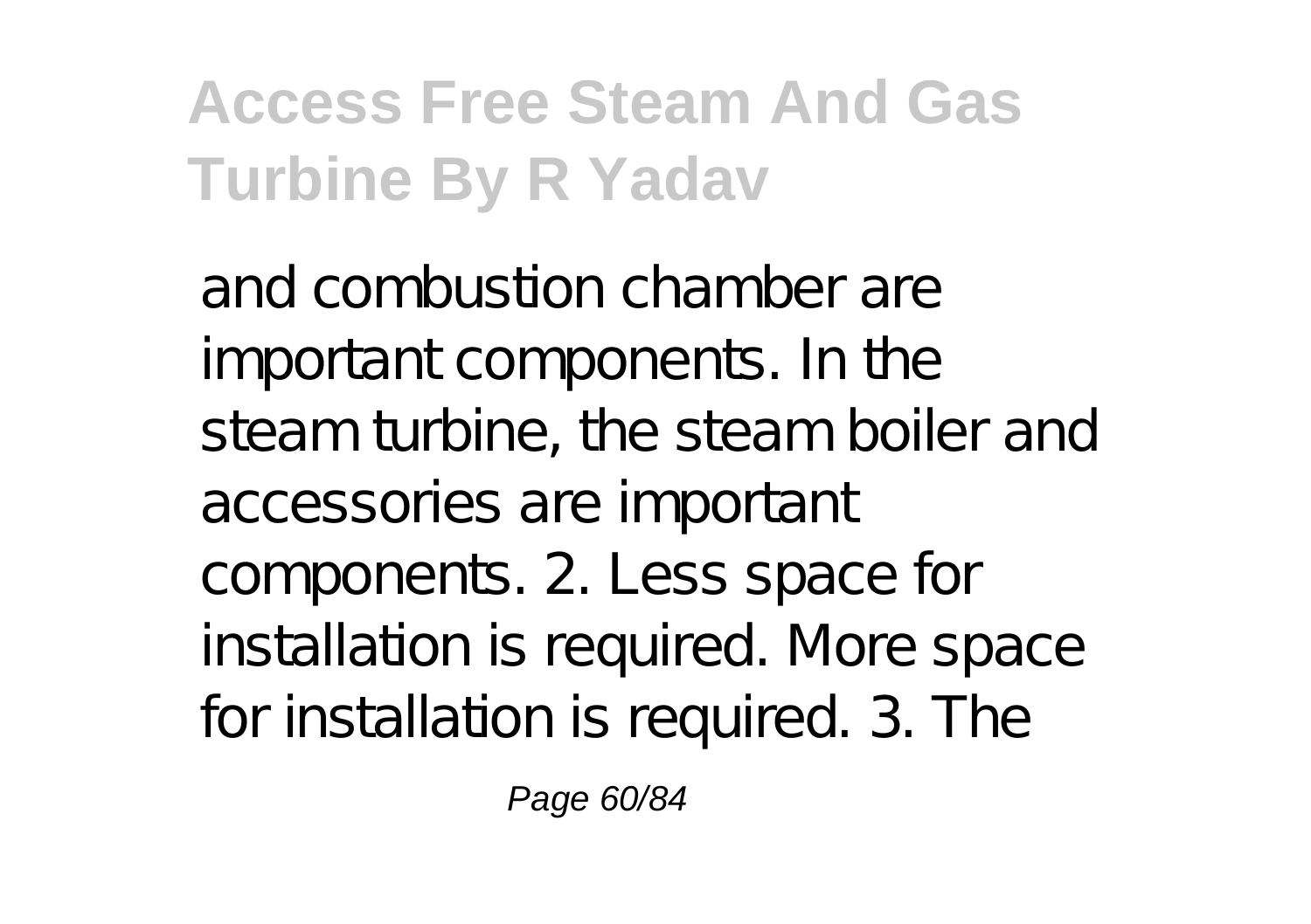and combustion chamber are important components. In the steam turbine, the steam boiler and accessories are important components. 2. Less space for installation is required. More space for installation is required. 3. The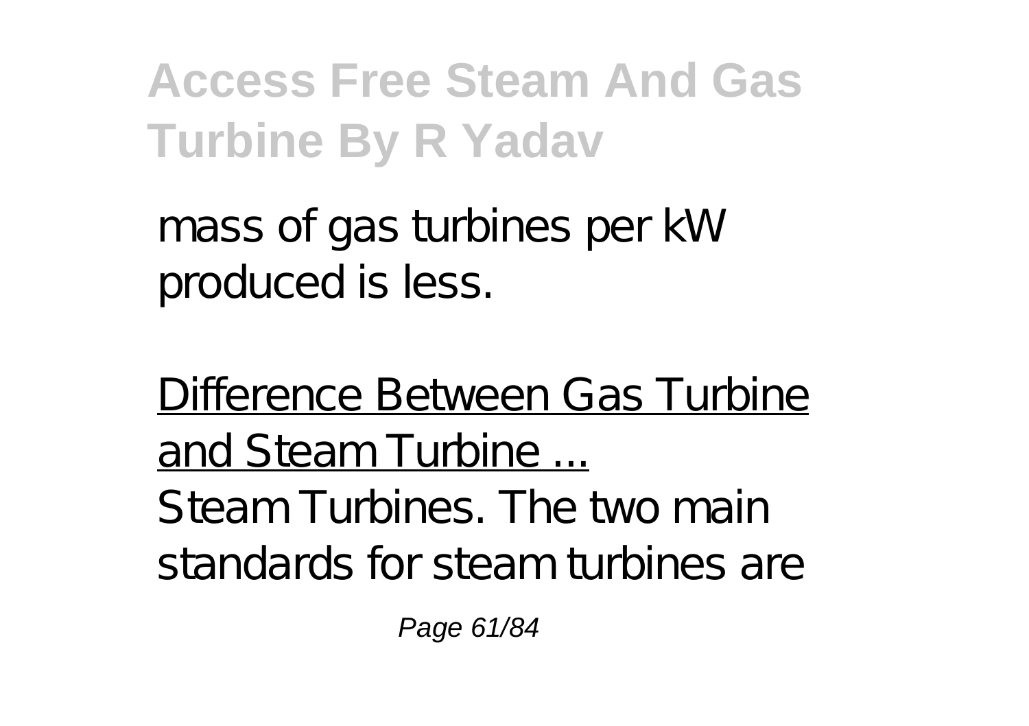mass of gas turbines per kW produced is less.

Difference Between Gas Turbine and Steam Turbine ...

Steam Turbines. The two main standards for steam turbines are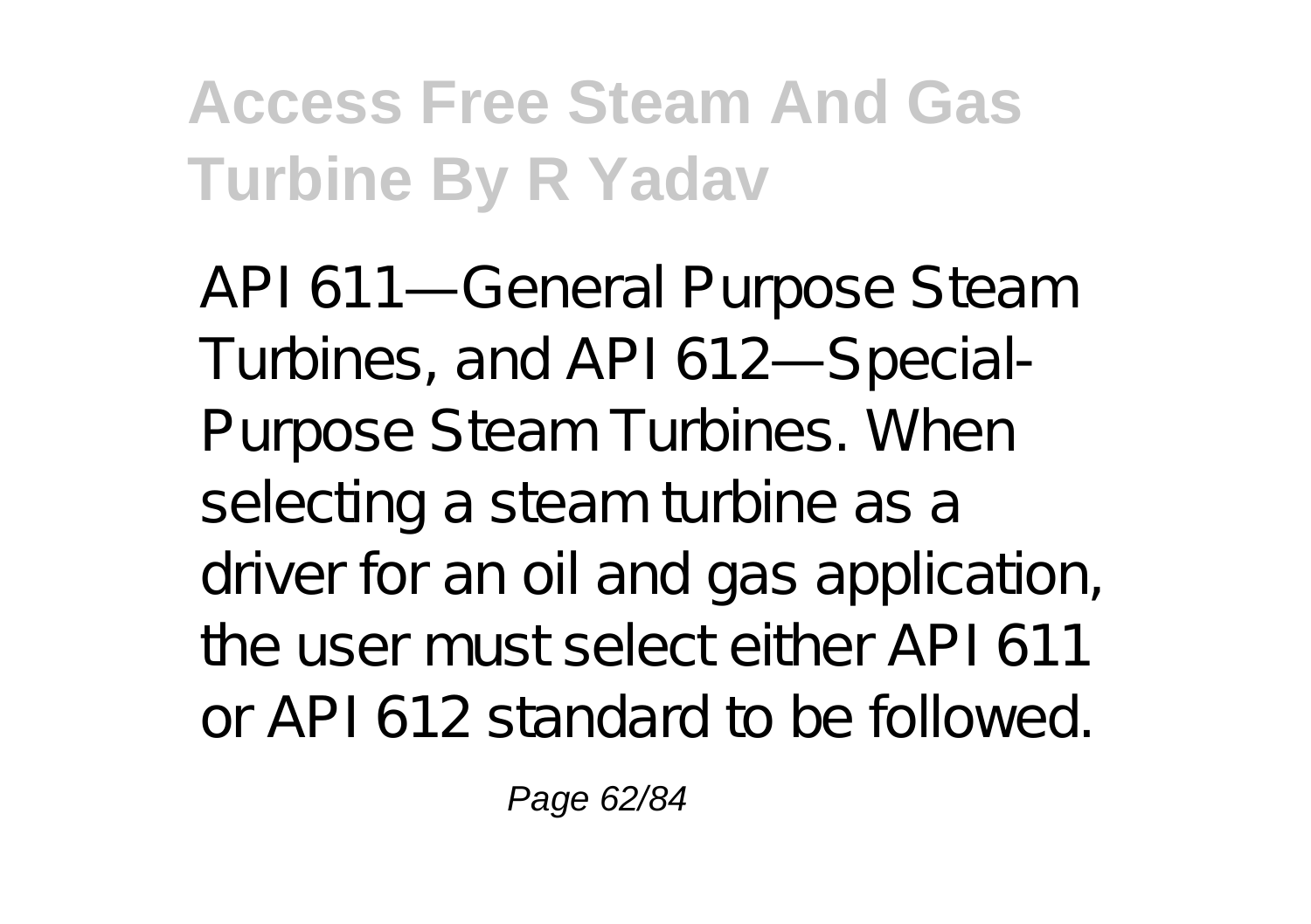API 611—General Purpose Steam Turbines, and API 612—Special-Purpose Steam Turbines. When selecting a steam turbine as a driver for an oil and gas application, the user must select either API 611 or API 612 standard to be followed.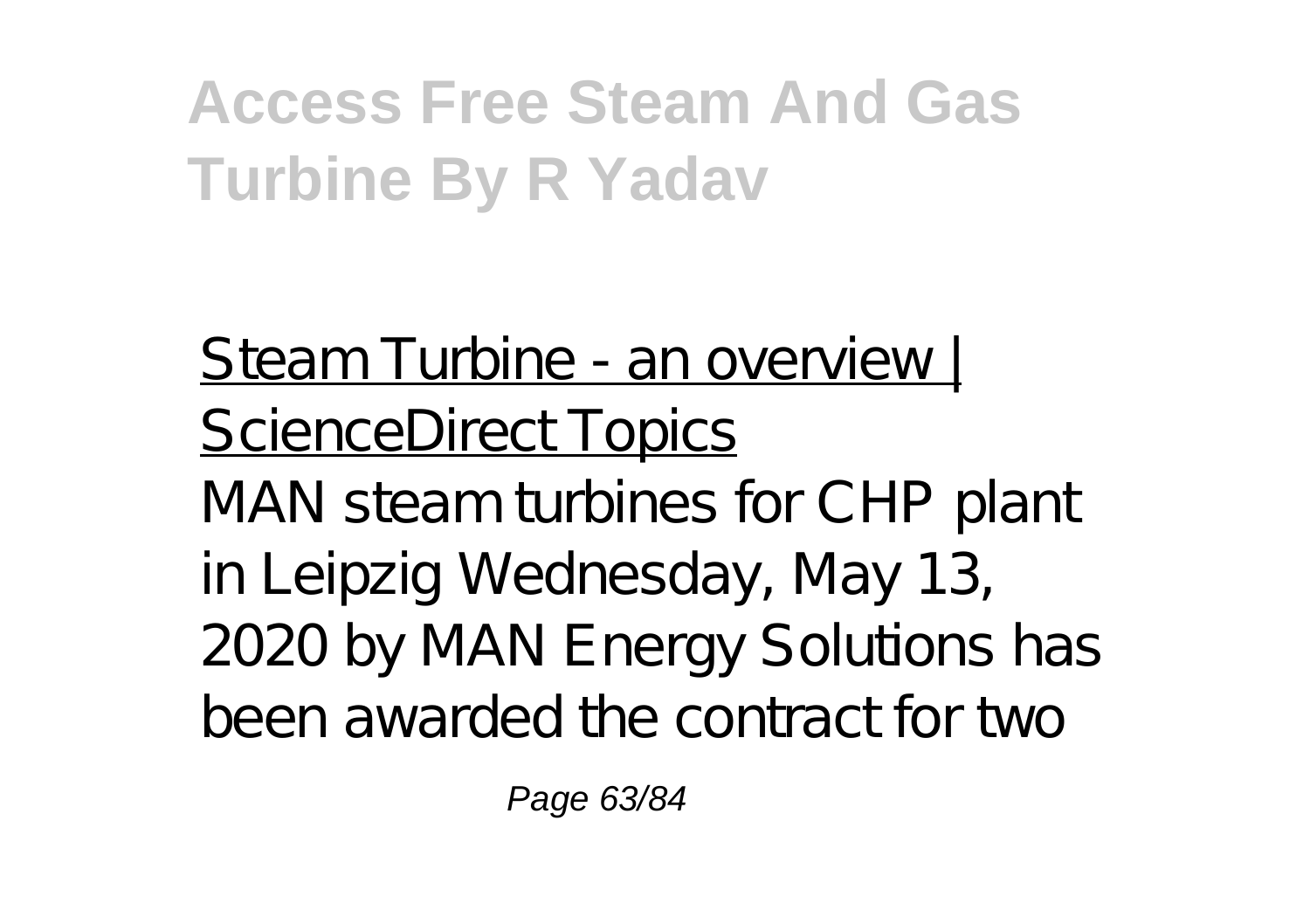Steam Turbine - an overview | ScienceDirect Topics

MAN steam turbines for CHP plant in Leipzig Wednesday, May 13, 2020 by MAN Energy Solutions has been awarded the contract for two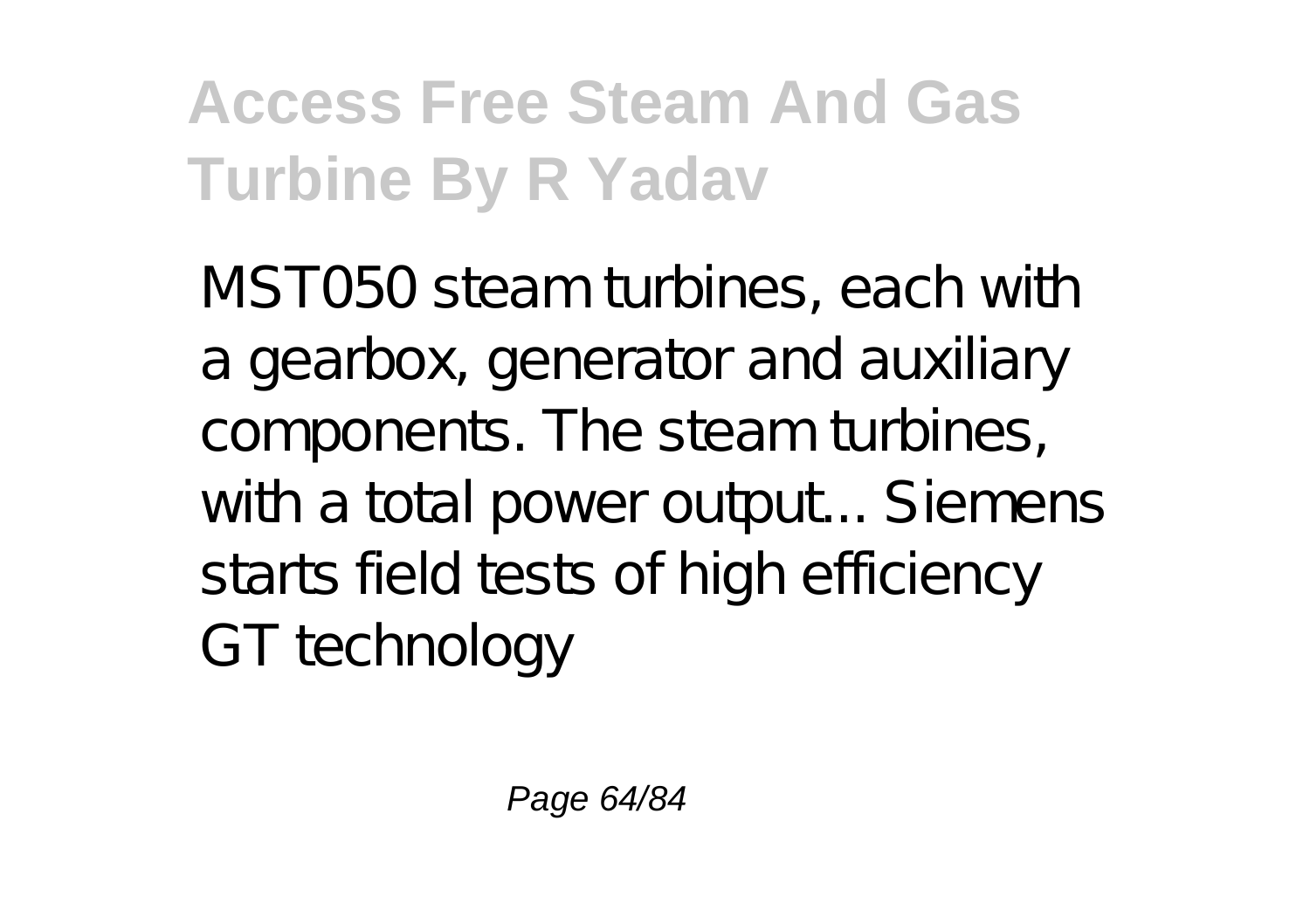MST050 steam turbines, each with a gearbox, generator and auxiliary components. The steam turbines, with a total power output... Siemens starts field tests of high efficiency GT technology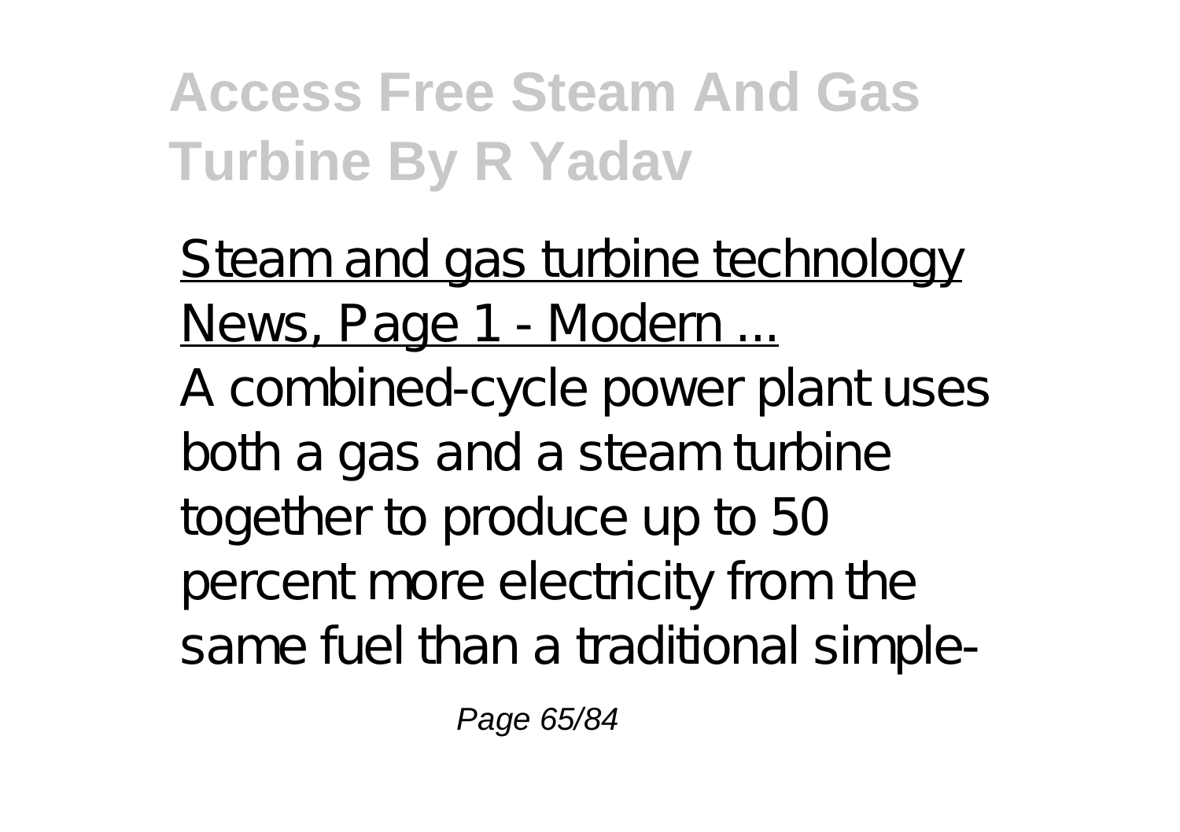Steam and gas turbine technology News, Page 1 - Modern ...

A combined-cycle power plant uses both a gas and a steam turbine together to produce up to 50 percent more electricity from the same fuel than a traditional simple-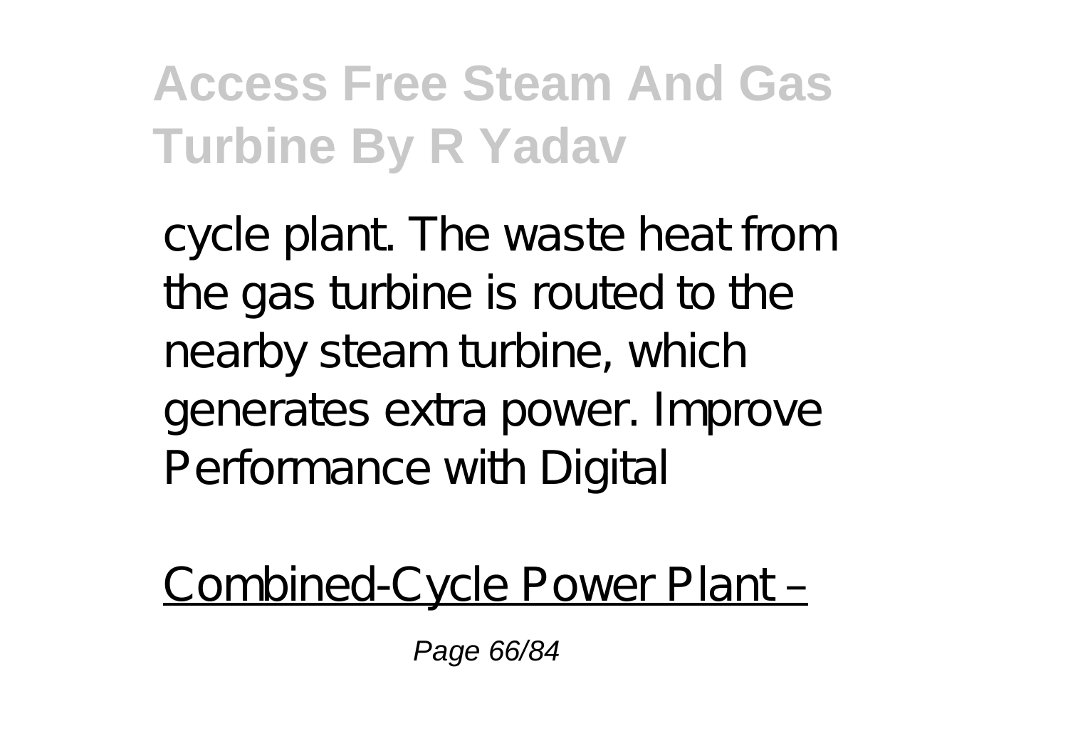cycle plant. The waste heat from the gas turbine is routed to the nearby steam turbine, which generates extra power. Improve Performance with Digital

Combined-Cycle Power Plant –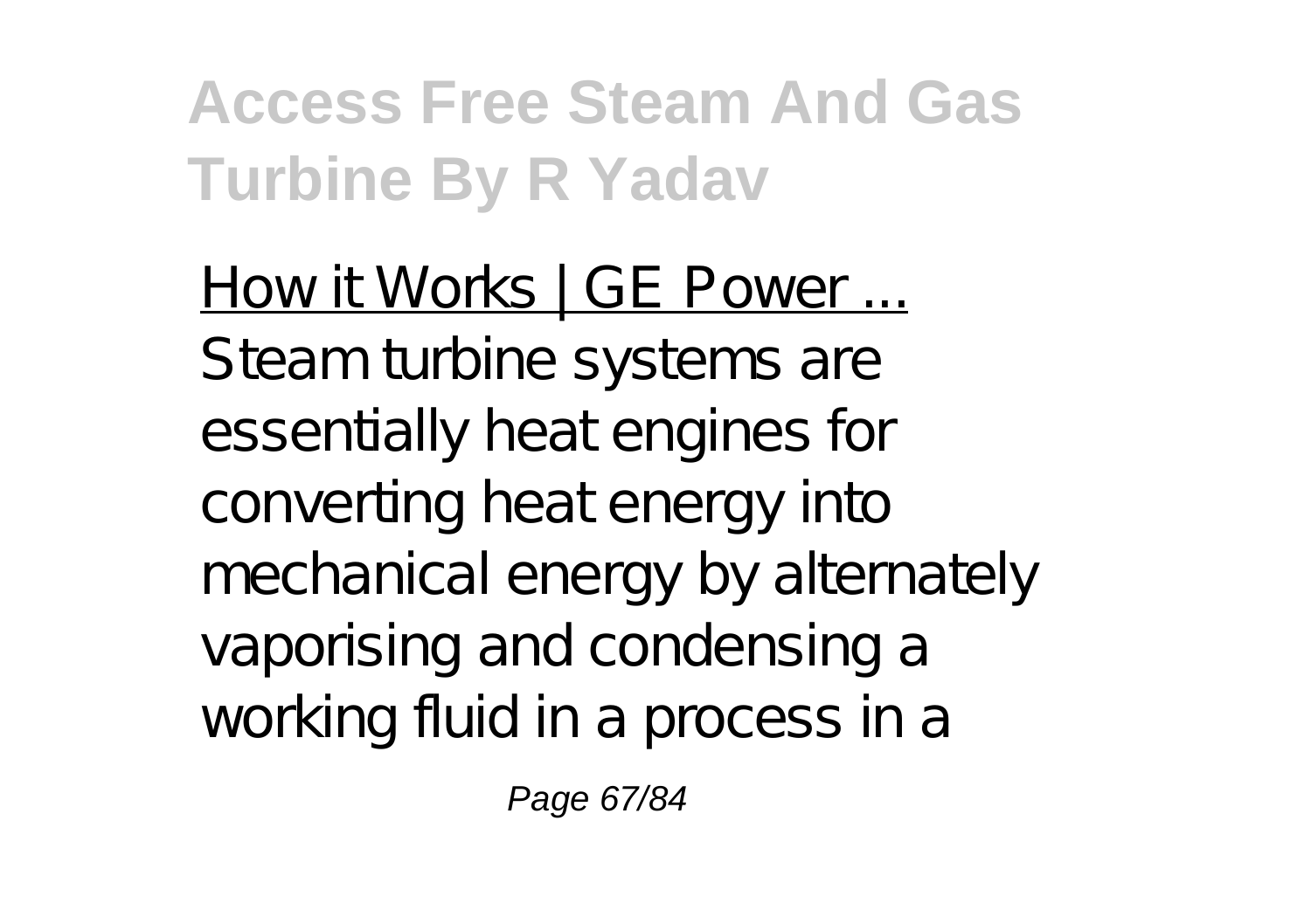How it Works | GE Power ...

Steam turbine systems are essentially heat engines for converting heat energy into mechanical energy by alternately vaporising and condensing a working fluid in a process in a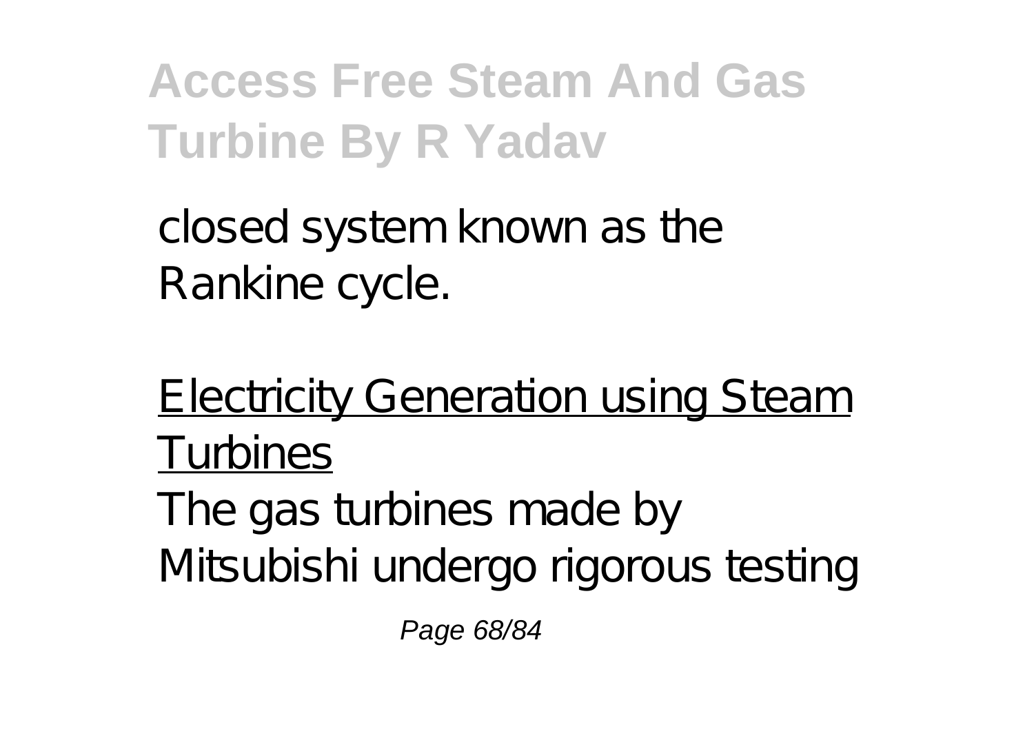closed system known as the Rankine cycle.

Electricity Generation using Steam Turbines

The gas turbines made by Mitsubishi undergo rigorous testing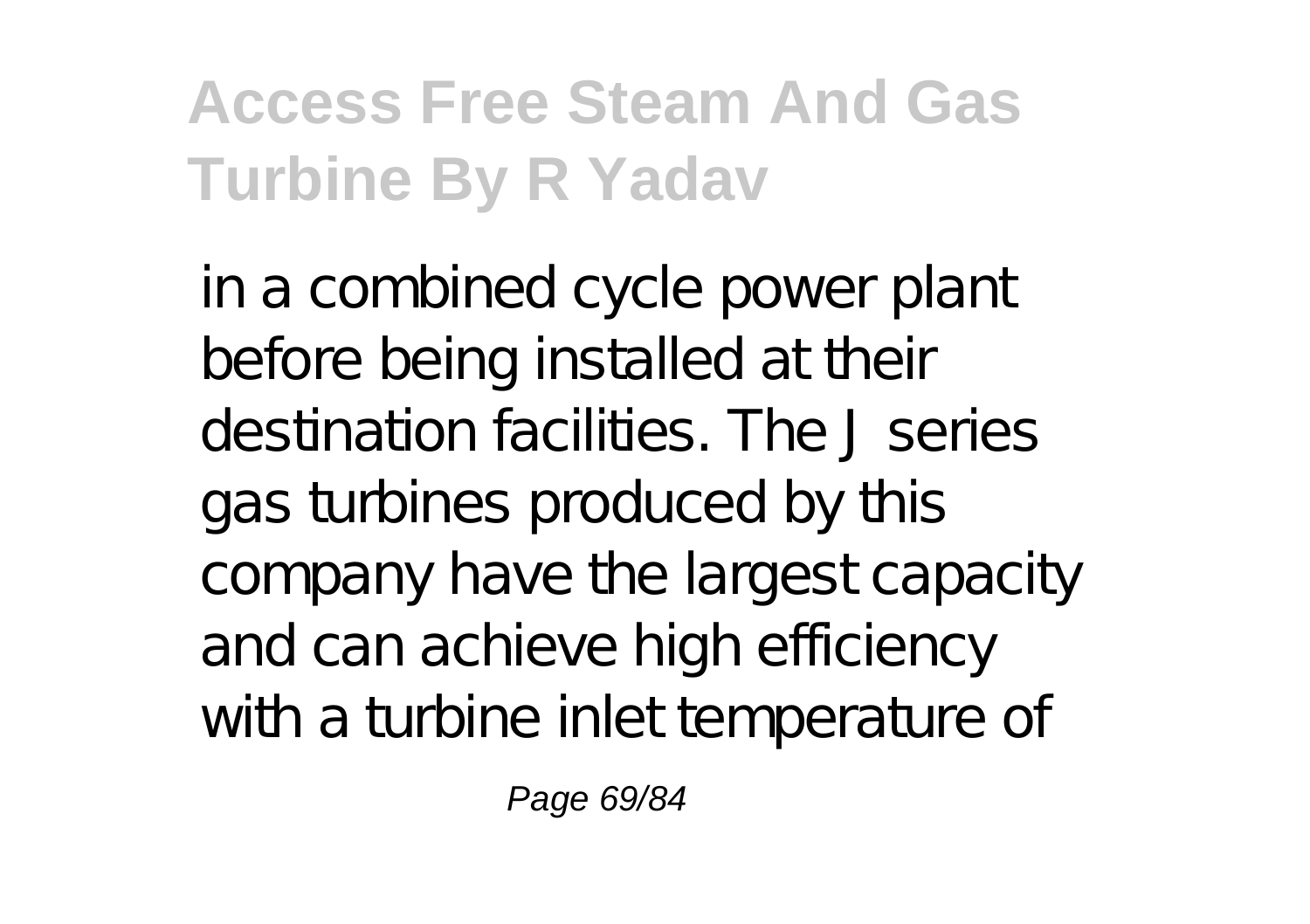in a combined cycle power plant before being installed at their destination facilities. The J series gas turbines produced by this company have the largest capacity and can achieve high efficiency with a turbine inlet temperature of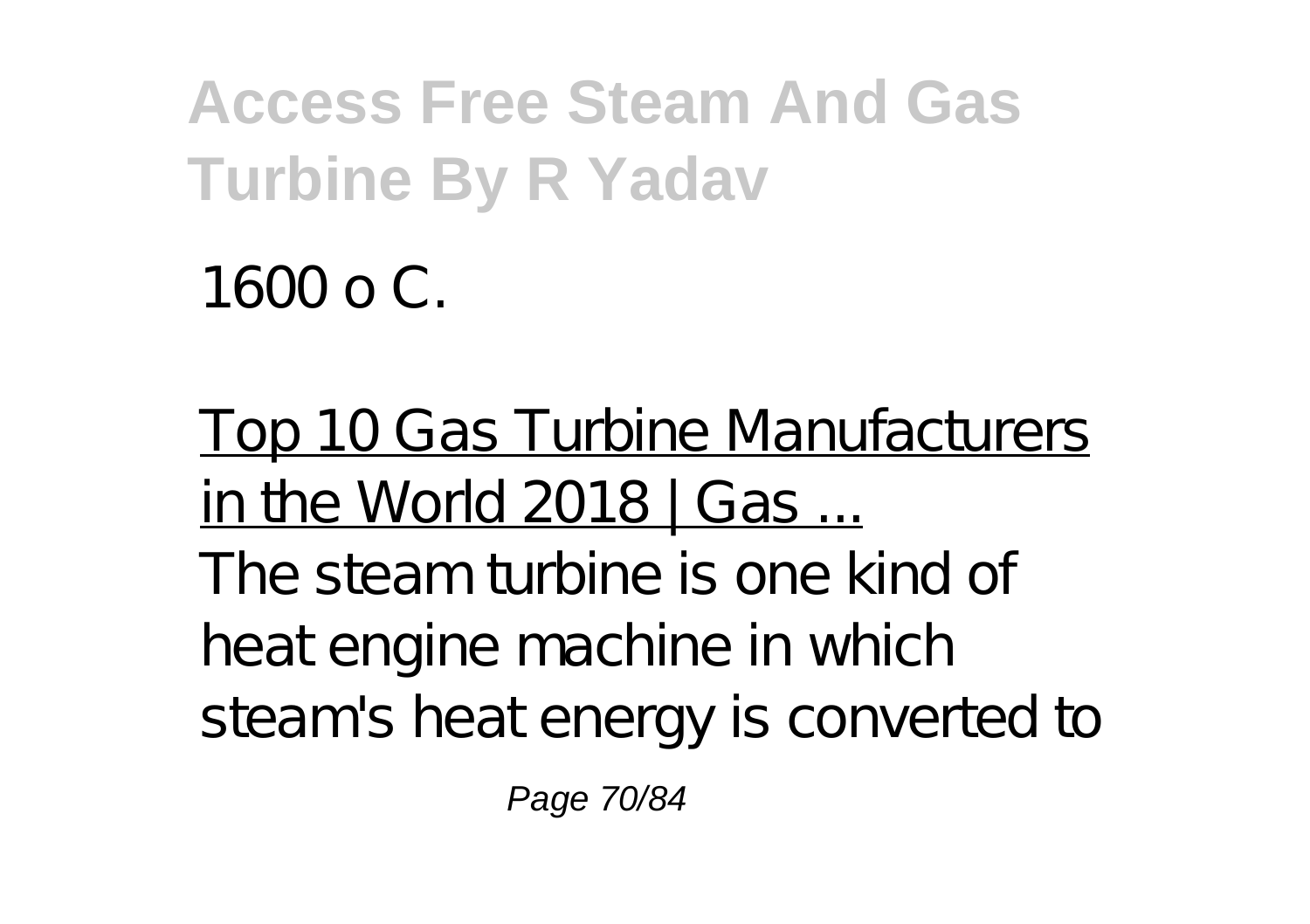1600 o C.

Top 10 Gas Turbine Manufacturers in the World 2018 | Gas ...

The steam turbine is one kind of heat engine machine in which steam's heat energy is converted to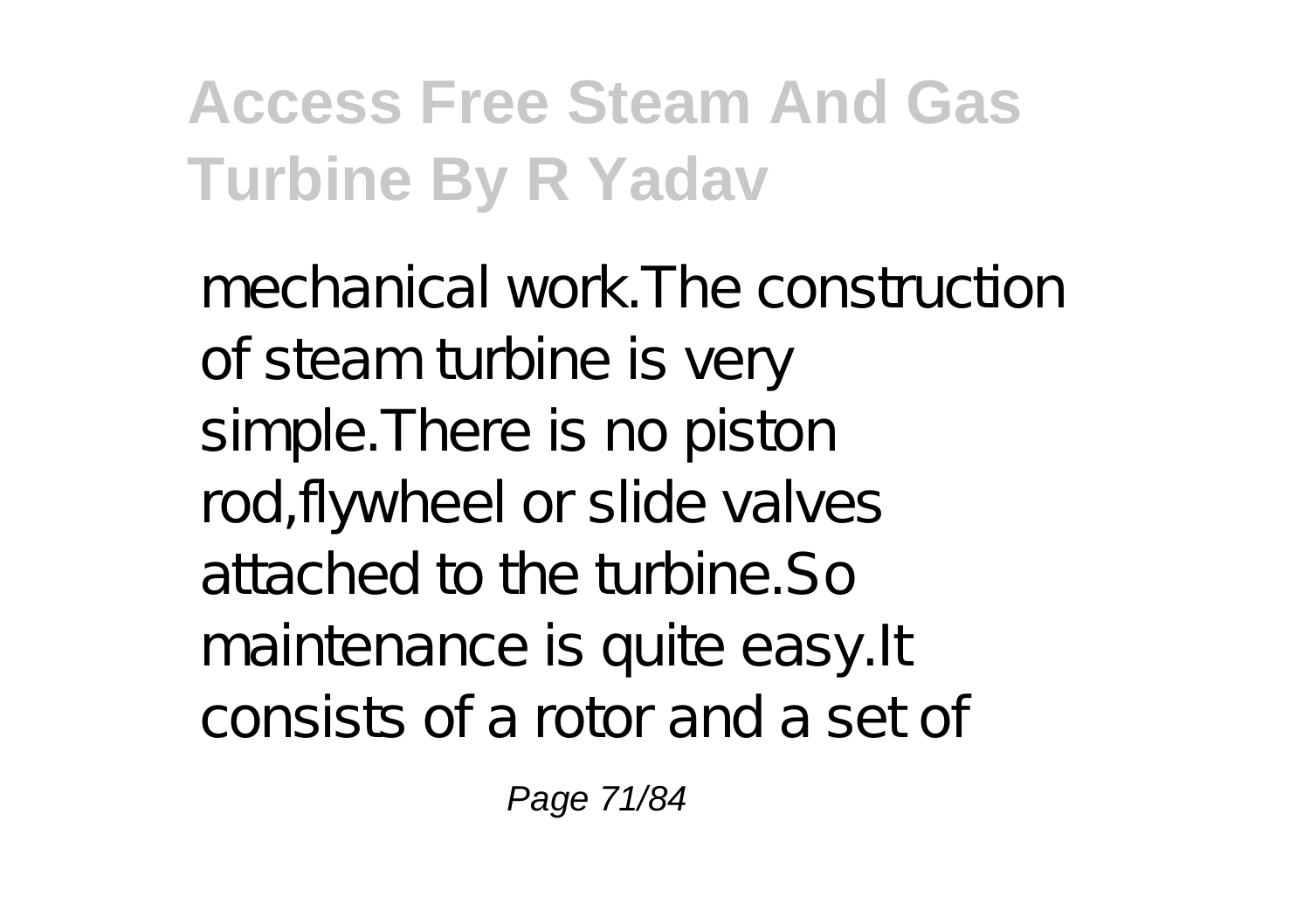mechanical work.The construction of steam turbine is very simple.There is no piston rod,flywheel or slide valves attached to the turbine.So maintenance is quite easy.It consists of a rotor and a set of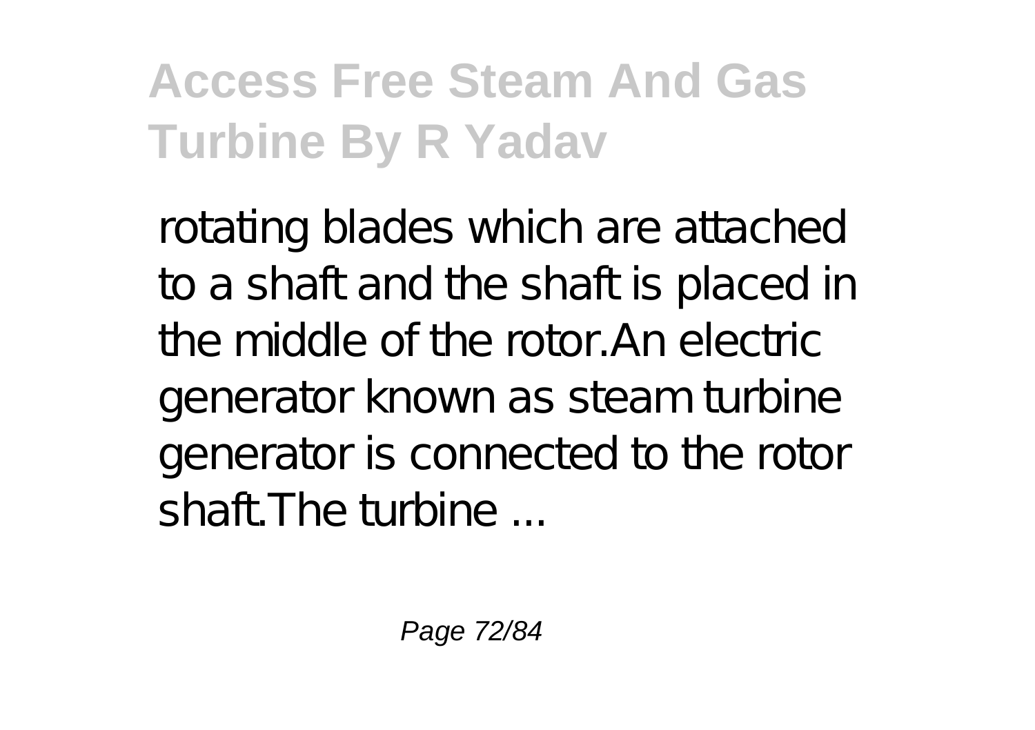rotating blades which are attached to a shaft and the shaft is placed in the middle of the rotor.An electric generator known as steam turbine generator is connected to the rotor shaft.The turbine ...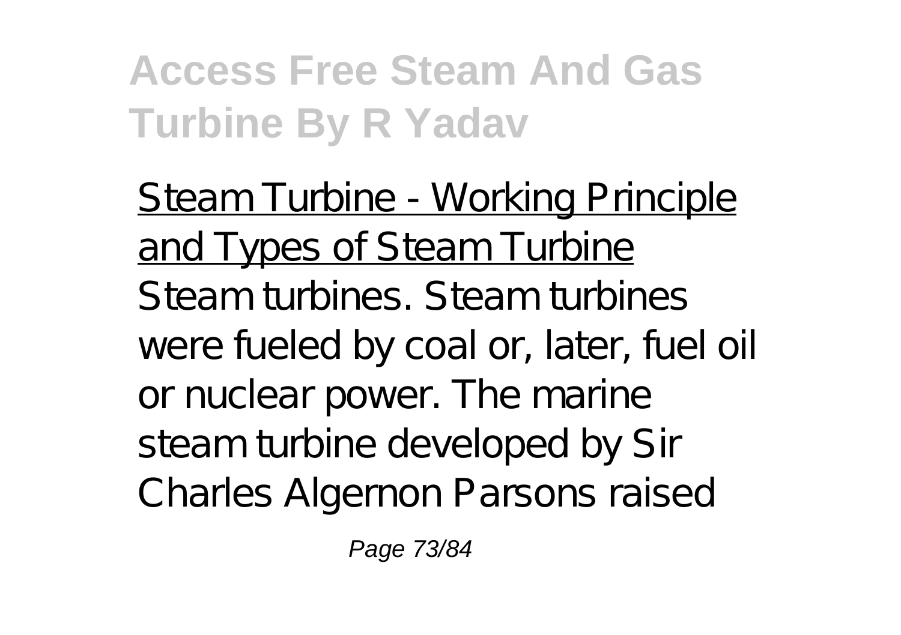Steam Turbine - Working Principle and Types of Steam Turbine

Steam turbines. Steam turbines were fueled by coal or, later, fuel oil or nuclear power. The marine steam turbine developed by Sir Charles Algernon Parsons raised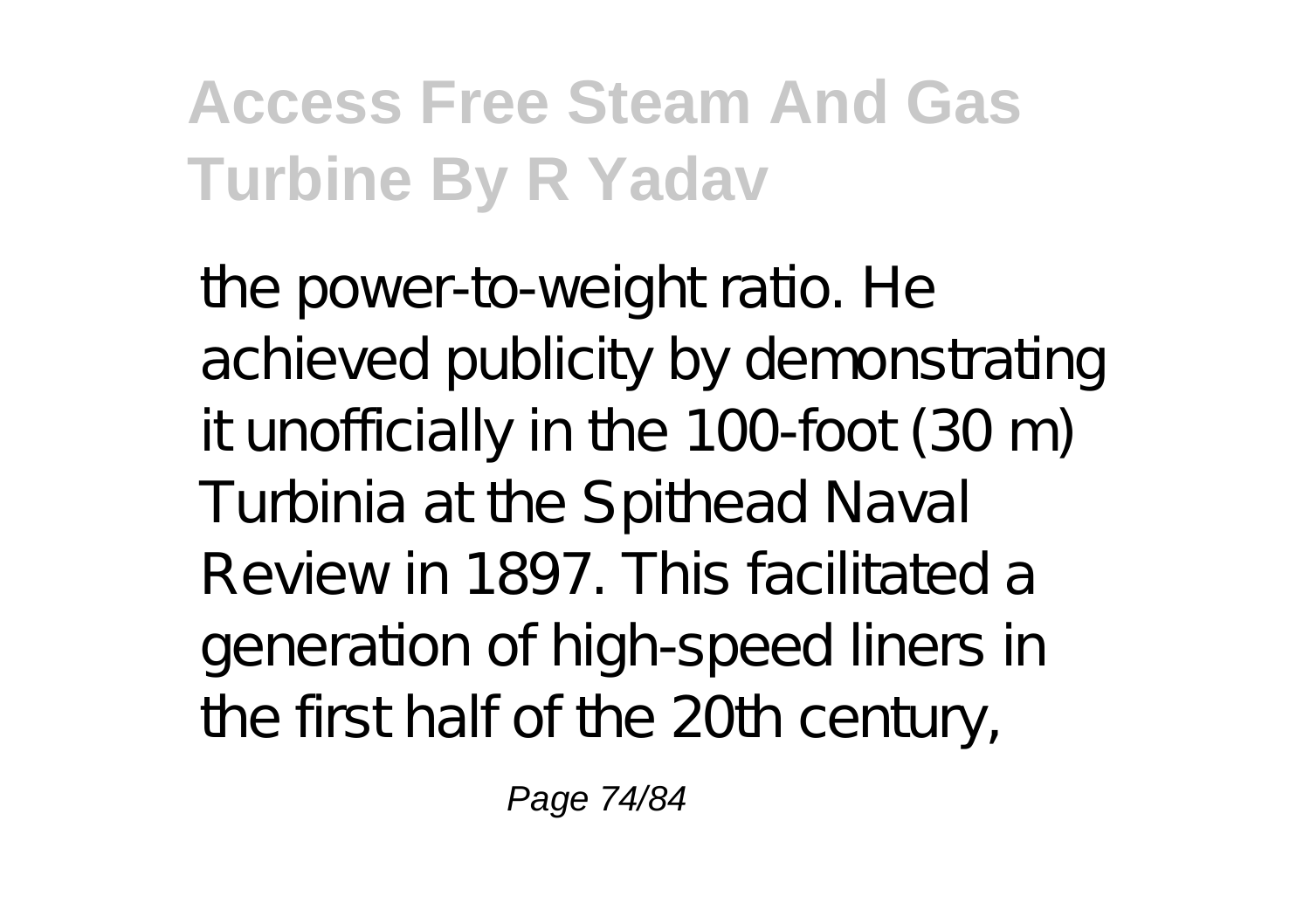the power-to-weight ratio. He achieved publicity by demonstrating it unofficially in the 100-foot (30 m) Turbinia at the Spithead Naval Review in 1897. This facilitated a generation of high-speed liners in the first half of the 20th century,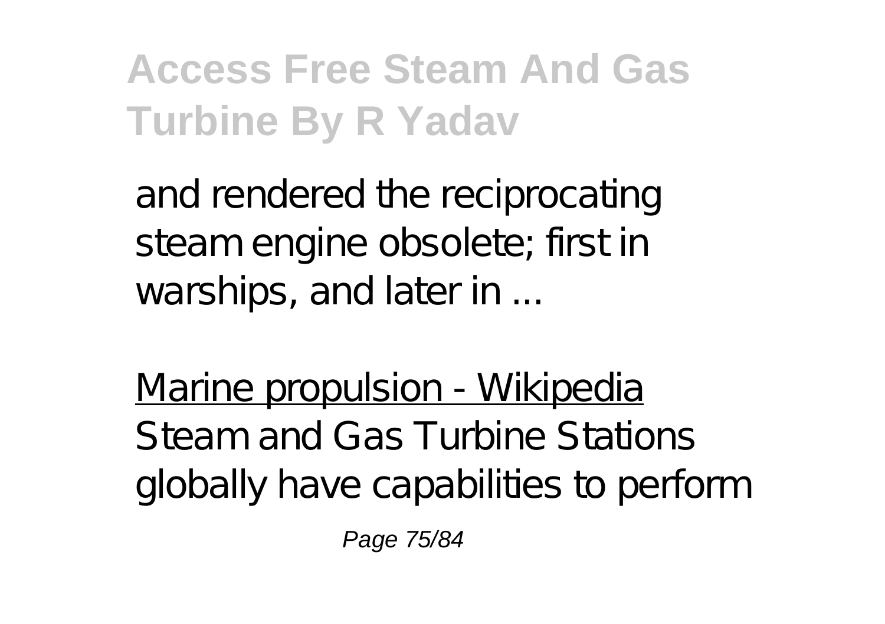and rendered the reciprocating steam engine obsolete; first in warships, and later in ...

Marine propulsion - Wikipedia

Steam and Gas Turbine Stations globally have capabilities to perform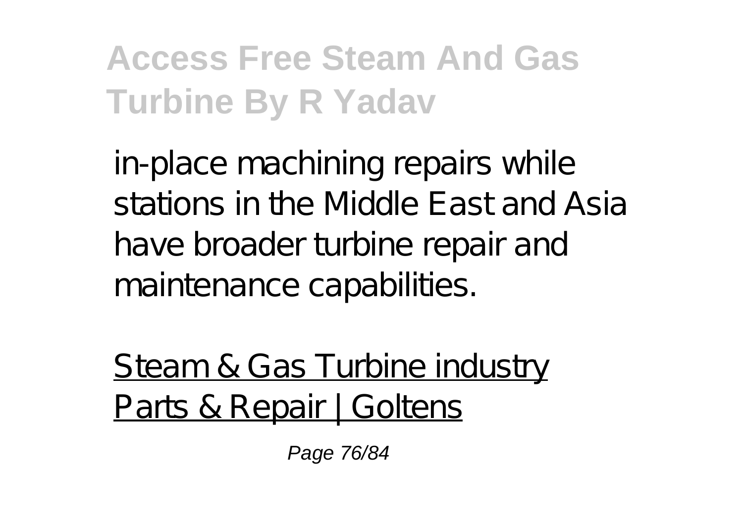in-place machining repairs while stations in the Middle East and Asia have broader turbine repair and maintenance capabilities.

Steam & Gas Turbine industry Parts & Repair | Goltens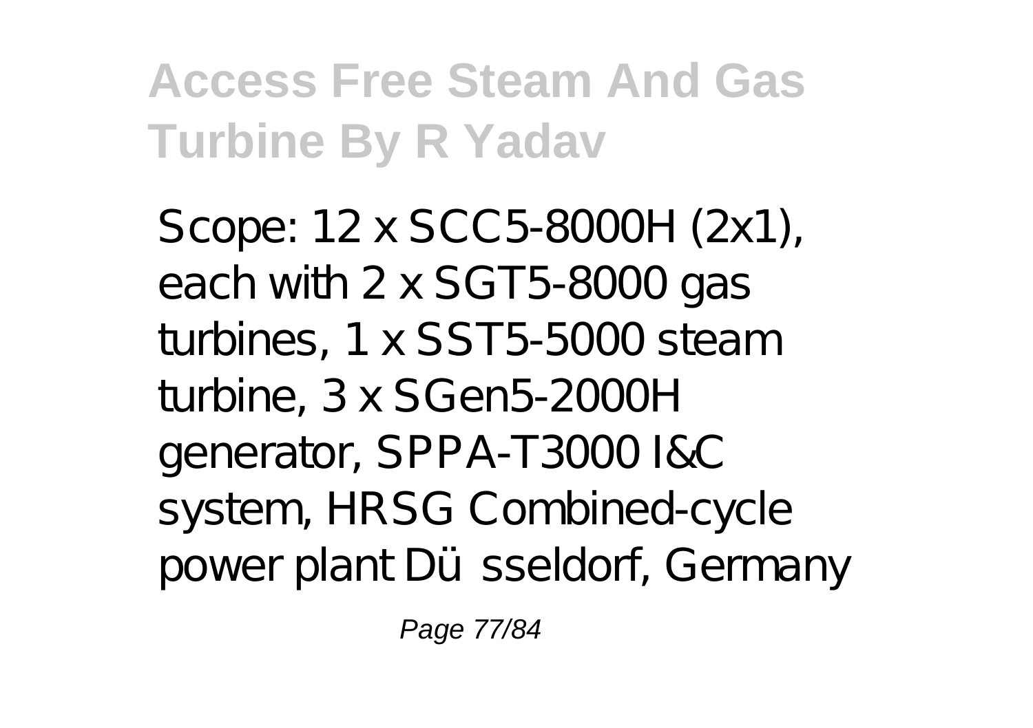Scope: 12 x SCC5-8000H (2x1), each with 2 x SGT5-8000 gas turbines, 1 x SST5-5000 steam turbine, 3 x SGen5-2000H generator, SPPA-T3000 I&C system, HRSG Combined-cycle power plant Düsseldorf, Germany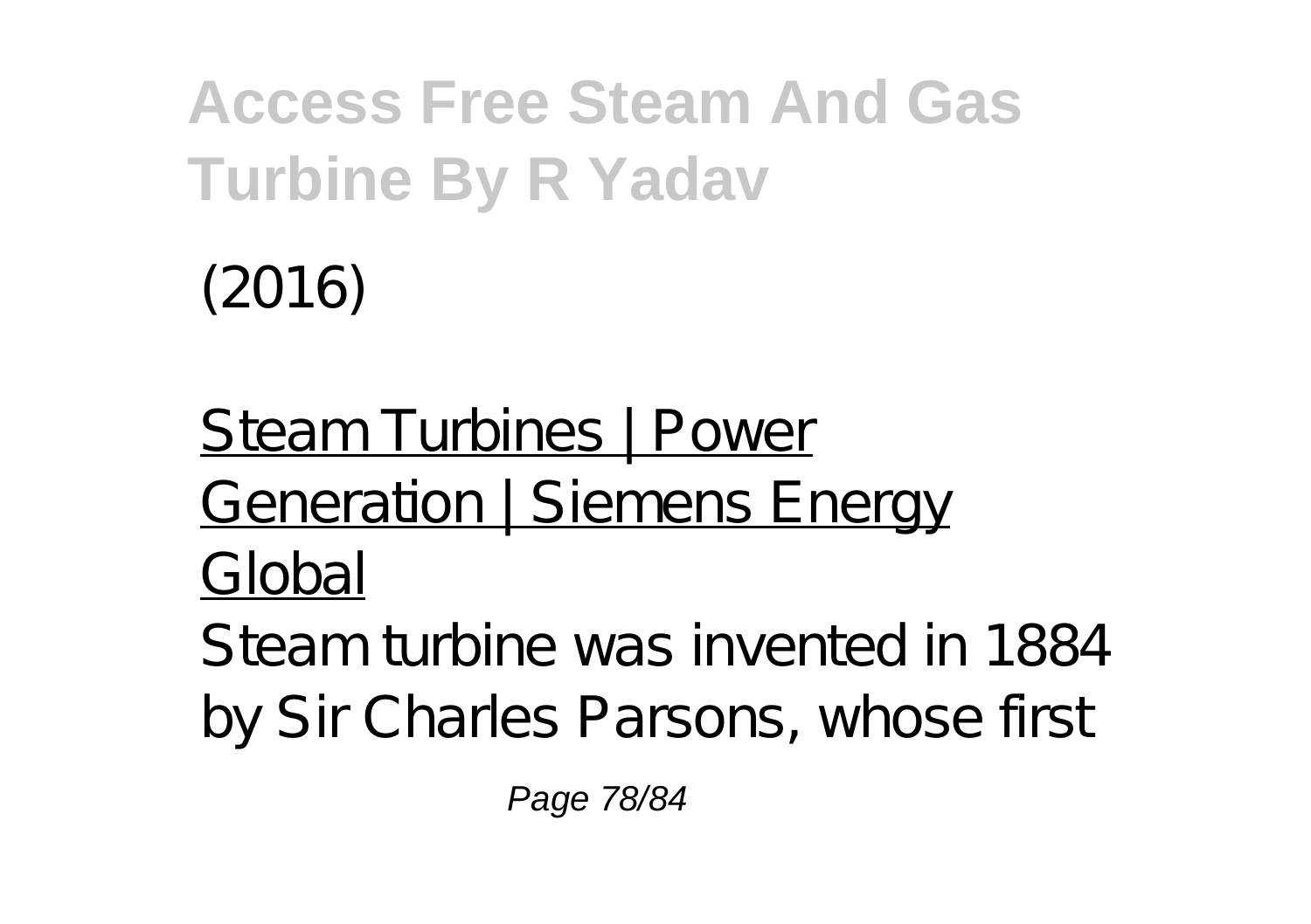(2016)

Steam Turbines | Power Generation | Siemens Energy Global

Steam turbine was invented in 1884 by Sir Charles Parsons, whose first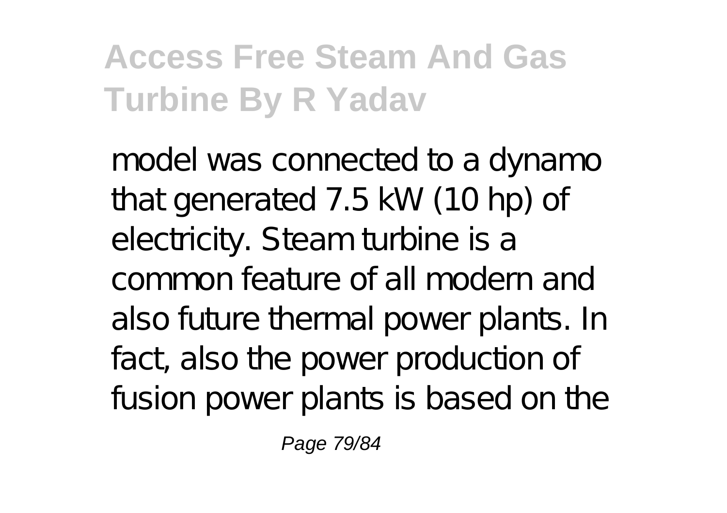model was connected to a dynamo that generated 7.5 kW (10 hp) of electricity. Steam turbine is a common feature of all modern and also future thermal power plants. In fact, also the power production of fusion power plants is based on the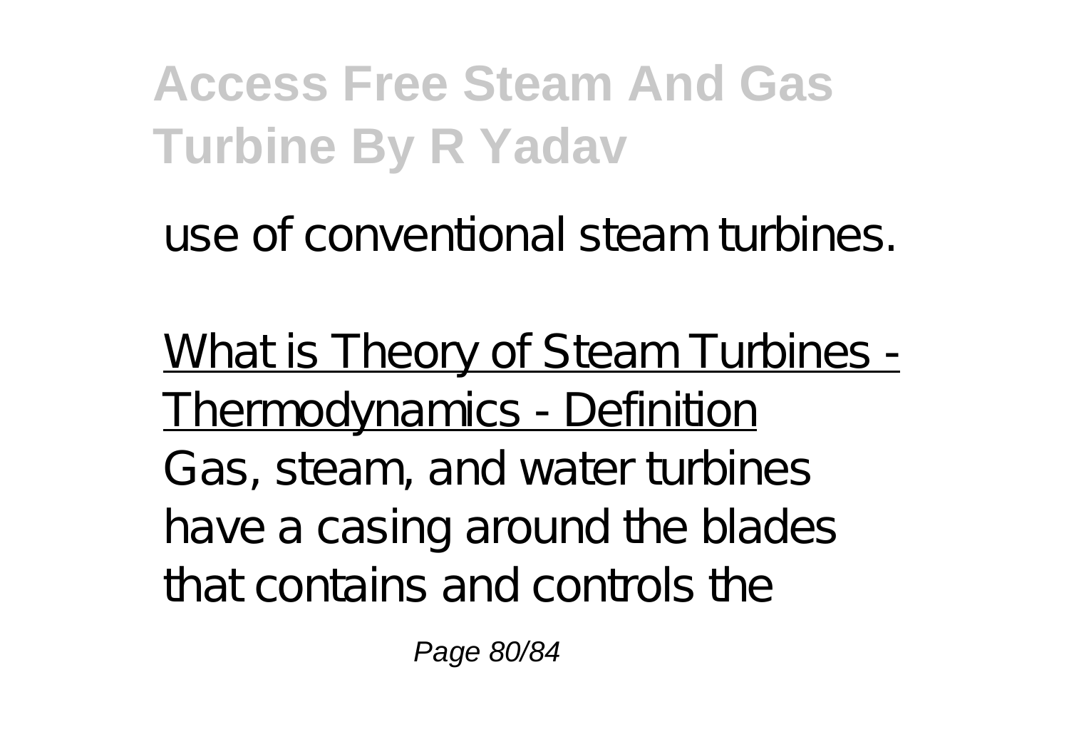use of conventional steam turbines.

What is Theory of Steam Turbines - Thermodynamics - Definition

Gas, steam, and water turbines have a casing around the blades that contains and controls the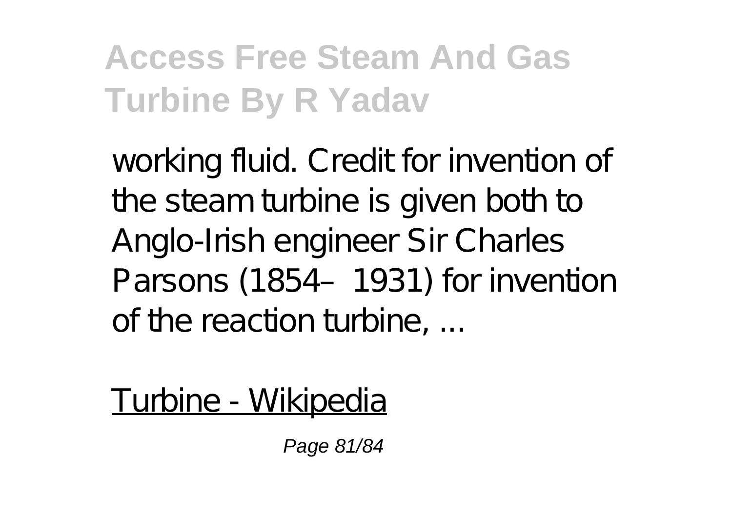working fluid. Credit for invention of the steam turbine is given both to Anglo-Irish engineer Sir Charles Parsons (1854–1931) for invention of the reaction turbine, ...

Turbine - Wikipedia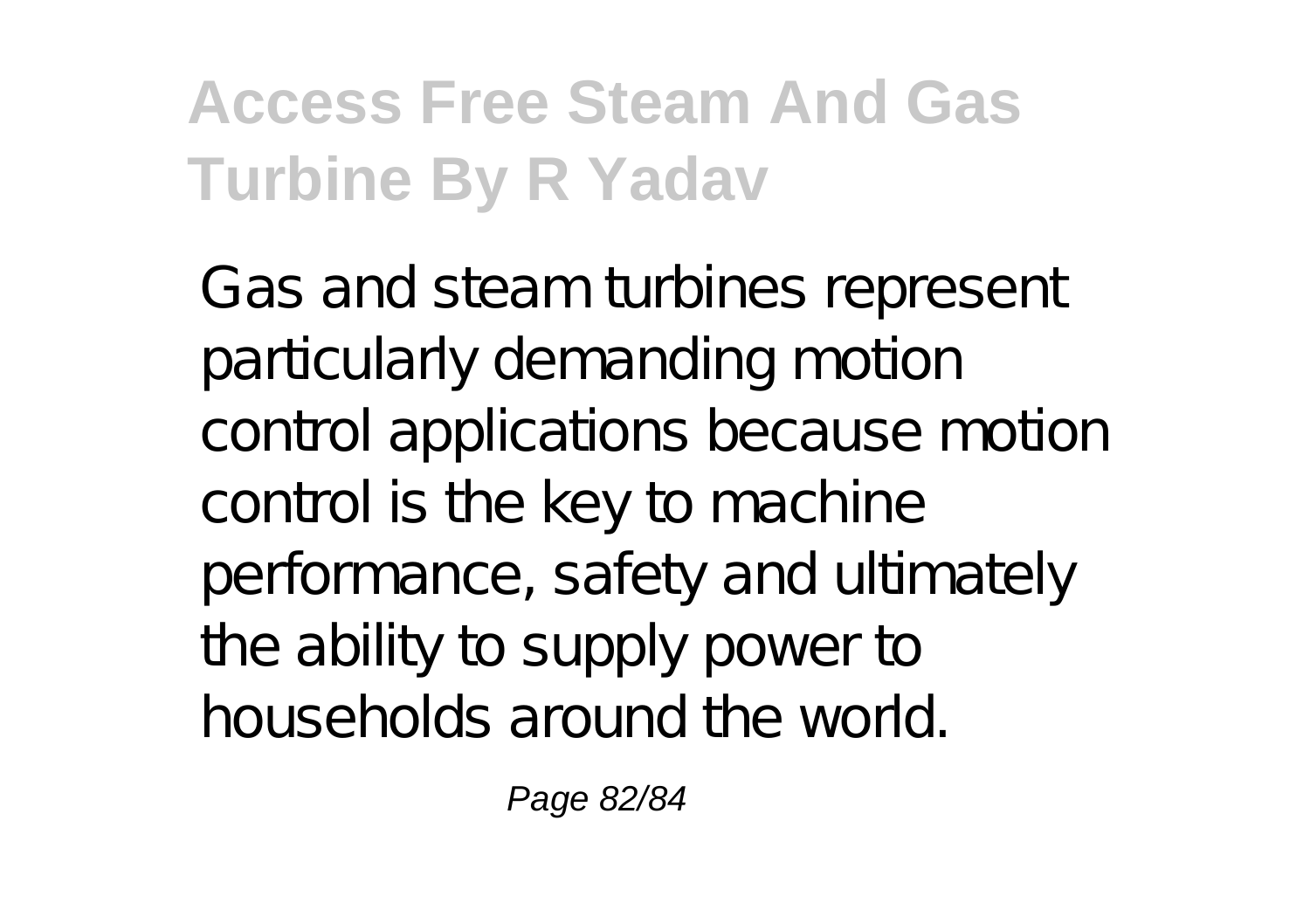Gas and steam turbines represent particularly demanding motion control applications because motion control is the key to machine performance, safety and ultimately the ability to supply power to households around the world.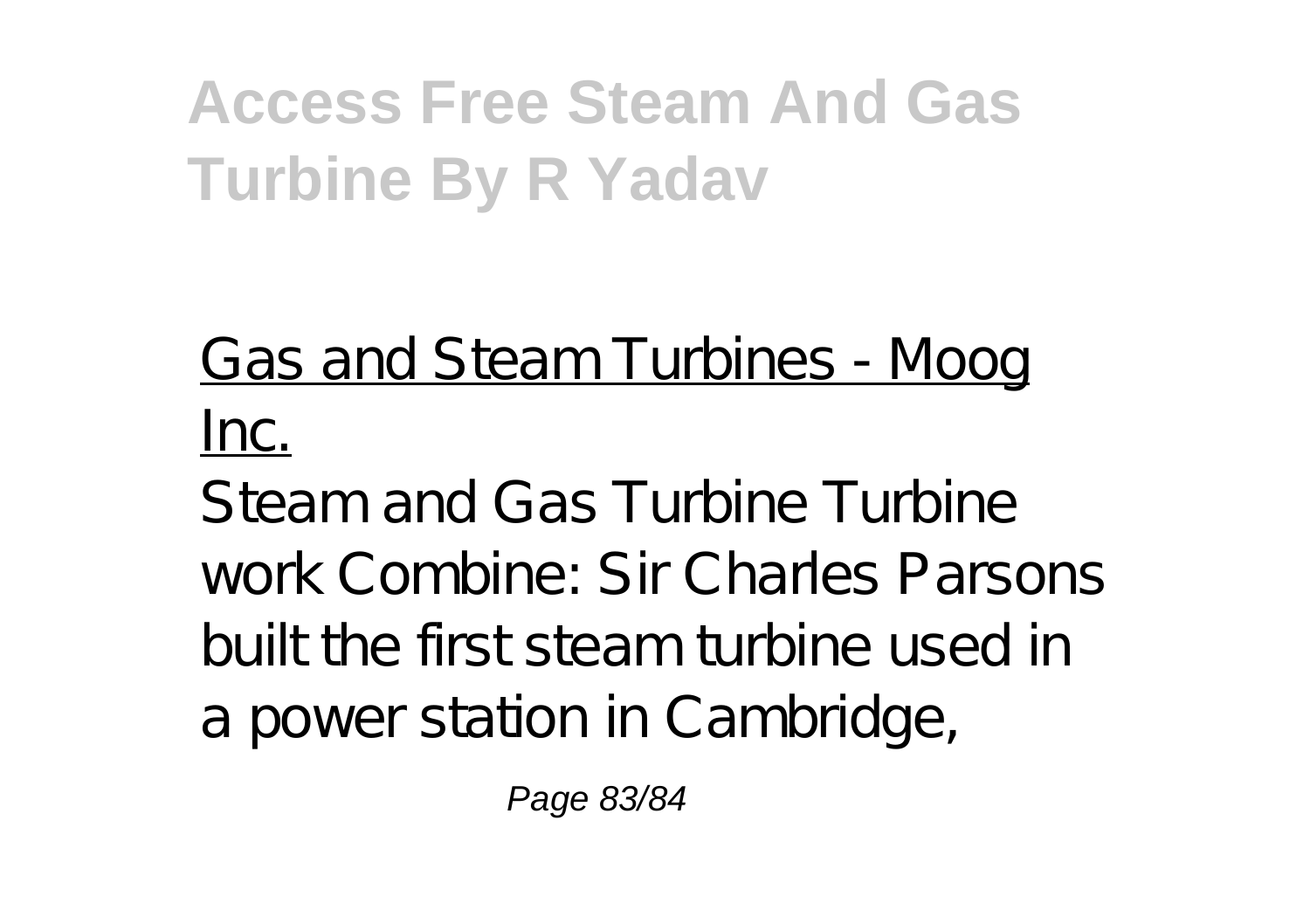Gas and Steam Turbines - Moog Inc.

Steam and Gas Turbine Turbine work Combine: Sir Charles Parsons built the first steam turbine used in a power station in Cambridge,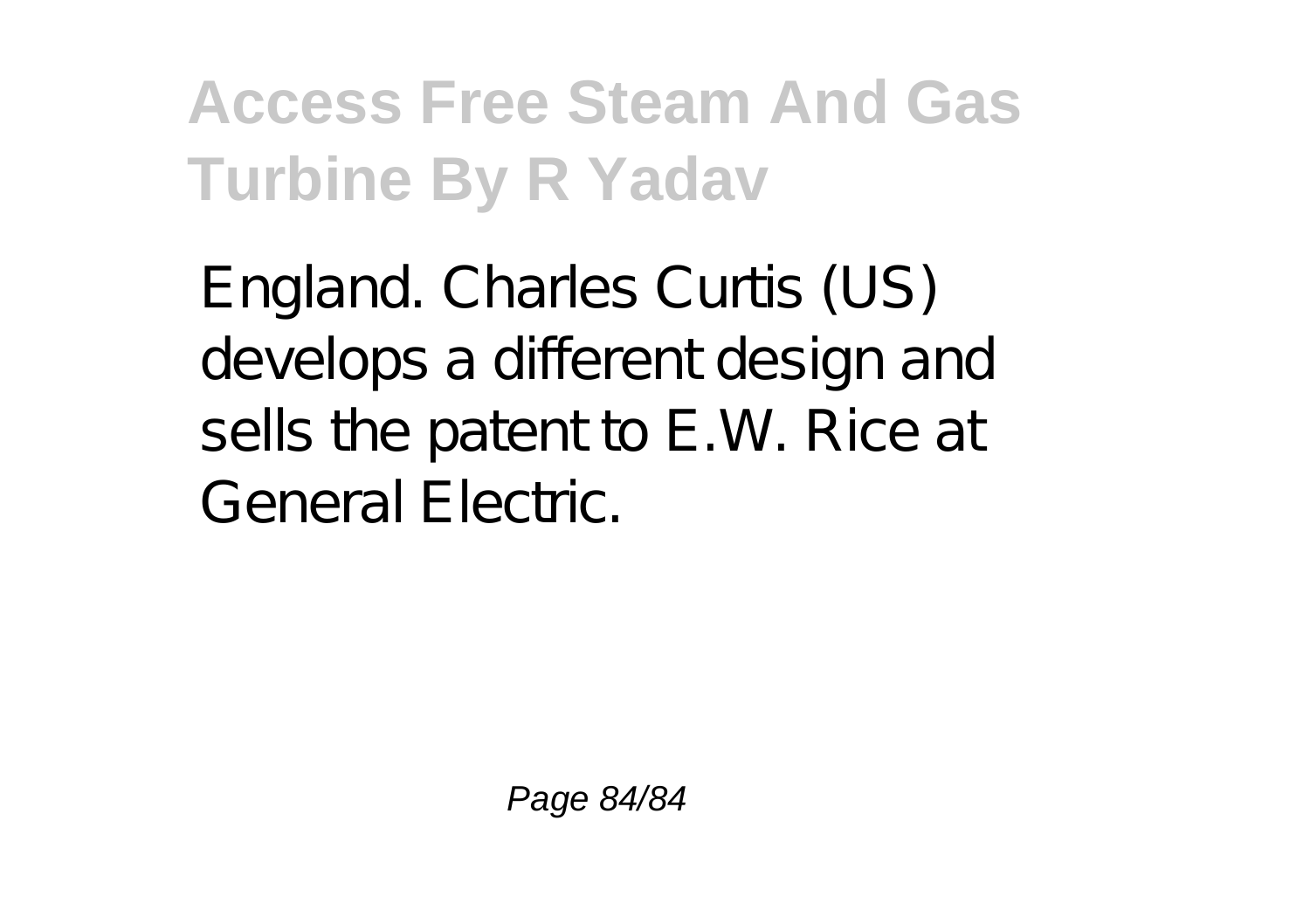England. Charles Curtis (US) develops a different design and sells the patent to E.W. Rice at General Electric.